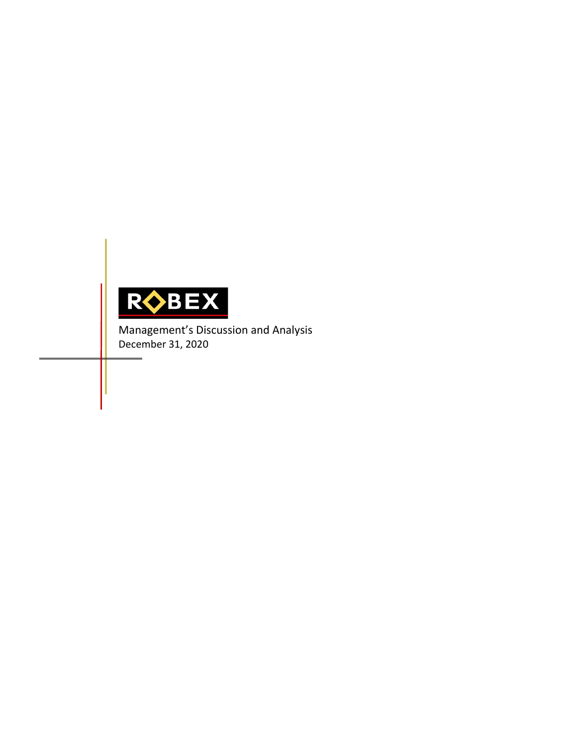ROBEX

Management's Discussion and Analysis

December 31, 2020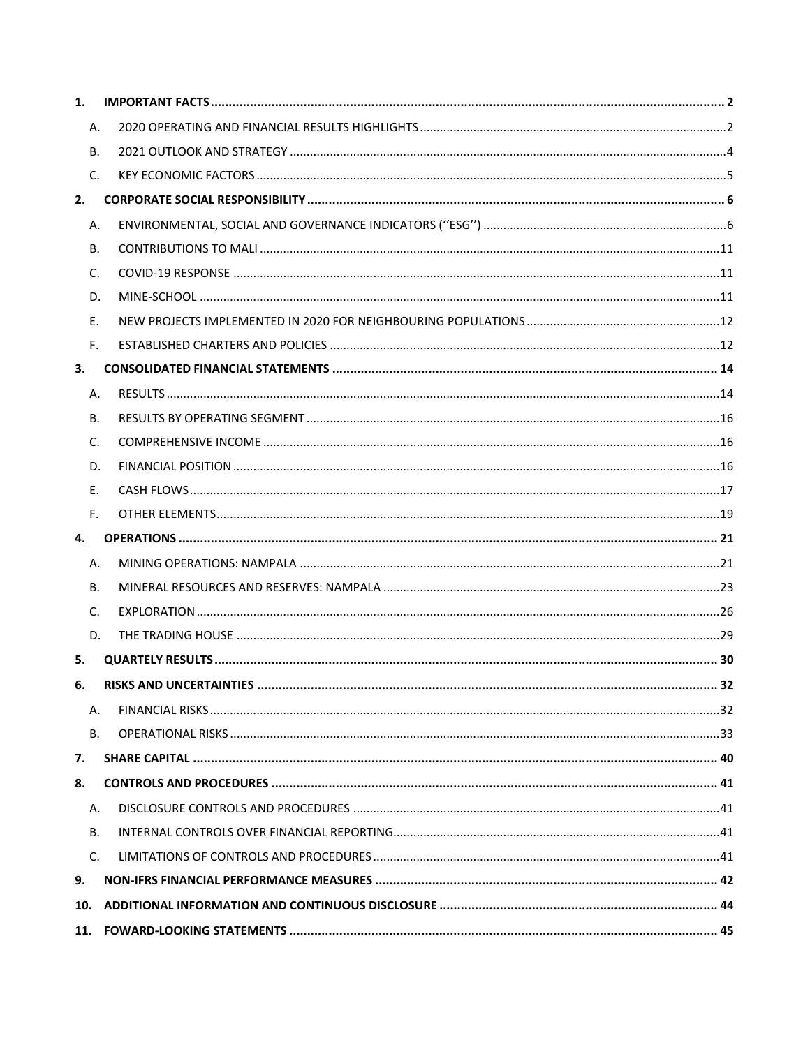| | | |
|---|---|---|
| **1.** | **IMPORTANT FACTS** | **2** |
| A. | 2020 OPERATING AND FINANCIAL RESULTS HIGHLIGHTS | 2 |
| B. | 2021 OUTLOOK AND STRATEGY | 4 |
| C. | KEY ECONOMIC FACTORS | 5 |
| **2.** | **CORPORATE SOCIAL RESPONSIBILITY** | **6** |
| A. | ENVIRONMENTAL, SOCIAL AND GOVERNANCE INDICATORS (''ESG'') | 6 |
| B. | CONTRIBUTIONS TO MALI | 11 |
| C. | COVID-19 RESPONSE | 11 |
| D. | MINE-SCHOOL | 11 |
| E. | NEW PROJECTS IMPLEMENTED IN 2020 FOR NEIGHBOURING POPULATIONS | 12 |
| F. | ESTABLISHED CHARTERS AND POLICIES | 12 |
| **3.** | **CONSOLIDATED FINANCIAL STATEMENTS** | **14** |
| A. | RESULTS | 14 |
| B. | RESULTS BY OPERATING SEGMENT | 16 |
| C. | COMPREHENSIVE INCOME | 16 |
| D. | FINANCIAL POSITION | 16 |
| E. | CASH FLOWS | 17 |
| F. | OTHER ELEMENTS | 19 |
| **4.** | **OPERATIONS** | **21** |
| A. | MINING OPERATIONS: NAMPALA | 21 |
| B. | MINERAL RESOURCES AND RESERVES: NAMPALA | 23 |
| C. | EXPLORATION | 26 |
| D. | THE TRADING HOUSE | 29 |
| **5.** | **QUARTELY RESULTS** | **30** |
| **6.** | **RISKS AND UNCERTAINTIES** | **32** |
| A. | FINANCIAL RISKS | 32 |
| B. | OPERATIONAL RISKS | 33 |
| **7.** | **SHARE CAPITAL** | **40** |
| **8.** | **CONTROLS AND PROCEDURES** | **41** |
| A. | DISCLOSURE CONTROLS AND PROCEDURES | 41 |
| B. | INTERNAL CONTROLS OVER FINANCIAL REPORTING | 41 |
| C. | LIMITATIONS OF CONTROLS AND PROCEDURES | 41 |
| **9.** | **NON-IFRS FINANCIAL PERFORMANCE MEASURES** | **42** |
| **10.** | **ADDITIONAL INFORMATION AND CONTINUOUS DISCLOSURE** | **44** |
| **11.** | **FOWARD-LOOKING STATEMENTS** | **45** |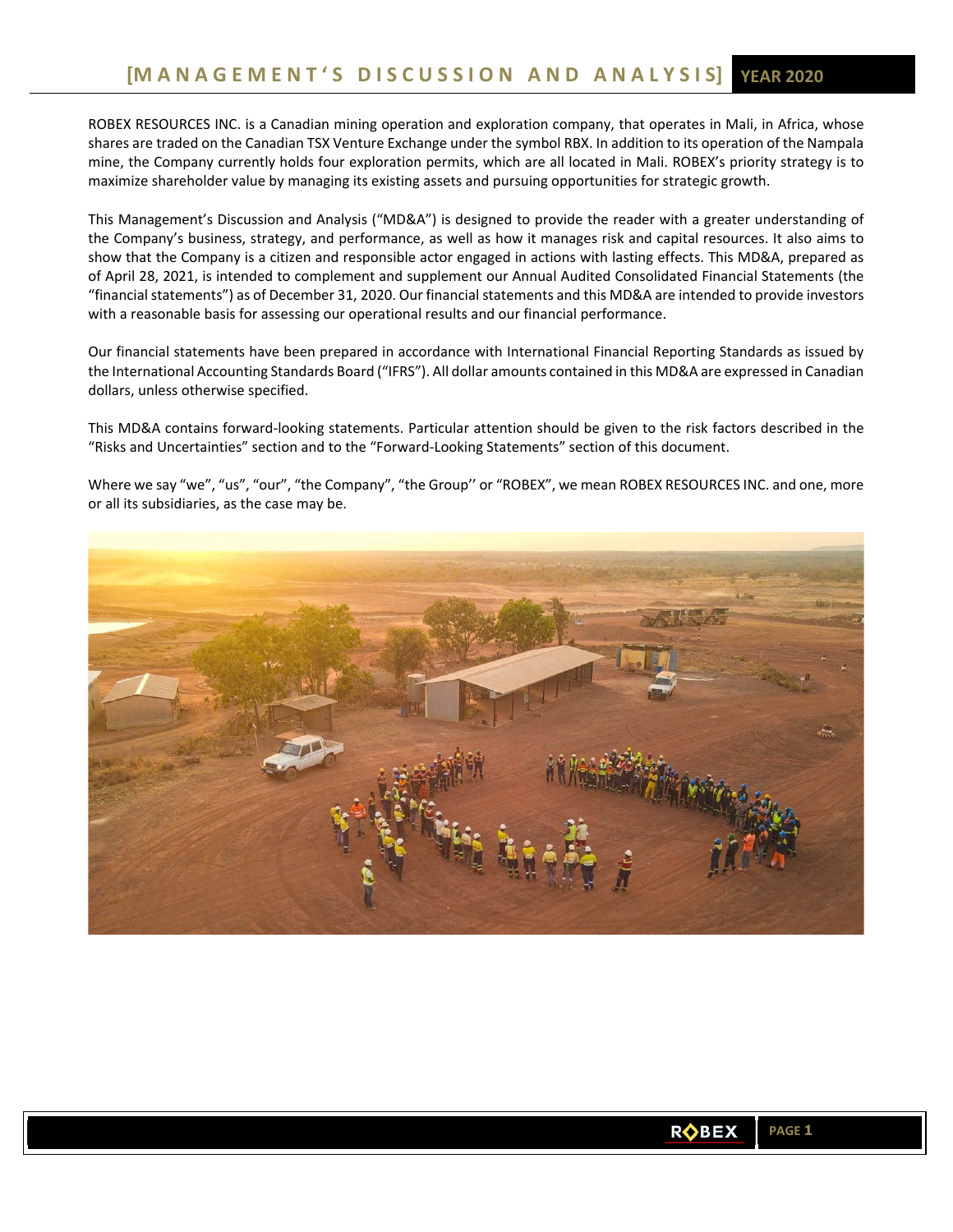ROBEX RESOURCES INC. is a Canadian mining operation and exploration company, that operates in Mali, in Africa, whose shares are traded on the Canadian TSX Venture Exchange under the symbol RBX. In addition to its operation of the Nampala mine, the Company currently holds four exploration permits, which are all located in Mali. ROBEX's priority strategy is to maximize shareholder value by managing its existing assets and pursuing opportunities for strategic growth.

This Management's Discussion and Analysis ("MD&A") is designed to provide the reader with a greater understanding of the Company's business, strategy, and performance, as well as how it manages risk and capital resources. It also aims to show that the Company is a citizen and responsible actor engaged in actions with lasting effects. This MD&A, prepared as of April 28, 2021, is intended to complement and supplement our Annual Audited Consolidated Financial Statements (the "financial statements") as of December 31, 2020. Our financial statements and this MD&A are intended to provide investors with a reasonable basis for assessing our operational results and our financial performance.

Our financial statements have been prepared in accordance with International Financial Reporting Standards as issued by the International Accounting Standards Board ("IFRS"). All dollar amounts contained in this MD&A are expressed in Canadian dollars, unless otherwise specified.

This MD&A contains forward-looking statements. Particular attention should be given to the risk factors described in the "Risks and Uncertainties" section and to the "Forward-Looking Statements" section of this document.

Where we say "we", "us", "our", "the Company", "the Group'' or "ROBEX", we mean ROBEX RESOURCES INC. and one, more or all its subsidiaries, as the case may be.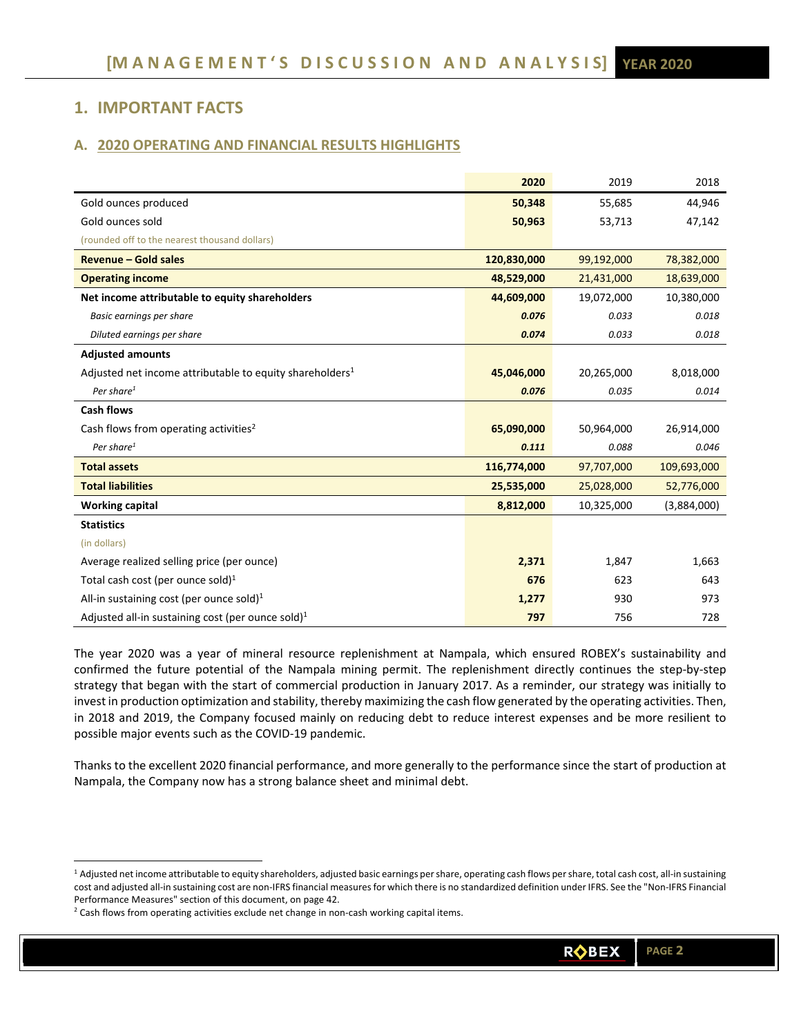# 1. IMPORTANT FACTS

## A. 2020 OPERATING AND FINANCIAL RESULTS HIGHLIGHTS

| | **2020** | 2019 | 2018 |
|---|---|---|---|
| Gold ounces produced | **50,348** | 55,685 | 44,946 |
| Gold ounces sold | **50,963** | 53,713 | 47,142 |
| (rounded off to the nearest thousand dollars) | | | |
| **Revenue – Gold sales** | **120,830,000** | 99,192,000 | 78,382,000 |
| **Operating income** | **48,529,000** | 21,431,000 | 18,639,000 |
| **Net income attributable to equity shareholders** | **44,609,000** | 19,072,000 | 10,380,000 |
| *Basic earnings per share* | ***0.076*** | *0.033* | *0.018* |
| *Diluted earnings per share* | ***0.074*** | *0.033* | *0.018* |
| **Adjusted amounts** | | | |
| Adjusted net income attributable to equity shareholders[1] | **45,046,000** | 20,265,000 | 8,018,000 |
| *Per share[1]* | ***0.076*** | *0.035* | *0.014* |
| **Cash flows** | | | |
| Cash flows from operating activities[2] | **65,090,000** | 50,964,000 | 26,914,000 |
| *Per share[1]* | ***0.111*** | *0.088* | *0.046* |
| **Total assets** | **116,774,000** | 97,707,000 | 109,693,000 |
| **Total liabilities** | **25,535,000** | 25,028,000 | 52,776,000 |
| **Working capital** | **8,812,000** | 10,325,000 | (3,884,000) |
| **Statistics** | | | |
| (in dollars) | | | |
| Average realized selling price (per ounce) | **2,371** | 1,847 | 1,663 |
| Total cash cost (per ounce sold)[1] | **676** | 623 | 643 |
| All-in sustaining cost (per ounce sold)[1] | **1,277** | 930 | 973 |
| Adjusted all-in sustaining cost (per ounce sold)[1] | **797** | 756 | 728 |

The year 2020 was a year of mineral resource replenishment at Nampala, which ensured ROBEX's sustainability and confirmed the future potential of the Nampala mining permit. The replenishment directly continues the step-by-step strategy that began with the start of commercial production in January 2017. As a reminder, our strategy was initially to invest in production optimization and stability, thereby maximizing the cash flow generated by the operating activities. Then, in 2018 and 2019, the Company focused mainly on reducing debt to reduce interest expenses and be more resilient to possible major events such as the COVID-19 pandemic.

Thanks to the excellent 2020 financial performance, and more generally to the performance since the start of production at Nampala, the Company now has a strong balance sheet and minimal debt.

[1] Adjusted net income attributable to equity shareholders, adjusted basic earnings per share, operating cash flows per share, total cash cost, all-in sustaining cost and adjusted all-in sustaining cost are non-IFRS financial measures for which there is no standardized definition under IFRS. See the "Non-IFRS Financial Performance Measures" section of this document, on page 42.

[2] Cash flows from operating activities exclude net change in non-cash working capital items.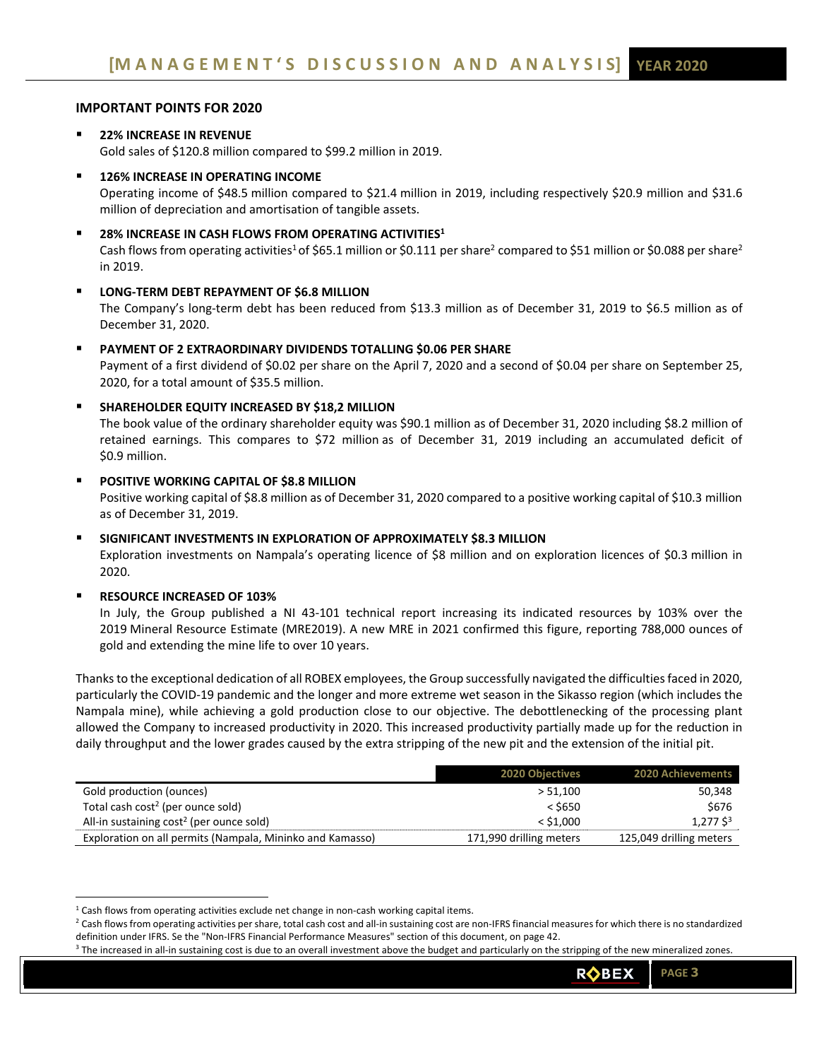## IMPORTANT POINTS FOR 2020

- **22% INCREASE IN REVENUE**
  Gold sales of $120.8 million compared to $99.2 million in 2019.

- **126% INCREASE IN OPERATING INCOME**
  Operating income of $48.5 million compared to $21.4 million in 2019, including respectively $20.9 million and $31.6 million of depreciation and amortisation of tangible assets.

- **28% INCREASE IN CASH FLOWS FROM OPERATING ACTIVITIES[1]**
  Cash flows from operating activities[1] of $65.1 million or $0.111 per share[2] compared to $51 million or $0.088 per share[2] in 2019.

- **LONG-TERM DEBT REPAYMENT OF $6.8 MILLION**
  The Company's long-term debt has been reduced from $13.3 million as of December 31, 2019 to $6.5 million as of December 31, 2020.

- **PAYMENT OF 2 EXTRAORDINARY DIVIDENDS TOTALLING $0.06 PER SHARE**
  Payment of a first dividend of $0.02 per share on the April 7, 2020 and a second of $0.04 per share on September 25, 2020, for a total amount of $35.5 million.

- **SHAREHOLDER EQUITY INCREASED BY $18,2 MILLION**
  The book value of the ordinary shareholder equity was $90.1 million as of December 31, 2020 including $8.2 million of retained earnings. This compares to $72 million as of December 31, 2019 including an accumulated deficit of $0.9 million.

- **POSITIVE WORKING CAPITAL OF $8.8 MILLION**
  Positive working capital of $8.8 million as of December 31, 2020 compared to a positive working capital of $10.3 million as of December 31, 2019.

- **SIGNIFICANT INVESTMENTS IN EXPLORATION OF APPROXIMATELY $8.3 MILLION**
  Exploration investments on Nampala's operating licence of $8 million and on exploration licences of $0.3 million in 2020.

- **RESOURCE INCREASED OF 103%**
  In July, the Group published a NI 43-101 technical report increasing its indicated resources by 103% over the 2019 Mineral Resource Estimate (MRE2019). A new MRE in 2021 confirmed this figure, reporting 788,000 ounces of gold and extending the mine life to over 10 years.

Thanks to the exceptional dedication of all ROBEX employees, the Group successfully navigated the difficulties faced in 2020, particularly the COVID-19 pandemic and the longer and more extreme wet season in the Sikasso region (which includes the Nampala mine), while achieving a gold production close to our objective. The debottlenecking of the processing plant allowed the Company to increased productivity in 2020. This increased productivity partially made up for the reduction in daily throughput and the lower grades caused by the extra stripping of the new pit and the extension of the initial pit.

| | 2020 Objectives | 2020 Achievements |
|---|---|---|
| Gold production (ounces) | > 51,100 | 50,348 |
| Total cash cost[2] (per ounce sold) | < $650 | $676 |
| All-in sustaining cost[2] (per ounce sold) | < $1,000 | 1,277 $[3] |
| Exploration on all permits (Nampala, Mininko and Kamasso) | 171,990 drilling meters | 125,049 drilling meters |

[1] Cash flows from operating activities exclude net change in non-cash working capital items.

[2] Cash flows from operating activities per share, total cash cost and all-in sustaining cost are non-IFRS financial measures for which there is no standardized definition under IFRS. Se the "Non-IFRS Financial Performance Measures" section of this document, on page 42.

[3] The increased in all-in sustaining cost is due to an overall investment above the budget and particularly on the stripping of the new mineralized zones.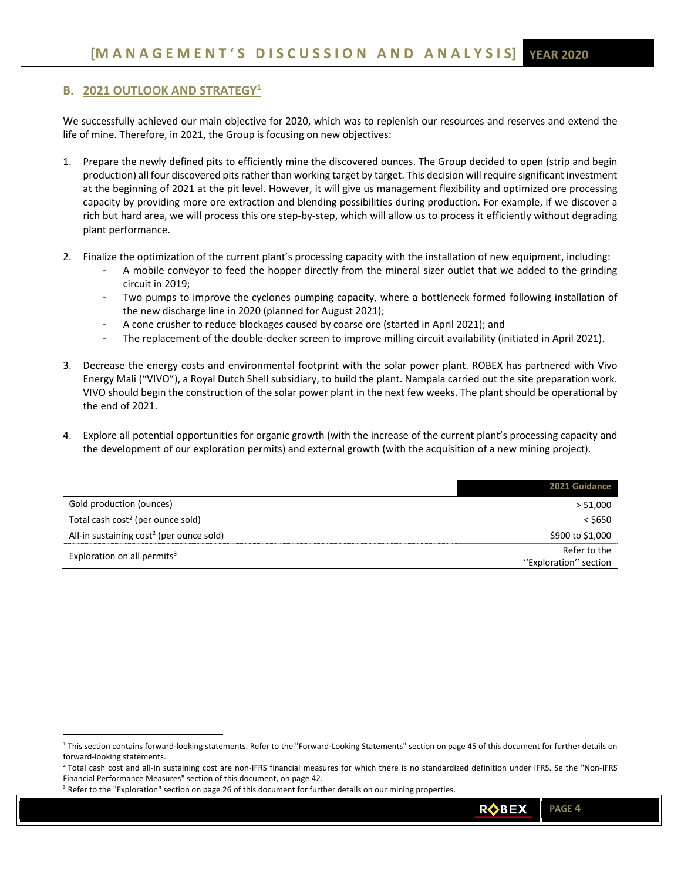## B. 2021 OUTLOOK AND STRATEGY[1]

We successfully achieved our main objective for 2020, which was to replenish our resources and reserves and extend the life of mine. Therefore, in 2021, the Group is focusing on new objectives:

1. Prepare the newly defined pits to efficiently mine the discovered ounces. The Group decided to open (strip and begin production) all four discovered pits rather than working target by target. This decision will require significant investment at the beginning of 2021 at the pit level. However, it will give us management flexibility and optimized ore processing capacity by providing more ore extraction and blending possibilities during production. For example, if we discover a rich but hard area, we will process this ore step-by-step, which will allow us to process it efficiently without degrading plant performance.

2. Finalize the optimization of the current plant's processing capacity with the installation of new equipment, including:
   - A mobile conveyor to feed the hopper directly from the mineral sizer outlet that we added to the grinding circuit in 2019;
   - Two pumps to improve the cyclones pumping capacity, where a bottleneck formed following installation of the new discharge line in 2020 (planned for August 2021);
   - A cone crusher to reduce blockages caused by coarse ore (started in April 2021); and
   - The replacement of the double-decker screen to improve milling circuit availability (initiated in April 2021).

3. Decrease the energy costs and environmental footprint with the solar power plant. ROBEX has partnered with Vivo Energy Mali ("VIVO"), a Royal Dutch Shell subsidiary, to build the plant. Nampala carried out the site preparation work. VIVO should begin the construction of the solar power plant in the next few weeks. The plant should be operational by the end of 2021.

4. Explore all potential opportunities for organic growth (with the increase of the current plant's processing capacity and the development of our exploration permits) and external growth (with the acquisition of a new mining project).

| | 2021 Guidance |
|---|---|
| Gold production (ounces) | > 51,000 |
| Total cash cost[2] (per ounce sold) | < $650 |
| All-in sustaining cost[2] (per ounce sold) | $900 to $1,000 |
| Exploration on all permits[3] | Refer to the ''Exploration'' section |

[1] This section contains forward-looking statements. Refer to the "Forward-Looking Statements" section on page 45 of this document for further details on forward-looking statements.

[2] Total cash cost and all-in sustaining cost are non-IFRS financial measures for which there is no standardized definition under IFRS. Se the "Non-IFRS Financial Performance Measures" section of this document, on page 42.

[3] Refer to the "Exploration" section on page 26 of this document for further details on our mining properties.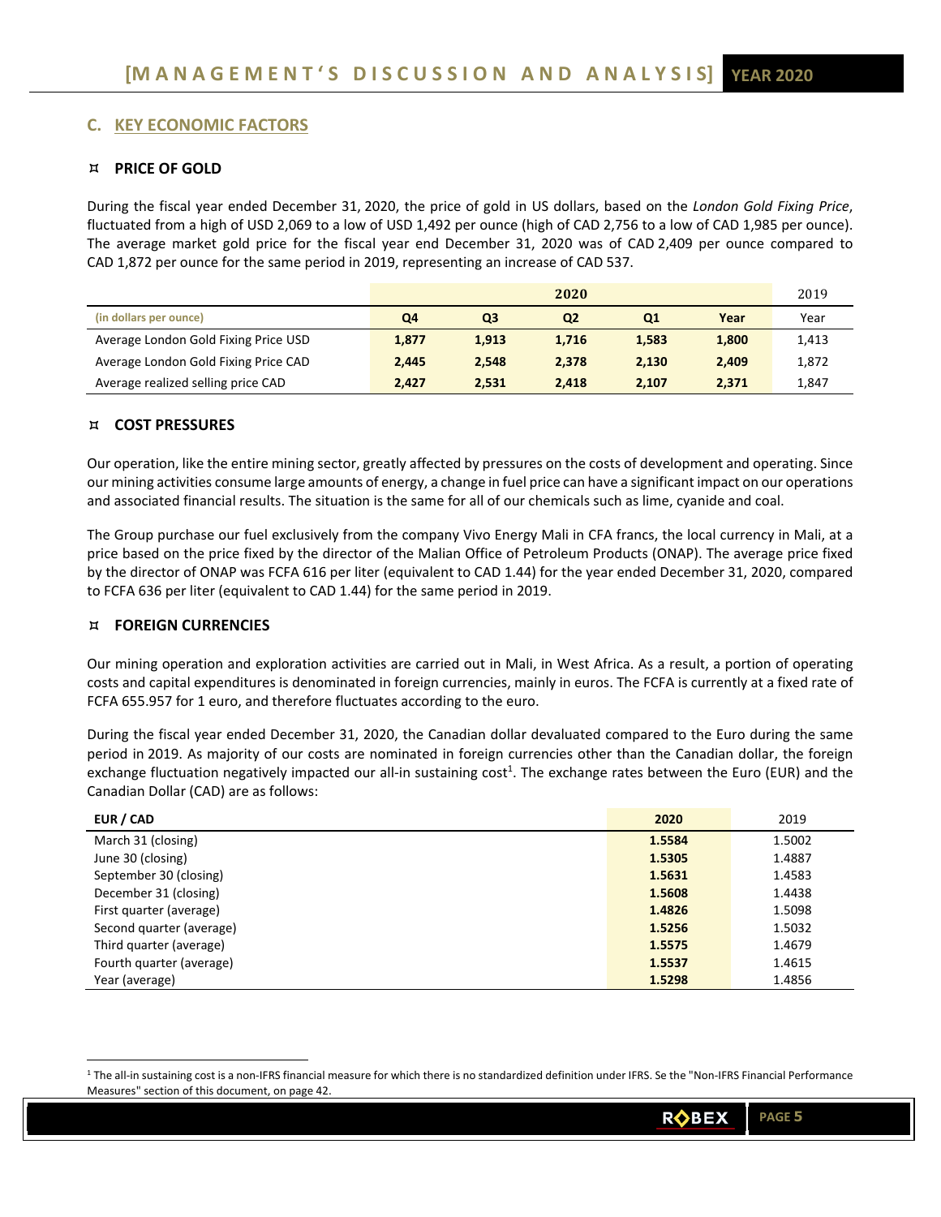## C. KEY ECONOMIC FACTORS

### ⌑ PRICE OF GOLD

During the fiscal year ended December 31, 2020, the price of gold in US dollars, based on the *London Gold Fixing Price*, fluctuated from a high of USD 2,069 to a low of USD 1,492 per ounce (high of CAD 2,756 to a low of CAD 1,985 per ounce). The average market gold price for the fiscal year end December 31, 2020 was of CAD 2,409 per ounce compared to CAD 1,872 per ounce for the same period in 2019, representing an increase of CAD 537.

| | 2020 | | | | | 2019 |
|---|---|---|---|---|---|---|
| (in dollars per ounce) | **Q4** | **Q3** | **Q2** | **Q1** | **Year** | Year |
| Average London Gold Fixing Price USD | **1,877** | **1,913** | **1,716** | **1,583** | **1,800** | 1,413 |
| Average London Gold Fixing Price CAD | **2,445** | **2,548** | **2,378** | **2,130** | **2,409** | 1,872 |
| Average realized selling price CAD | **2,427** | **2,531** | **2,418** | **2,107** | **2,371** | 1,847 |

### ⌑ COST PRESSURES

Our operation, like the entire mining sector, greatly affected by pressures on the costs of development and operating. Since our mining activities consume large amounts of energy, a change in fuel price can have a significant impact on our operations and associated financial results. The situation is the same for all of our chemicals such as lime, cyanide and coal.

The Group purchase our fuel exclusively from the company Vivo Energy Mali in CFA francs, the local currency in Mali, at a price based on the price fixed by the director of the Malian Office of Petroleum Products (ONAP). The average price fixed by the director of ONAP was FCFA 616 per liter (equivalent to CAD 1.44) for the year ended December 31, 2020, compared to FCFA 636 per liter (equivalent to CAD 1.44) for the same period in 2019.

### ⌑ FOREIGN CURRENCIES

Our mining operation and exploration activities are carried out in Mali, in West Africa. As a result, a portion of operating costs and capital expenditures is denominated in foreign currencies, mainly in euros. The FCFA is currently at a fixed rate of FCFA 655.957 for 1 euro, and therefore fluctuates according to the euro.

During the fiscal year ended December 31, 2020, the Canadian dollar devaluated compared to the Euro during the same period in 2019. As majority of our costs are nominated in foreign currencies other than the Canadian dollar, the foreign exchange fluctuation negatively impacted our all-in sustaining cost[1]. The exchange rates between the Euro (EUR) and the Canadian Dollar (CAD) are as follows:

| EUR / CAD | 2020 | 2019 |
|---|---|---|
| March 31 (closing) | **1.5584** | 1.5002 |
| June 30 (closing) | **1.5305** | 1.4887 |
| September 30 (closing) | **1.5631** | 1.4583 |
| December 31 (closing) | **1.5608** | 1.4438 |
| First quarter (average) | **1.4826** | 1.5098 |
| Second quarter (average) | **1.5256** | 1.5032 |
| Third quarter (average) | **1.5575** | 1.4679 |
| Fourth quarter (average) | **1.5537** | 1.4615 |
| Year (average) | **1.5298** | 1.4856 |

[1] The all-in sustaining cost is a non-IFRS financial measure for which there is no standardized definition under IFRS. Se the "Non-IFRS Financial Performance Measures" section of this document, on page 42.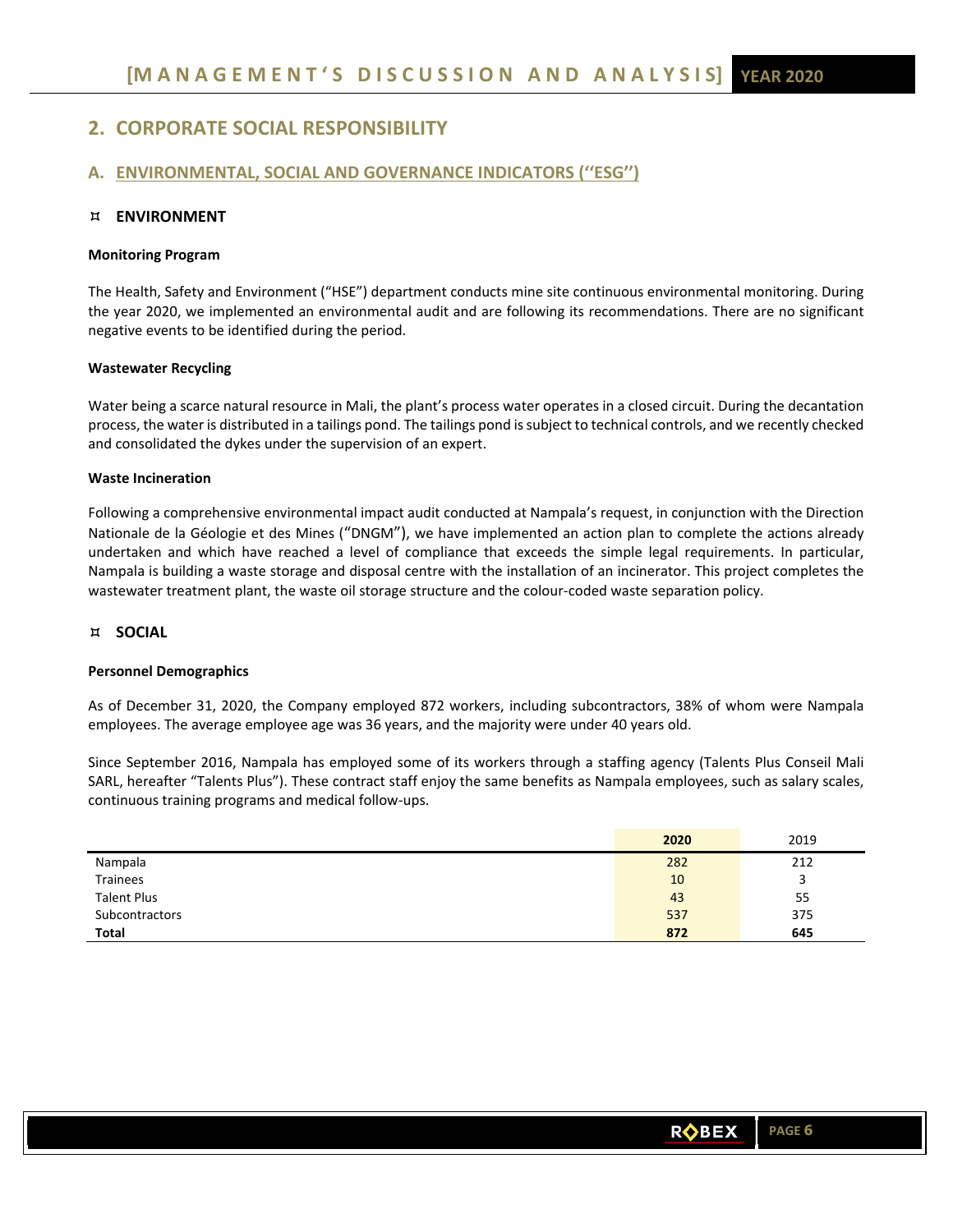## 2. CORPORATE SOCIAL RESPONSIBILITY

### A. ENVIRONMENTAL, SOCIAL AND GOVERNANCE INDICATORS (''ESG'')

#### ENVIRONMENT

**Monitoring Program**

The Health, Safety and Environment ("HSE") department conducts mine site continuous environmental monitoring. During the year 2020, we implemented an environmental audit and are following its recommendations. There are no significant negative events to be identified during the period.

**Wastewater Recycling**

Water being a scarce natural resource in Mali, the plant's process water operates in a closed circuit. During the decantation process, the water is distributed in a tailings pond. The tailings pond is subject to technical controls, and we recently checked and consolidated the dykes under the supervision of an expert.

**Waste Incineration**

Following a comprehensive environmental impact audit conducted at Nampala's request, in conjunction with the Direction Nationale de la Géologie et des Mines ("DNGM"), we have implemented an action plan to complete the actions already undertaken and which have reached a level of compliance that exceeds the simple legal requirements. In particular, Nampala is building a waste storage and disposal centre with the installation of an incinerator. This project completes the wastewater treatment plant, the waste oil storage structure and the colour-coded waste separation policy.

#### SOCIAL

**Personnel Demographics**

As of December 31, 2020, the Company employed 872 workers, including subcontractors, 38% of whom were Nampala employees. The average employee age was 36 years, and the majority were under 40 years old.

Since September 2016, Nampala has employed some of its workers through a staffing agency (Talents Plus Conseil Mali SARL, hereafter "Talents Plus"). These contract staff enjoy the same benefits as Nampala employees, such as salary scales, continuous training programs and medical follow-ups.

| | **2020** | 2019 |
|---|---|---|
| Nampala | 282 | 212 |
| Trainees | 10 | 3 |
| Talent Plus | 43 | 55 |
| Subcontractors | 537 | 375 |
| **Total** | **872** | **645** |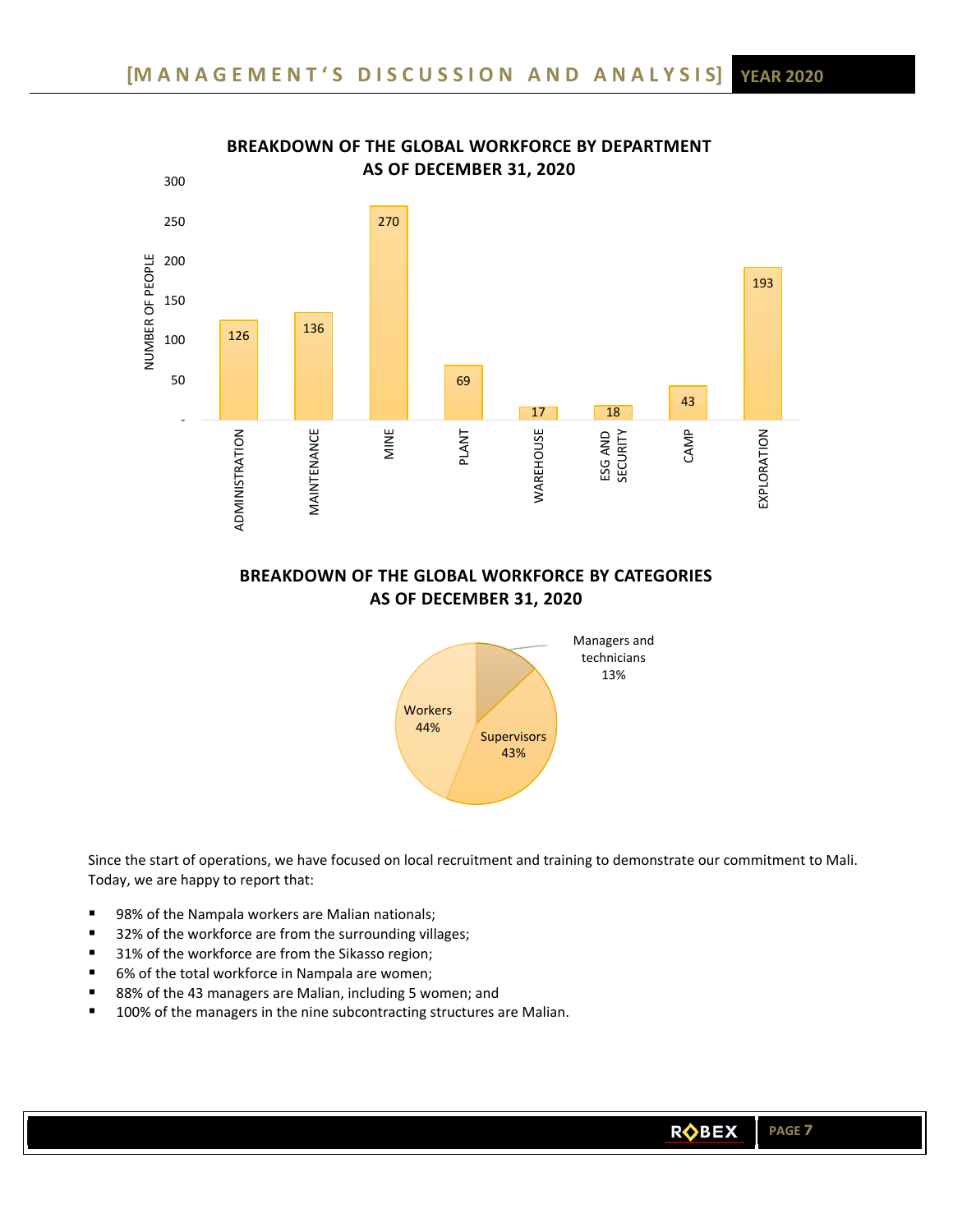## BREAKDOWN OF THE GLOBAL WORKFORCE BY DEPARTMENT AS OF DECEMBER 31, 2020

| Department | Number of people |
| --- | --- |
| ADMINISTRATION | 126 |
| MAINTENANCE | 136 |
| MINE | 270 |
| PLANT | 69 |
| WAREHOUSE | 17 |
| ESG AND SECURITY | 18 |
| CAMP | 43 |
| EXPLORATION | 193 |

## BREAKDOWN OF THE GLOBAL WORKFORCE BY CATEGORIES AS OF DECEMBER 31, 2020

| Category | % |
| --- | --- |
| Managers and technicians | 13% |
| Supervisors | 43% |
| Workers | 44% |

Since the start of operations, we have focused on local recruitment and training to demonstrate our commitment to Mali. Today, we are happy to report that:

- 98% of the Nampala workers are Malian nationals;
- 32% of the workforce are from the surrounding villages;
- 31% of the workforce are from the Sikasso region;
- 6% of the total workforce in Nampala are women;
- 88% of the 43 managers are Malian, including 5 women; and
- 100% of the managers in the nine subcontracting structures are Malian.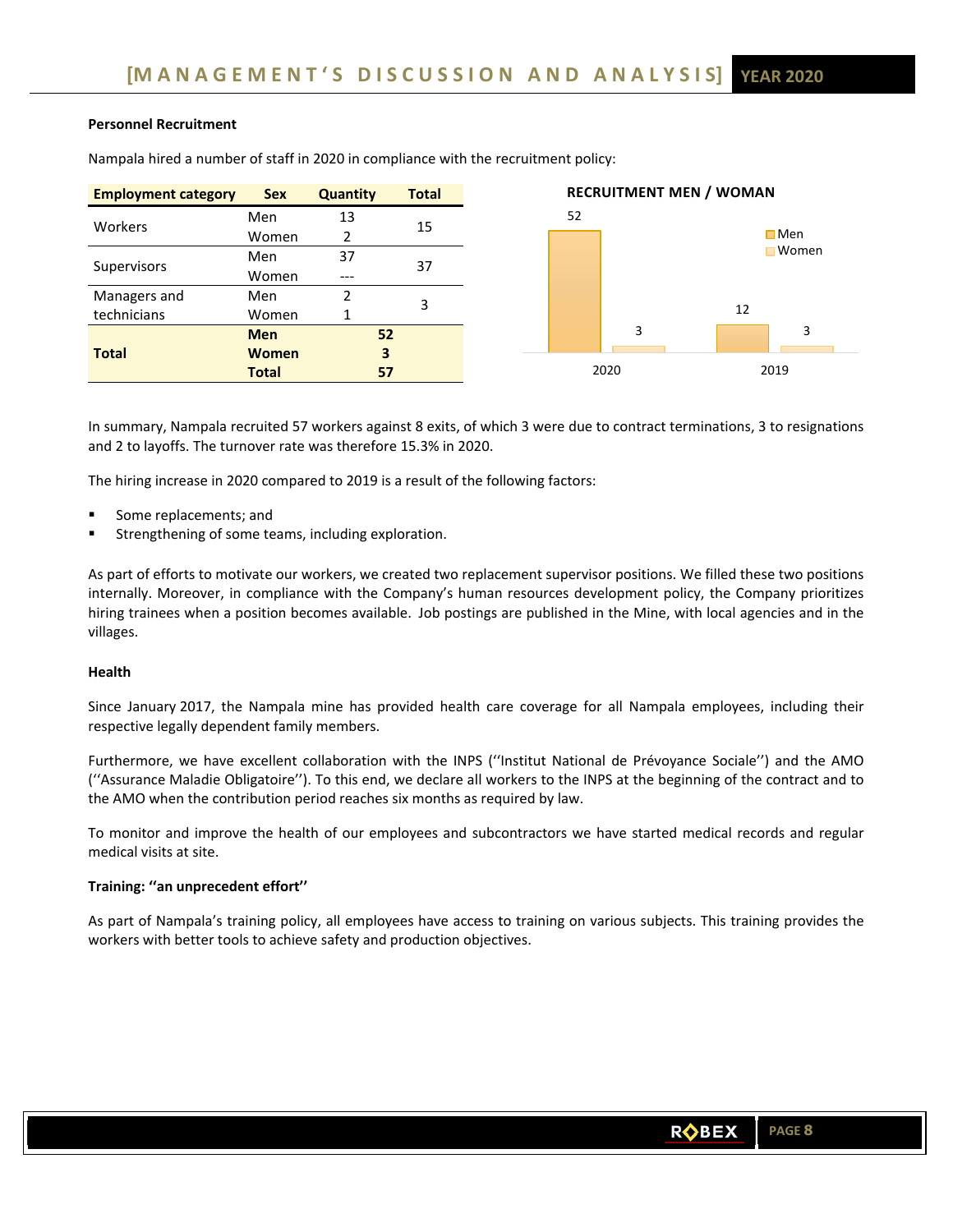### Personnel Recruitment

Nampala hired a number of staff in 2020 in compliance with the recruitment policy:

| Employment category | Sex | Quantity | Total |
|---|---|---|---|
| Workers | Men | 13 | 15 |
| | Women | 2 | |
| Supervisors | Men | 37 | 37 |
| | Women | --- | |
| Managers and technicians | Men | 2 | 3 |
| | Women | 1 | |
| **Total** | **Men** | **52** | |
| | **Women** | **3** | |
| | **Total** | **57** | |

**RECRUITMENT MEN / WOMAN**

| | Men | Women |
|---|---|---|
| 2020 | 52 | 3 |
| 2019 | 12 | 3 |

In summary, Nampala recruited 57 workers against 8 exits, of which 3 were due to contract terminations, 3 to resignations and 2 to layoffs. The turnover rate was therefore 15.3% in 2020.

The hiring increase in 2020 compared to 2019 is a result of the following factors:

- Some replacements; and
- Strengthening of some teams, including exploration.

As part of efforts to motivate our workers, we created two replacement supervisor positions. We filled these two positions internally. Moreover, in compliance with the Company's human resources development policy, the Company prioritizes hiring trainees when a position becomes available. Job postings are published in the Mine, with local agencies and in the villages.

### Health

Since January 2017, the Nampala mine has provided health care coverage for all Nampala employees, including their respective legally dependent family members.

Furthermore, we have excellent collaboration with the INPS (''Institut National de Prévoyance Sociale'') and the AMO (''Assurance Maladie Obligatoire''). To this end, we declare all workers to the INPS at the beginning of the contract and to the AMO when the contribution period reaches six months as required by law.

To monitor and improve the health of our employees and subcontractors we have started medical records and regular medical visits at site.

### Training: ''an unprecedent effort''

As part of Nampala's training policy, all employees have access to training on various subjects. This training provides the workers with better tools to achieve safety and production objectives.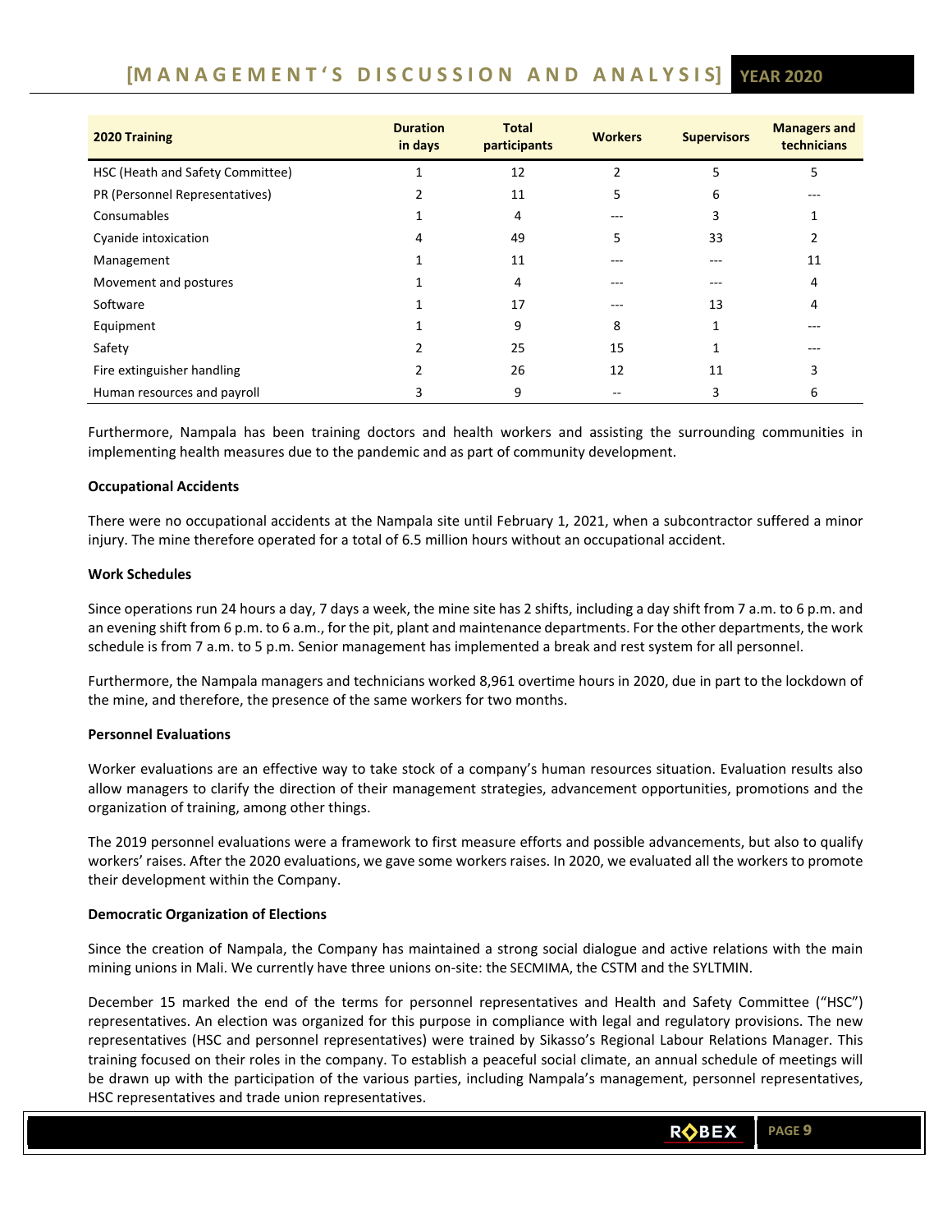| 2020 Training | Duration in days | Total participants | Workers | Supervisors | Managers and technicians |
|---|---|---|---|---|---|
| HSC (Heath and Safety Committee) | 1 | 12 | 2 | 5 | 5 |
| PR (Personnel Representatives) | 2 | 11 | 5 | 6 | --- |
| Consumables | 1 | 4 | --- | 3 | 1 |
| Cyanide intoxication | 4 | 49 | 5 | 33 | 2 |
| Management | 1 | 11 | --- | --- | 11 |
| Movement and postures | 1 | 4 | --- | --- | 4 |
| Software | 1 | 17 | --- | 13 | 4 |
| Equipment | 1 | 9 | 8 | 1 | --- |
| Safety | 2 | 25 | 15 | 1 | --- |
| Fire extinguisher handling | 2 | 26 | 12 | 11 | 3 |
| Human resources and payroll | 3 | 9 | -- | 3 | 6 |

Furthermore, Nampala has been training doctors and health workers and assisting the surrounding communities in implementing health measures due to the pandemic and as part of community development.

**Occupational Accidents**

There were no occupational accidents at the Nampala site until February 1, 2021, when a subcontractor suffered a minor injury. The mine therefore operated for a total of 6.5 million hours without an occupational accident.

**Work Schedules**

Since operations run 24 hours a day, 7 days a week, the mine site has 2 shifts, including a day shift from 7 a.m. to 6 p.m. and an evening shift from 6 p.m. to 6 a.m., for the pit, plant and maintenance departments. For the other departments, the work schedule is from 7 a.m. to 5 p.m. Senior management has implemented a break and rest system for all personnel.

Furthermore, the Nampala managers and technicians worked 8,961 overtime hours in 2020, due in part to the lockdown of the mine, and therefore, the presence of the same workers for two months.

**Personnel Evaluations**

Worker evaluations are an effective way to take stock of a company's human resources situation. Evaluation results also allow managers to clarify the direction of their management strategies, advancement opportunities, promotions and the organization of training, among other things.

The 2019 personnel evaluations were a framework to first measure efforts and possible advancements, but also to qualify workers' raises. After the 2020 evaluations, we gave some workers raises. In 2020, we evaluated all the workers to promote their development within the Company.

**Democratic Organization of Elections**

Since the creation of Nampala, the Company has maintained a strong social dialogue and active relations with the main mining unions in Mali. We currently have three unions on-site: the SECMIMA, the CSTM and the SYLTMIN.

December 15 marked the end of the terms for personnel representatives and Health and Safety Committee ("HSC") representatives. An election was organized for this purpose in compliance with legal and regulatory provisions. The new representatives (HSC and personnel representatives) were trained by Sikasso's Regional Labour Relations Manager. This training focused on their roles in the company. To establish a peaceful social climate, an annual schedule of meetings will be drawn up with the participation of the various parties, including Nampala's management, personnel representatives, HSC representatives and trade union representatives.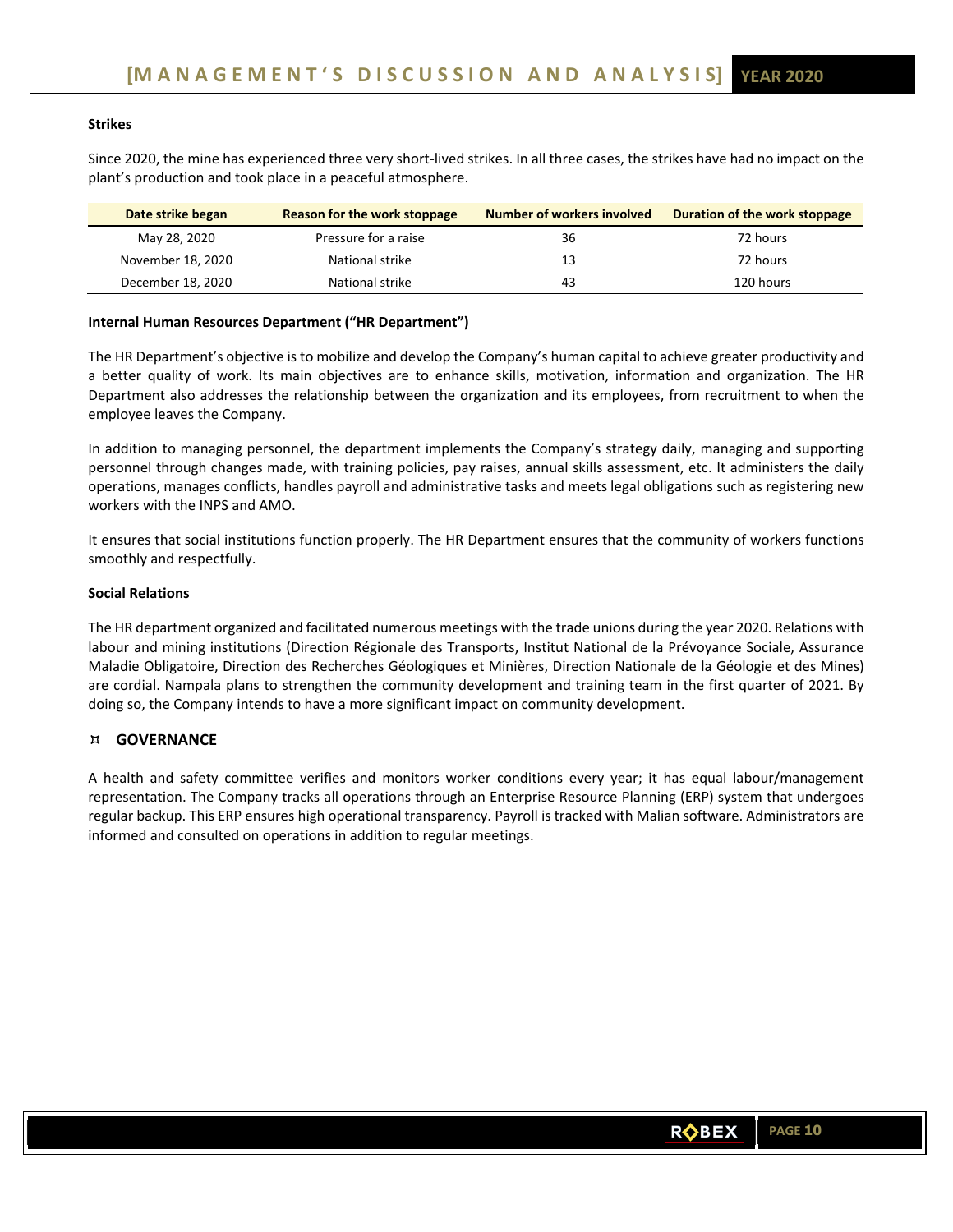### Strikes

Since 2020, the mine has experienced three very short-lived strikes. In all three cases, the strikes have had no impact on the plant's production and took place in a peaceful atmosphere.

| Date strike began | Reason for the work stoppage | Number of workers involved | Duration of the work stoppage |
|---|---|---|---|
| May 28, 2020 | Pressure for a raise | 36 | 72 hours |
| November 18, 2020 | National strike | 13 | 72 hours |
| December 18, 2020 | National strike | 43 | 120 hours |

### Internal Human Resources Department ("HR Department")

The HR Department's objective is to mobilize and develop the Company's human capital to achieve greater productivity and a better quality of work. Its main objectives are to enhance skills, motivation, information and organization. The HR Department also addresses the relationship between the organization and its employees, from recruitment to when the employee leaves the Company.

In addition to managing personnel, the department implements the Company's strategy daily, managing and supporting personnel through changes made, with training policies, pay raises, annual skills assessment, etc. It administers the daily operations, manages conflicts, handles payroll and administrative tasks and meets legal obligations such as registering new workers with the INPS and AMO.

It ensures that social institutions function properly. The HR Department ensures that the community of workers functions smoothly and respectfully.

### Social Relations

The HR department organized and facilitated numerous meetings with the trade unions during the year 2020. Relations with labour and mining institutions (Direction Régionale des Transports, Institut National de la Prévoyance Sociale, Assurance Maladie Obligatoire, Direction des Recherches Géologiques et Minières, Direction Nationale de la Géologie et des Mines) are cordial. Nampala plans to strengthen the community development and training team in the first quarter of 2021. By doing so, the Company intends to have a more significant impact on community development.

## GOVERNANCE

A health and safety committee verifies and monitors worker conditions every year; it has equal labour/management representation. The Company tracks all operations through an Enterprise Resource Planning (ERP) system that undergoes regular backup. This ERP ensures high operational transparency. Payroll is tracked with Malian software. Administrators are informed and consulted on operations in addition to regular meetings.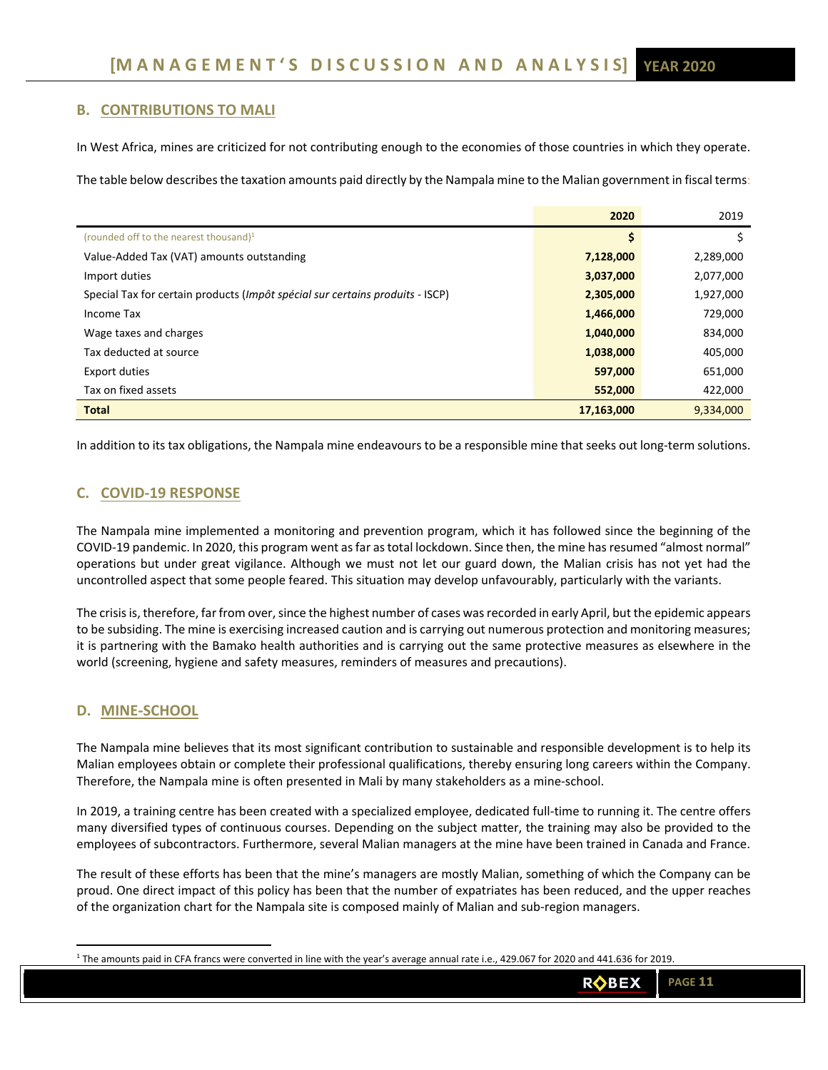## B. CONTRIBUTIONS TO MALI

In West Africa, mines are criticized for not contributing enough to the economies of those countries in which they operate.

The table below describes the taxation amounts paid directly by the Nampala mine to the Malian government in fiscal terms:

| | **2020** | 2019 |
|---|---|---|
| (rounded off to the nearest thousand)[1] | **$** | $ |
| Value-Added Tax (VAT) amounts outstanding | **7,128,000** | 2,289,000 |
| Import duties | **3,037,000** | 2,077,000 |
| Special Tax for certain products (*Impôt spécial sur certains produits* - ISCP) | **2,305,000** | 1,927,000 |
| Income Tax | **1,466,000** | 729,000 |
| Wage taxes and charges | **1,040,000** | 834,000 |
| Tax deducted at source | **1,038,000** | 405,000 |
| Export duties | **597,000** | 651,000 |
| Tax on fixed assets | **552,000** | 422,000 |
| **Total** | **17,163,000** | 9,334,000 |

In addition to its tax obligations, the Nampala mine endeavours to be a responsible mine that seeks out long-term solutions.

## C. COVID-19 RESPONSE

The Nampala mine implemented a monitoring and prevention program, which it has followed since the beginning of the COVID-19 pandemic. In 2020, this program went as far as total lockdown. Since then, the mine has resumed "almost normal" operations but under great vigilance. Although we must not let our guard down, the Malian crisis has not yet had the uncontrolled aspect that some people feared. This situation may develop unfavourably, particularly with the variants.

The crisis is, therefore, far from over, since the highest number of cases was recorded in early April, but the epidemic appears to be subsiding. The mine is exercising increased caution and is carrying out numerous protection and monitoring measures; it is partnering with the Bamako health authorities and is carrying out the same protective measures as elsewhere in the world (screening, hygiene and safety measures, reminders of measures and precautions).

## D. MINE-SCHOOL

The Nampala mine believes that its most significant contribution to sustainable and responsible development is to help its Malian employees obtain or complete their professional qualifications, thereby ensuring long careers within the Company. Therefore, the Nampala mine is often presented in Mali by many stakeholders as a mine-school.

In 2019, a training centre has been created with a specialized employee, dedicated full-time to running it. The centre offers many diversified types of continuous courses. Depending on the subject matter, the training may also be provided to the employees of subcontractors. Furthermore, several Malian managers at the mine have been trained in Canada and France.

The result of these efforts has been that the mine's managers are mostly Malian, something of which the Company can be proud. One direct impact of this policy has been that the number of expatriates has been reduced, and the upper reaches of the organization chart for the Nampala site is composed mainly of Malian and sub-region managers.

[1] The amounts paid in CFA francs were converted in line with the year's average annual rate i.e., 429.067 for 2020 and 441.636 for 2019.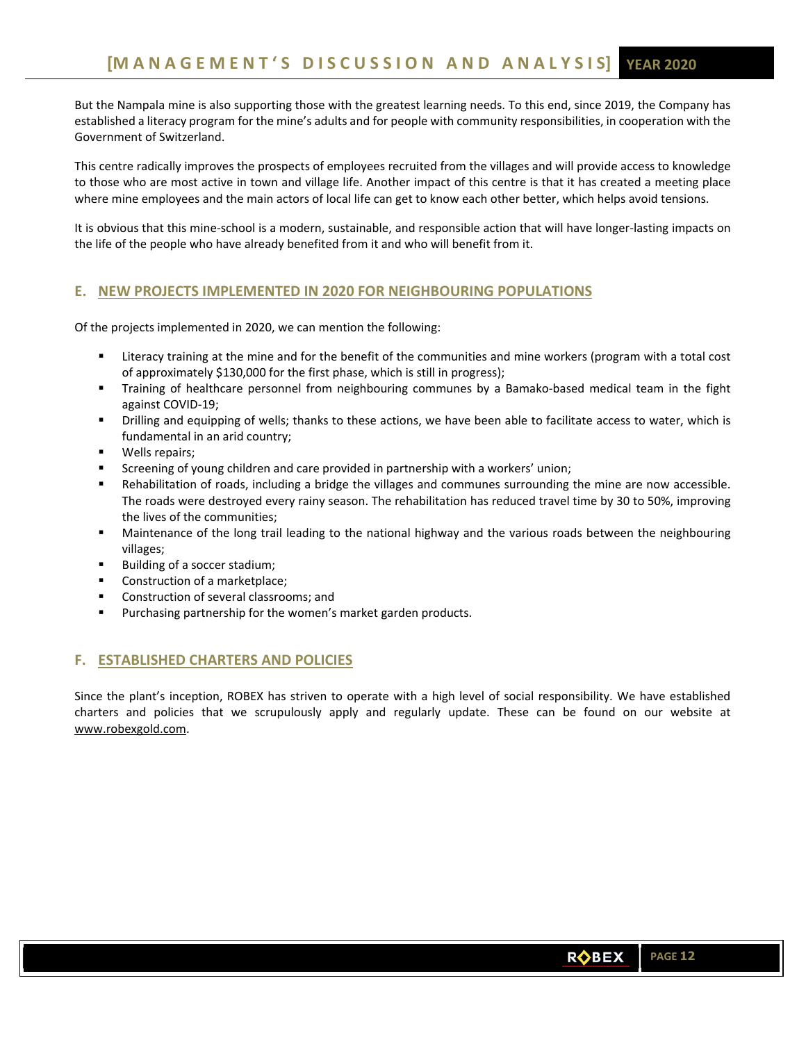But the Nampala mine is also supporting those with the greatest learning needs. To this end, since 2019, the Company has established a literacy program for the mine's adults and for people with community responsibilities, in cooperation with the Government of Switzerland.

This centre radically improves the prospects of employees recruited from the villages and will provide access to knowledge to those who are most active in town and village life. Another impact of this centre is that it has created a meeting place where mine employees and the main actors of local life can get to know each other better, which helps avoid tensions.

It is obvious that this mine-school is a modern, sustainable, and responsible action that will have longer-lasting impacts on the life of the people who have already benefited from it and who will benefit from it.

## E. NEW PROJECTS IMPLEMENTED IN 2020 FOR NEIGHBOURING POPULATIONS

Of the projects implemented in 2020, we can mention the following:

- Literacy training at the mine and for the benefit of the communities and mine workers (program with a total cost of approximately $130,000 for the first phase, which is still in progress);
- Training of healthcare personnel from neighbouring communes by a Bamako-based medical team in the fight against COVID-19;
- Drilling and equipping of wells; thanks to these actions, we have been able to facilitate access to water, which is fundamental in an arid country;
- Wells repairs;
- Screening of young children and care provided in partnership with a workers' union;
- Rehabilitation of roads, including a bridge the villages and communes surrounding the mine are now accessible. The roads were destroyed every rainy season. The rehabilitation has reduced travel time by 30 to 50%, improving the lives of the communities;
- Maintenance of the long trail leading to the national highway and the various roads between the neighbouring villages;
- Building of a soccer stadium;
- Construction of a marketplace;
- Construction of several classrooms; and
- Purchasing partnership for the women's market garden products.

## F. ESTABLISHED CHARTERS AND POLICIES

Since the plant's inception, ROBEX has striven to operate with a high level of social responsibility. We have established charters and policies that we scrupulously apply and regularly update. These can be found on our website at www.robexgold.com.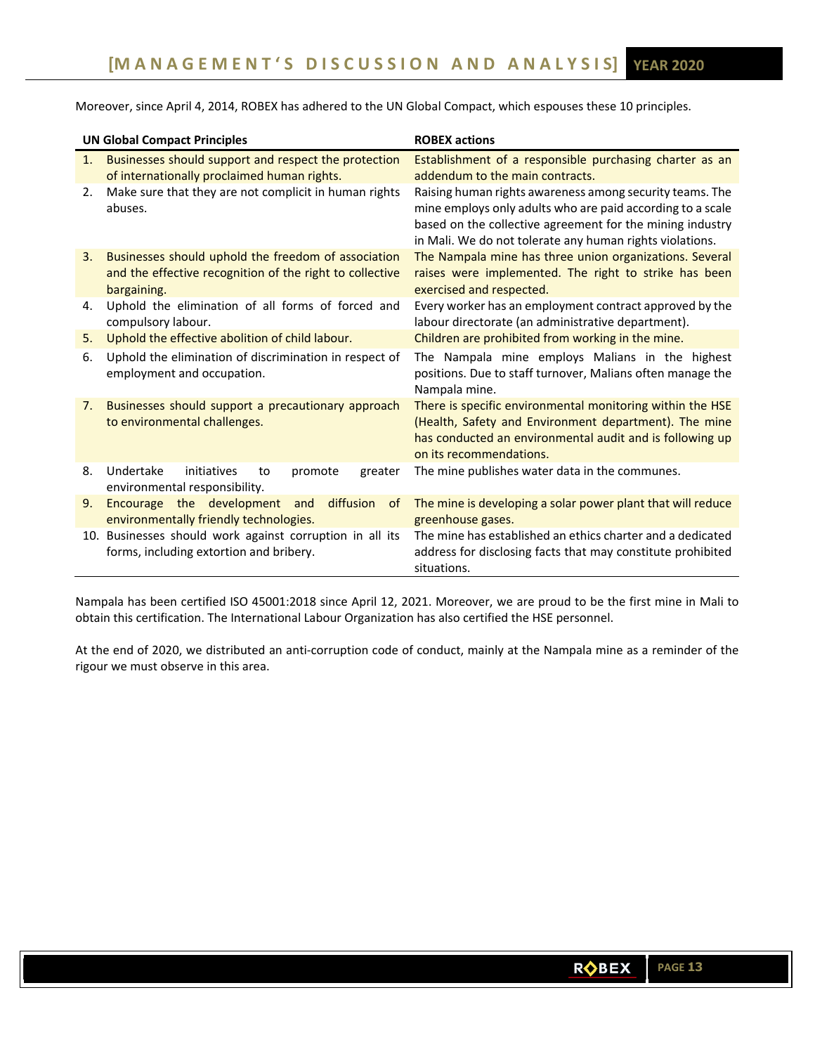Moreover, since April 4, 2014, ROBEX has adhered to the UN Global Compact, which espouses these 10 principles.

| UN Global Compact Principles | ROBEX actions |
|---|---|
| 1. Businesses should support and respect the protection of internationally proclaimed human rights. | Establishment of a responsible purchasing charter as an addendum to the main contracts. |
| 2. Make sure that they are not complicit in human rights abuses. | Raising human rights awareness among security teams. The mine employs only adults who are paid according to a scale based on the collective agreement for the mining industry in Mali. We do not tolerate any human rights violations. |
| 3. Businesses should uphold the freedom of association and the effective recognition of the right to collective bargaining. | The Nampala mine has three union organizations. Several raises were implemented. The right to strike has been exercised and respected. |
| 4. Uphold the elimination of all forms of forced and compulsory labour. | Every worker has an employment contract approved by the labour directorate (an administrative department). |
| 5. Uphold the effective abolition of child labour. | Children are prohibited from working in the mine. |
| 6. Uphold the elimination of discrimination in respect of employment and occupation. | The Nampala mine employs Malians in the highest positions. Due to staff turnover, Malians often manage the Nampala mine. |
| 7. Businesses should support a precautionary approach to environmental challenges. | There is specific environmental monitoring within the HSE (Health, Safety and Environment department). The mine has conducted an environmental audit and is following up on its recommendations. |
| 8. Undertake initiatives to promote greater environmental responsibility. | The mine publishes water data in the communes. |
| 9. Encourage the development and diffusion of environmentally friendly technologies. | The mine is developing a solar power plant that will reduce greenhouse gases. |
| 10. Businesses should work against corruption in all its forms, including extortion and bribery. | The mine has established an ethics charter and a dedicated address for disclosing facts that may constitute prohibited situations. |

Nampala has been certified ISO 45001:2018 since April 12, 2021. Moreover, we are proud to be the first mine in Mali to obtain this certification. The International Labour Organization has also certified the HSE personnel.

At the end of 2020, we distributed an anti-corruption code of conduct, mainly at the Nampala mine as a reminder of the rigour we must observe in this area.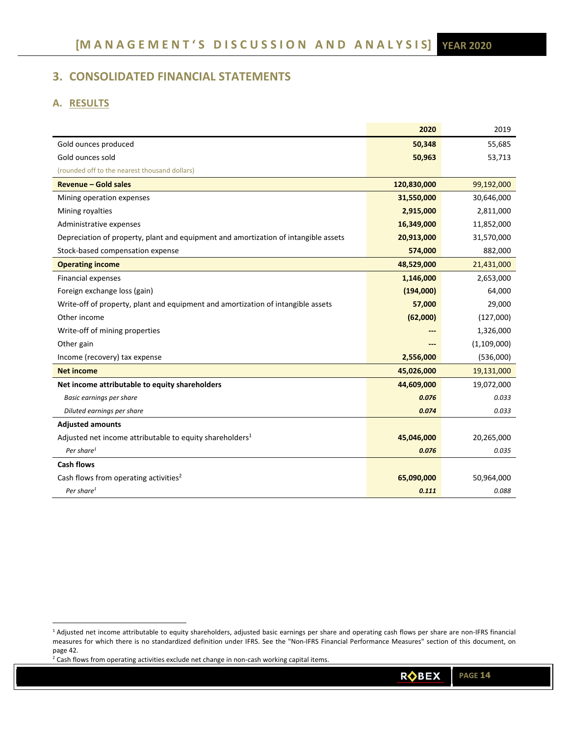## 3. CONSOLIDATED FINANCIAL STATEMENTS

### A. RESULTS

| | **2020** | 2019 |
|---|---|---|
| Gold ounces produced | **50,348** | 55,685 |
| Gold ounces sold | **50,963** | 53,713 |
| (rounded off to the nearest thousand dollars) | | |
| **Revenue – Gold sales** | **120,830,000** | 99,192,000 |
| Mining operation expenses | **31,550,000** | 30,646,000 |
| Mining royalties | **2,915,000** | 2,811,000 |
| Administrative expenses | **16,349,000** | 11,852,000 |
| Depreciation of property, plant and equipment and amortization of intangible assets | **20,913,000** | 31,570,000 |
| Stock-based compensation expense | **574,000** | 882,000 |
| **Operating income** | **48,529,000** | 21,431,000 |
| Financial expenses | **1,146,000** | 2,653,000 |
| Foreign exchange loss (gain) | **(194,000)** | 64,000 |
| Write-off of property, plant and equipment and amortization of intangible assets | **57,000** | 29,000 |
| Other income | **(62,000)** | (127,000) |
| Write-off of mining properties | **---** | 1,326,000 |
| Other gain | **---** | (1,109,000) |
| Income (recovery) tax expense | **2,556,000** | (536,000) |
| **Net income** | **45,026,000** | 19,131,000 |
| **Net income attributable to equity shareholders** | **44,609,000** | 19,072,000 |
| *Basic earnings per share* | ***0.076*** | *0.033* |
| *Diluted earnings per share* | ***0.074*** | *0.033* |
| **Adjusted amounts** | | |
| Adjusted net income attributable to equity shareholders[1] | **45,046,000** | 20,265,000 |
| *Per share*[1] | ***0.076*** | *0.035* |
| **Cash flows** | | |
| Cash flows from operating activities[2] | **65,090,000** | 50,964,000 |
| *Per share*[1] | ***0.111*** | *0.088* |

[1] Adjusted net income attributable to equity shareholders, adjusted basic earnings per share and operating cash flows per share are non-IFRS financial measures for which there is no standardized definition under IFRS. See the "Non-IFRS Financial Performance Measures" section of this document, on page 42.

[2] Cash flows from operating activities exclude net change in non-cash working capital items.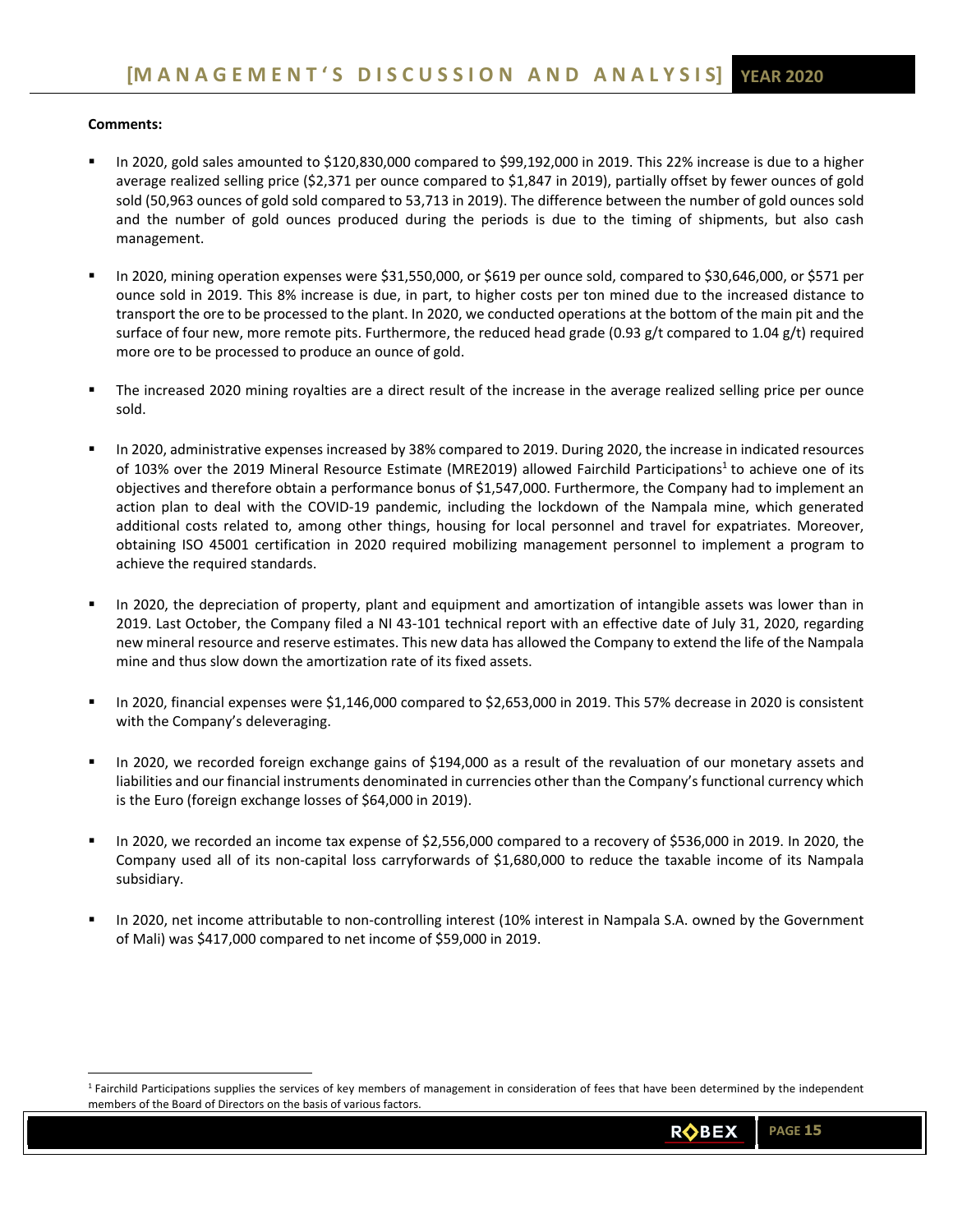**Comments:**

- In 2020, gold sales amounted to $120,830,000 compared to $99,192,000 in 2019. This 22% increase is due to a higher average realized selling price ($2,371 per ounce compared to $1,847 in 2019), partially offset by fewer ounces of gold sold (50,963 ounces of gold sold compared to 53,713 in 2019). The difference between the number of gold ounces sold and the number of gold ounces produced during the periods is due to the timing of shipments, but also cash management.

- In 2020, mining operation expenses were $31,550,000, or $619 per ounce sold, compared to $30,646,000, or $571 per ounce sold in 2019. This 8% increase is due, in part, to higher costs per ton mined due to the increased distance to transport the ore to be processed to the plant. In 2020, we conducted operations at the bottom of the main pit and the surface of four new, more remote pits. Furthermore, the reduced head grade (0.93 g/t compared to 1.04 g/t) required more ore to be processed to produce an ounce of gold.

- The increased 2020 mining royalties are a direct result of the increase in the average realized selling price per ounce sold.

- In 2020, administrative expenses increased by 38% compared to 2019. During 2020, the increase in indicated resources of 103% over the 2019 Mineral Resource Estimate (MRE2019) allowed Fairchild Participations[1] to achieve one of its objectives and therefore obtain a performance bonus of $1,547,000. Furthermore, the Company had to implement an action plan to deal with the COVID-19 pandemic, including the lockdown of the Nampala mine, which generated additional costs related to, among other things, housing for local personnel and travel for expatriates. Moreover, obtaining ISO 45001 certification in 2020 required mobilizing management personnel to implement a program to achieve the required standards.

- In 2020, the depreciation of property, plant and equipment and amortization of intangible assets was lower than in 2019. Last October, the Company filed a NI 43-101 technical report with an effective date of July 31, 2020, regarding new mineral resource and reserve estimates. This new data has allowed the Company to extend the life of the Nampala mine and thus slow down the amortization rate of its fixed assets.

- In 2020, financial expenses were $1,146,000 compared to $2,653,000 in 2019. This 57% decrease in 2020 is consistent with the Company's deleveraging.

- In 2020, we recorded foreign exchange gains of $194,000 as a result of the revaluation of our monetary assets and liabilities and our financial instruments denominated in currencies other than the Company's functional currency which is the Euro (foreign exchange losses of $64,000 in 2019).

- In 2020, we recorded an income tax expense of $2,556,000 compared to a recovery of $536,000 in 2019. In 2020, the Company used all of its non-capital loss carryforwards of $1,680,000 to reduce the taxable income of its Nampala subsidiary.

- In 2020, net income attributable to non-controlling interest (10% interest in Nampala S.A. owned by the Government of Mali) was $417,000 compared to net income of $59,000 in 2019.

[1] Fairchild Participations supplies the services of key members of management in consideration of fees that have been determined by the independent members of the Board of Directors on the basis of various factors.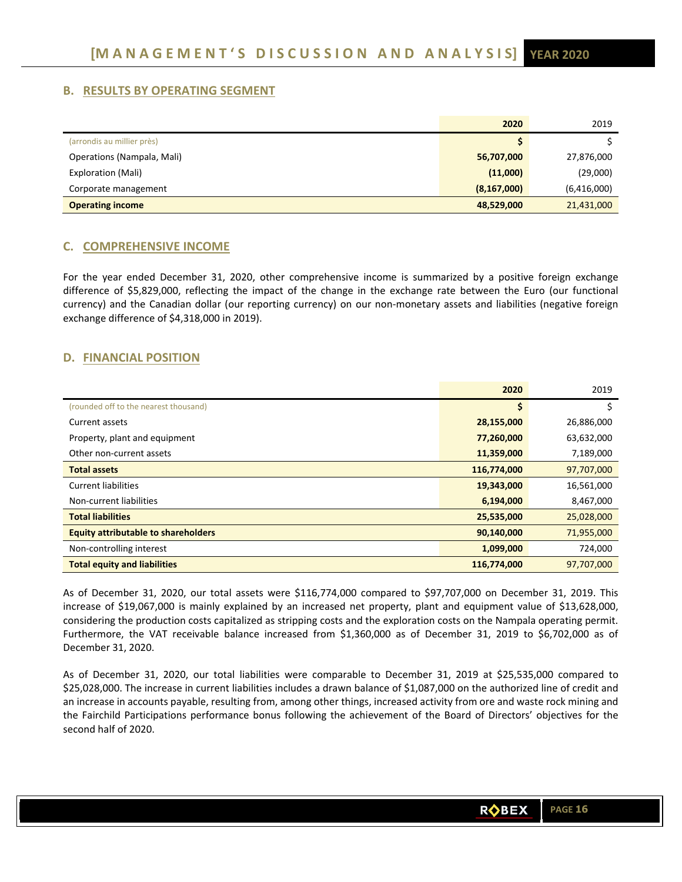## B. RESULTS BY OPERATING SEGMENT

| | 2020 | 2019 |
|---|---|---|
| (arrondis au millier près) | **$** | $ |
| Operations (Nampala, Mali) | **56,707,000** | 27,876,000 |
| Exploration (Mali) | **(11,000)** | (29,000) |
| Corporate management | **(8,167,000)** | (6,416,000) |
| **Operating income** | **48,529,000** | 21,431,000 |

## C. COMPREHENSIVE INCOME

For the year ended December 31, 2020, other comprehensive income is summarized by a positive foreign exchange difference of $5,829,000, reflecting the impact of the change in the exchange rate between the Euro (our functional currency) and the Canadian dollar (our reporting currency) on our non-monetary assets and liabilities (negative foreign exchange difference of $4,318,000 in 2019).

## D. FINANCIAL POSITION

| | 2020 | 2019 |
|---|---|---|
| (rounded off to the nearest thousand) | **$** | $ |
| Current assets | **28,155,000** | 26,886,000 |
| Property, plant and equipment | **77,260,000** | 63,632,000 |
| Other non-current assets | **11,359,000** | 7,189,000 |
| **Total assets** | **116,774,000** | 97,707,000 |
| Current liabilities | **19,343,000** | 16,561,000 |
| Non-current liabilities | **6,194,000** | 8,467,000 |
| **Total liabilities** | **25,535,000** | 25,028,000 |
| **Equity attributable to shareholders** | **90,140,000** | 71,955,000 |
| Non-controlling interest | **1,099,000** | 724,000 |
| **Total equity and liabilities** | **116,774,000** | 97,707,000 |

As of December 31, 2020, our total assets were $116,774,000 compared to $97,707,000 on December 31, 2019. This increase of $19,067,000 is mainly explained by an increased net property, plant and equipment value of $13,628,000, considering the production costs capitalized as stripping costs and the exploration costs on the Nampala operating permit. Furthermore, the VAT receivable balance increased from $1,360,000 as of December 31, 2019 to $6,702,000 as of December 31, 2020.

As of December 31, 2020, our total liabilities were comparable to December 31, 2019 at $25,535,000 compared to $25,028,000. The increase in current liabilities includes a drawn balance of $1,087,000 on the authorized line of credit and an increase in accounts payable, resulting from, among other things, increased activity from ore and waste rock mining and the Fairchild Participations performance bonus following the achievement of the Board of Directors' objectives for the second half of 2020.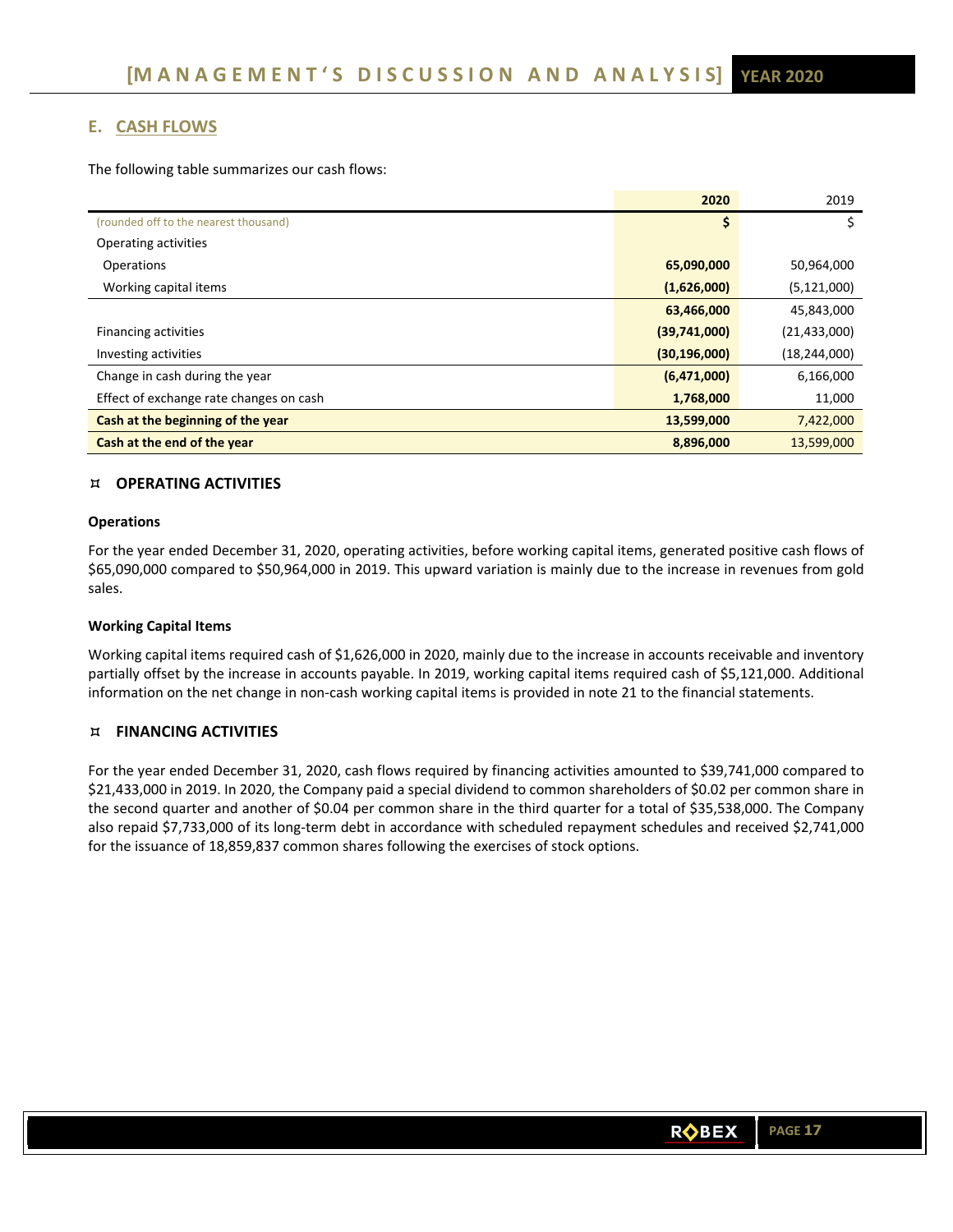## E. CASH FLOWS

The following table summarizes our cash flows:

| | 2020 | 2019 |
|---|---|---|
| (rounded off to the nearest thousand) | $ | $ |
| Operating activities | | |
| Operations | 65,090,000 | 50,964,000 |
| Working capital items | (1,626,000) | (5,121,000) |
| | 63,466,000 | 45,843,000 |
| Financing activities | (39,741,000) | (21,433,000) |
| Investing activities | (30,196,000) | (18,244,000) |
| Change in cash during the year | (6,471,000) | 6,166,000 |
| Effect of exchange rate changes on cash | 1,768,000 | 11,000 |
| **Cash at the beginning of the year** | **13,599,000** | 7,422,000 |
| **Cash at the end of the year** | **8,896,000** | 13,599,000 |

### OPERATING ACTIVITIES

#### Operations

For the year ended December 31, 2020, operating activities, before working capital items, generated positive cash flows of $65,090,000 compared to $50,964,000 in 2019. This upward variation is mainly due to the increase in revenues from gold sales.

#### Working Capital Items

Working capital items required cash of $1,626,000 in 2020, mainly due to the increase in accounts receivable and inventory partially offset by the increase in accounts payable. In 2019, working capital items required cash of $5,121,000. Additional information on the net change in non-cash working capital items is provided in note 21 to the financial statements.

### FINANCING ACTIVITIES

For the year ended December 31, 2020, cash flows required by financing activities amounted to $39,741,000 compared to $21,433,000 in 2019. In 2020, the Company paid a special dividend to common shareholders of $0.02 per common share in the second quarter and another of $0.04 per common share in the third quarter for a total of $35,538,000. The Company also repaid $7,733,000 of its long-term debt in accordance with scheduled repayment schedules and received $2,741,000 for the issuance of 18,859,837 common shares following the exercises of stock options.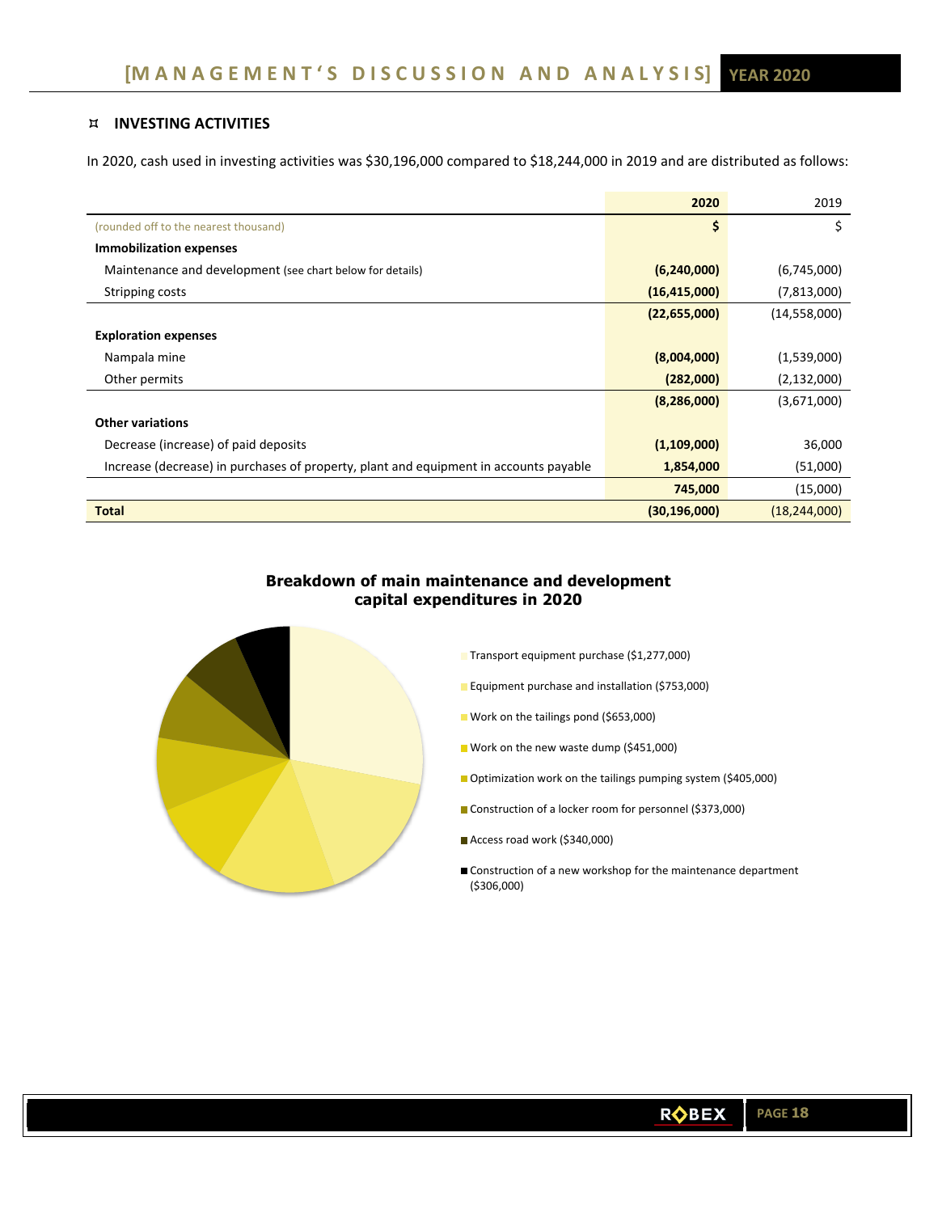## ⌑ INVESTING ACTIVITIES

In 2020, cash used in investing activities was $30,196,000 compared to $18,244,000 in 2019 and are distributed as follows:

| | **2020** | 2019 |
|---|---|---|
| (rounded off to the nearest thousand) | **$** | $ |
| **Immobilization expenses** | | |
| Maintenance and development (see chart below for details) | **(6,240,000)** | (6,745,000) |
| Stripping costs | **(16,415,000)** | (7,813,000) |
| | **(22,655,000)** | (14,558,000) |
| **Exploration expenses** | | |
| Nampala mine | **(8,004,000)** | (1,539,000) |
| Other permits | **(282,000)** | (2,132,000) |
| | **(8,286,000)** | (3,671,000) |
| **Other variations** | | |
| Decrease (increase) of paid deposits | **(1,109,000)** | 36,000 |
| Increase (decrease) in purchases of property, plant and equipment in accounts payable | **1,854,000** | (51,000) |
| | **745,000** | (15,000) |
| **Total** | **(30,196,000)** | (18,244,000) |

**Breakdown of main maintenance and development capital expenditures in 2020**

- Transport equipment purchase ($1,277,000)
- Equipment purchase and installation ($753,000)
- Work on the tailings pond ($653,000)
- Work on the new waste dump ($451,000)
- Optimization work on the tailings pumping system ($405,000)
- Construction of a locker room for personnel ($373,000)
- Access road work ($340,000)
- Construction of a new workshop for the maintenance department ($306,000)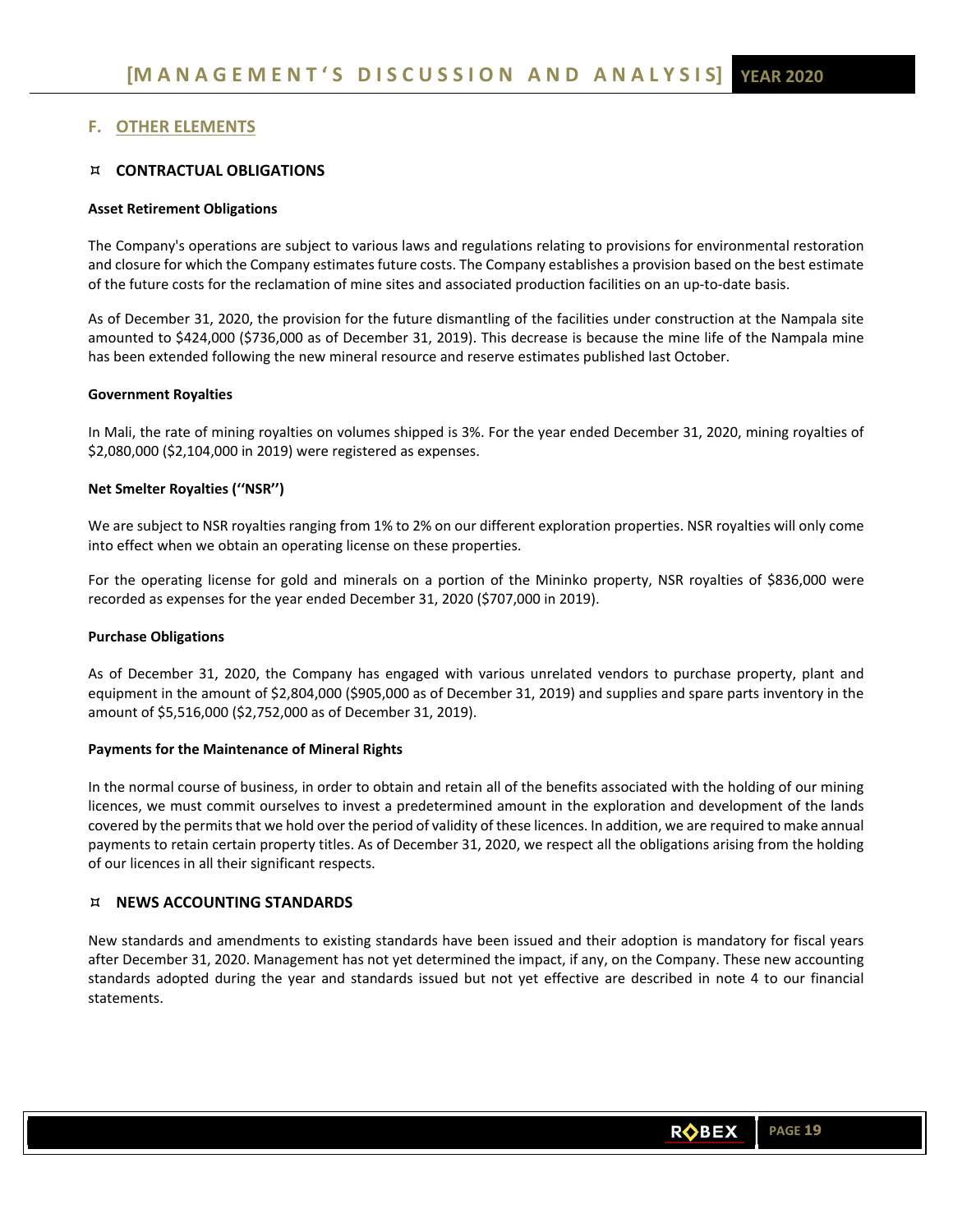## F. OTHER ELEMENTS

### ¤ CONTRACTUAL OBLIGATIONS

**Asset Retirement Obligations**

The Company's operations are subject to various laws and regulations relating to provisions for environmental restoration and closure for which the Company estimates future costs. The Company establishes a provision based on the best estimate of the future costs for the reclamation of mine sites and associated production facilities on an up-to-date basis.

As of December 31, 2020, the provision for the future dismantling of the facilities under construction at the Nampala site amounted to $424,000 ($736,000 as of December 31, 2019). This decrease is because the mine life of the Nampala mine has been extended following the new mineral resource and reserve estimates published last October.

**Government Royalties**

In Mali, the rate of mining royalties on volumes shipped is 3%. For the year ended December 31, 2020, mining royalties of $2,080,000 ($2,104,000 in 2019) were registered as expenses.

**Net Smelter Royalties (''NSR'')**

We are subject to NSR royalties ranging from 1% to 2% on our different exploration properties. NSR royalties will only come into effect when we obtain an operating license on these properties.

For the operating license for gold and minerals on a portion of the Mininko property, NSR royalties of $836,000 were recorded as expenses for the year ended December 31, 2020 ($707,000 in 2019).

**Purchase Obligations**

As of December 31, 2020, the Company has engaged with various unrelated vendors to purchase property, plant and equipment in the amount of $2,804,000 ($905,000 as of December 31, 2019) and supplies and spare parts inventory in the amount of $5,516,000 ($2,752,000 as of December 31, 2019).

**Payments for the Maintenance of Mineral Rights**

In the normal course of business, in order to obtain and retain all of the benefits associated with the holding of our mining licences, we must commit ourselves to invest a predetermined amount in the exploration and development of the lands covered by the permits that we hold over the period of validity of these licences. In addition, we are required to make annual payments to retain certain property titles. As of December 31, 2020, we respect all the obligations arising from the holding of our licences in all their significant respects.

### ¤ NEWS ACCOUNTING STANDARDS

New standards and amendments to existing standards have been issued and their adoption is mandatory for fiscal years after December 31, 2020. Management has not yet determined the impact, if any, on the Company. These new accounting standards adopted during the year and standards issued but not yet effective are described in note 4 to our financial statements.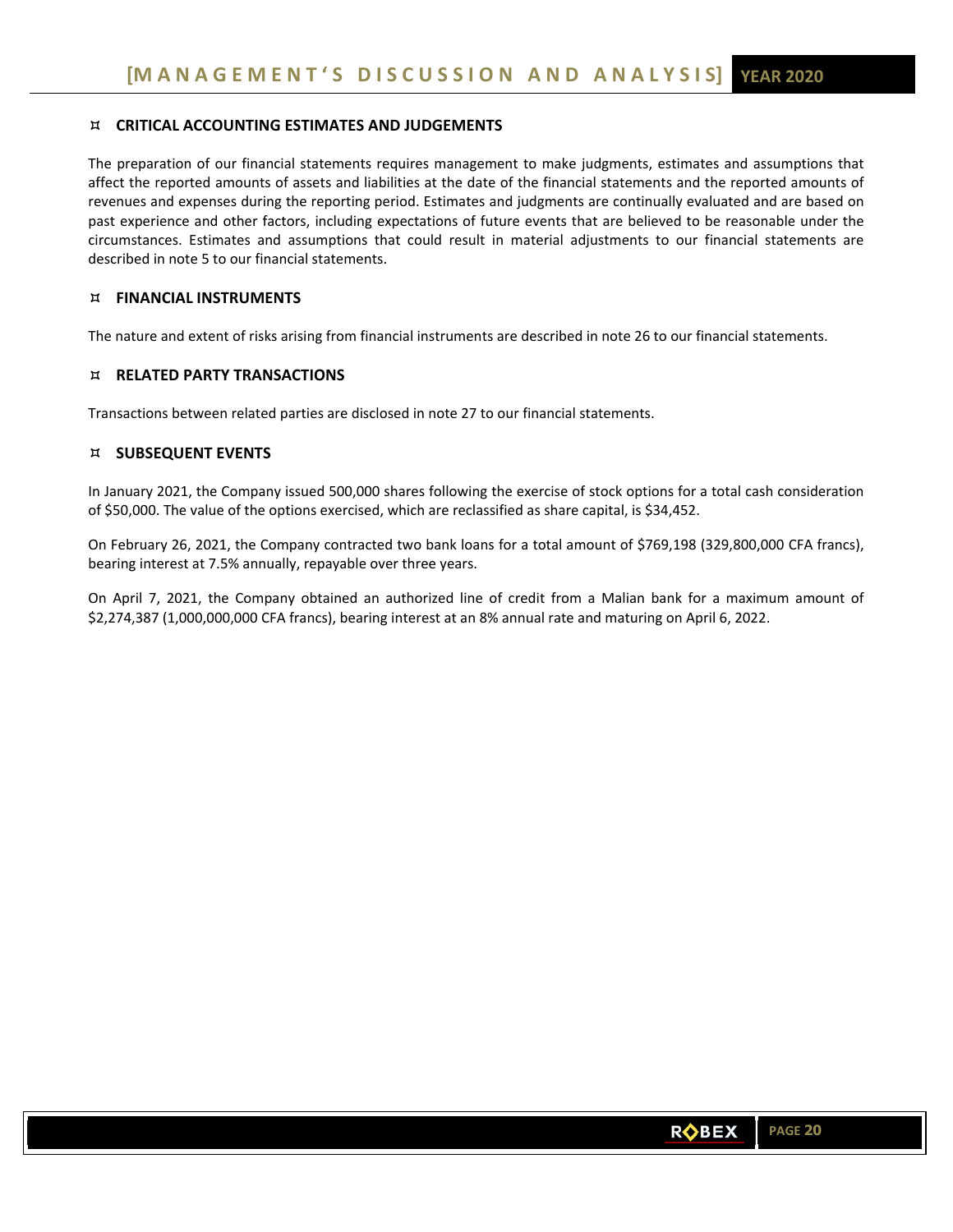## CRITICAL ACCOUNTING ESTIMATES AND JUDGEMENTS

The preparation of our financial statements requires management to make judgments, estimates and assumptions that affect the reported amounts of assets and liabilities at the date of the financial statements and the reported amounts of revenues and expenses during the reporting period. Estimates and judgments are continually evaluated and are based on past experience and other factors, including expectations of future events that are believed to be reasonable under the circumstances. Estimates and assumptions that could result in material adjustments to our financial statements are described in note 5 to our financial statements.

## FINANCIAL INSTRUMENTS

The nature and extent of risks arising from financial instruments are described in note 26 to our financial statements.

## RELATED PARTY TRANSACTIONS

Transactions between related parties are disclosed in note 27 to our financial statements.

## SUBSEQUENT EVENTS

In January 2021, the Company issued 500,000 shares following the exercise of stock options for a total cash consideration of $50,000. The value of the options exercised, which are reclassified as share capital, is $34,452.

On February 26, 2021, the Company contracted two bank loans for a total amount of $769,198 (329,800,000 CFA francs), bearing interest at 7.5% annually, repayable over three years.

On April 7, 2021, the Company obtained an authorized line of credit from a Malian bank for a maximum amount of $2,274,387 (1,000,000,000 CFA francs), bearing interest at an 8% annual rate and maturing on April 6, 2022.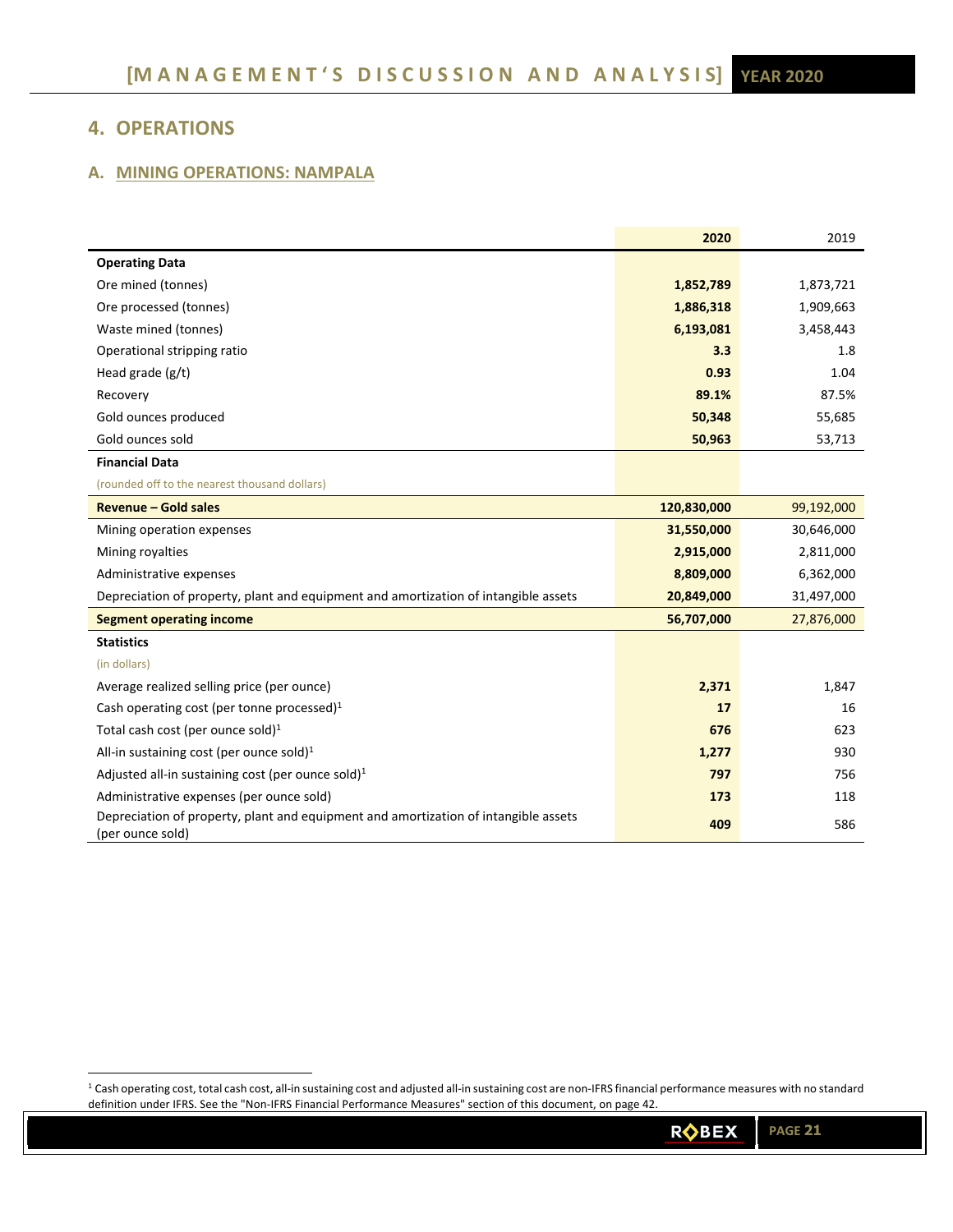## 4. OPERATIONS

### A. MINING OPERATIONS: NAMPALA

| | 2020 | 2019 |
|---|---|---|
| **Operating Data** | | |
| Ore mined (tonnes) | **1,852,789** | 1,873,721 |
| Ore processed (tonnes) | **1,886,318** | 1,909,663 |
| Waste mined (tonnes) | **6,193,081** | 3,458,443 |
| Operational stripping ratio | **3.3** | 1.8 |
| Head grade (g/t) | **0.93** | 1.04 |
| Recovery | **89.1%** | 87.5% |
| Gold ounces produced | **50,348** | 55,685 |
| Gold ounces sold | **50,963** | 53,713 |
| **Financial Data** | | |
| (rounded off to the nearest thousand dollars) | | |
| **Revenue – Gold sales** | **120,830,000** | 99,192,000 |
| Mining operation expenses | **31,550,000** | 30,646,000 |
| Mining royalties | **2,915,000** | 2,811,000 |
| Administrative expenses | **8,809,000** | 6,362,000 |
| Depreciation of property, plant and equipment and amortization of intangible assets | **20,849,000** | 31,497,000 |
| **Segment operating income** | **56,707,000** | 27,876,000 |
| **Statistics** | | |
| (in dollars) | | |
| Average realized selling price (per ounce) | **2,371** | 1,847 |
| Cash operating cost (per tonne processed)[1] | **17** | 16 |
| Total cash cost (per ounce sold)[1] | **676** | 623 |
| All-in sustaining cost (per ounce sold)[1] | **1,277** | 930 |
| Adjusted all-in sustaining cost (per ounce sold)[1] | **797** | 756 |
| Administrative expenses (per ounce sold) | **173** | 118 |
| Depreciation of property, plant and equipment and amortization of intangible assets (per ounce sold) | **409** | 586 |

[1] Cash operating cost, total cash cost, all-in sustaining cost and adjusted all-in sustaining cost are non-IFRS financial performance measures with no standard definition under IFRS. See the "Non-IFRS Financial Performance Measures" section of this document, on page 42.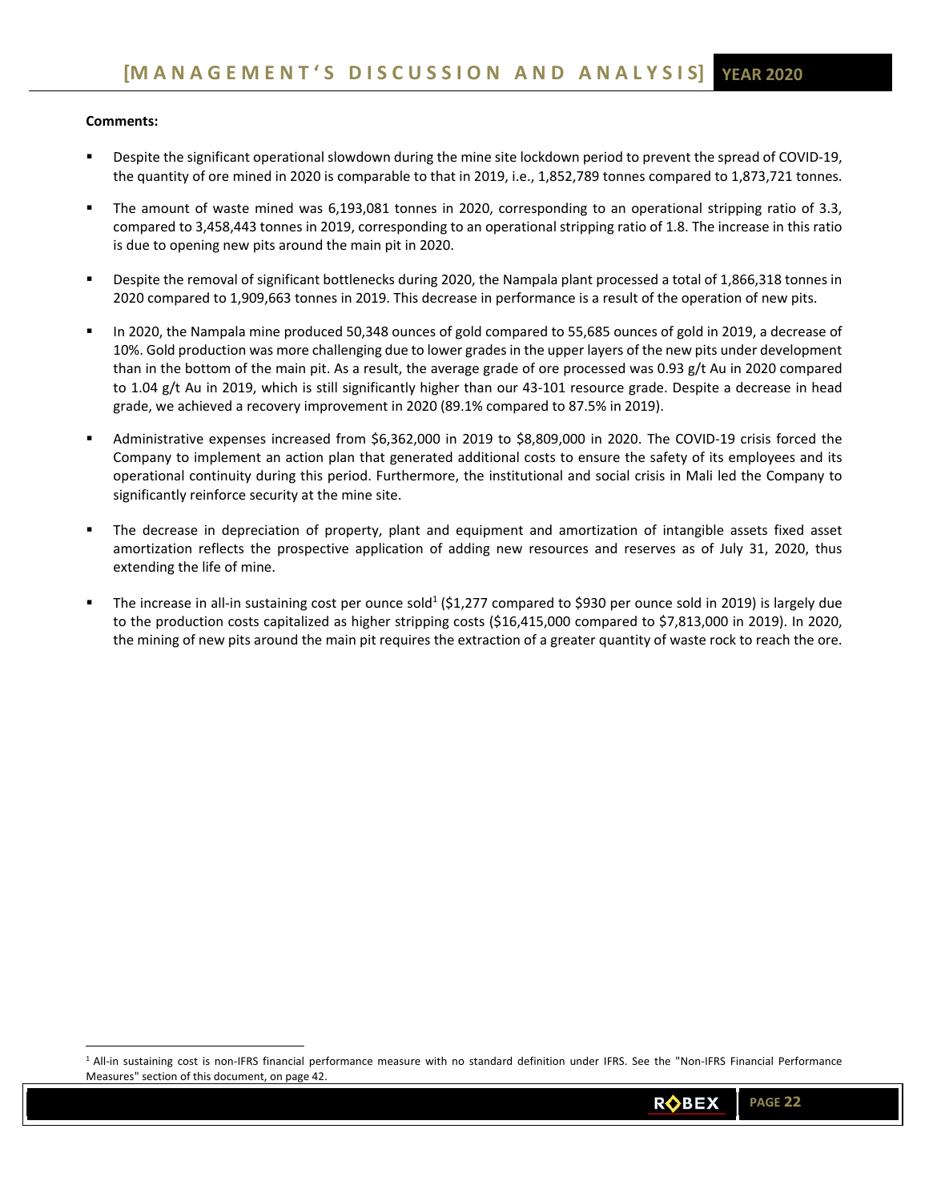**Comments:**

- Despite the significant operational slowdown during the mine site lockdown period to prevent the spread of COVID-19, the quantity of ore mined in 2020 is comparable to that in 2019, i.e., 1,852,789 tonnes compared to 1,873,721 tonnes.
- The amount of waste mined was 6,193,081 tonnes in 2020, corresponding to an operational stripping ratio of 3.3, compared to 3,458,443 tonnes in 2019, corresponding to an operational stripping ratio of 1.8. The increase in this ratio is due to opening new pits around the main pit in 2020.
- Despite the removal of significant bottlenecks during 2020, the Nampala plant processed a total of 1,866,318 tonnes in 2020 compared to 1,909,663 tonnes in 2019. This decrease in performance is a result of the operation of new pits.
- In 2020, the Nampala mine produced 50,348 ounces of gold compared to 55,685 ounces of gold in 2019, a decrease of 10%. Gold production was more challenging due to lower grades in the upper layers of the new pits under development than in the bottom of the main pit. As a result, the average grade of ore processed was 0.93 g/t Au in 2020 compared to 1.04 g/t Au in 2019, which is still significantly higher than our 43-101 resource grade. Despite a decrease in head grade, we achieved a recovery improvement in 2020 (89.1% compared to 87.5% in 2019).
- Administrative expenses increased from $6,362,000 in 2019 to $8,809,000 in 2020. The COVID-19 crisis forced the Company to implement an action plan that generated additional costs to ensure the safety of its employees and its operational continuity during this period. Furthermore, the institutional and social crisis in Mali led the Company to significantly reinforce security at the mine site.
- The decrease in depreciation of property, plant and equipment and amortization of intangible assets fixed asset amortization reflects the prospective application of adding new resources and reserves as of July 31, 2020, thus extending the life of mine.
- The increase in all-in sustaining cost per ounce sold[1] ($1,277 compared to $930 per ounce sold in 2019) is largely due to the production costs capitalized as higher stripping costs ($16,415,000 compared to $7,813,000 in 2019). In 2020, the mining of new pits around the main pit requires the extraction of a greater quantity of waste rock to reach the ore.

[1] All-in sustaining cost is non-IFRS financial performance measure with no standard definition under IFRS. See the "Non-IFRS Financial Performance Measures" section of this document, on page 42.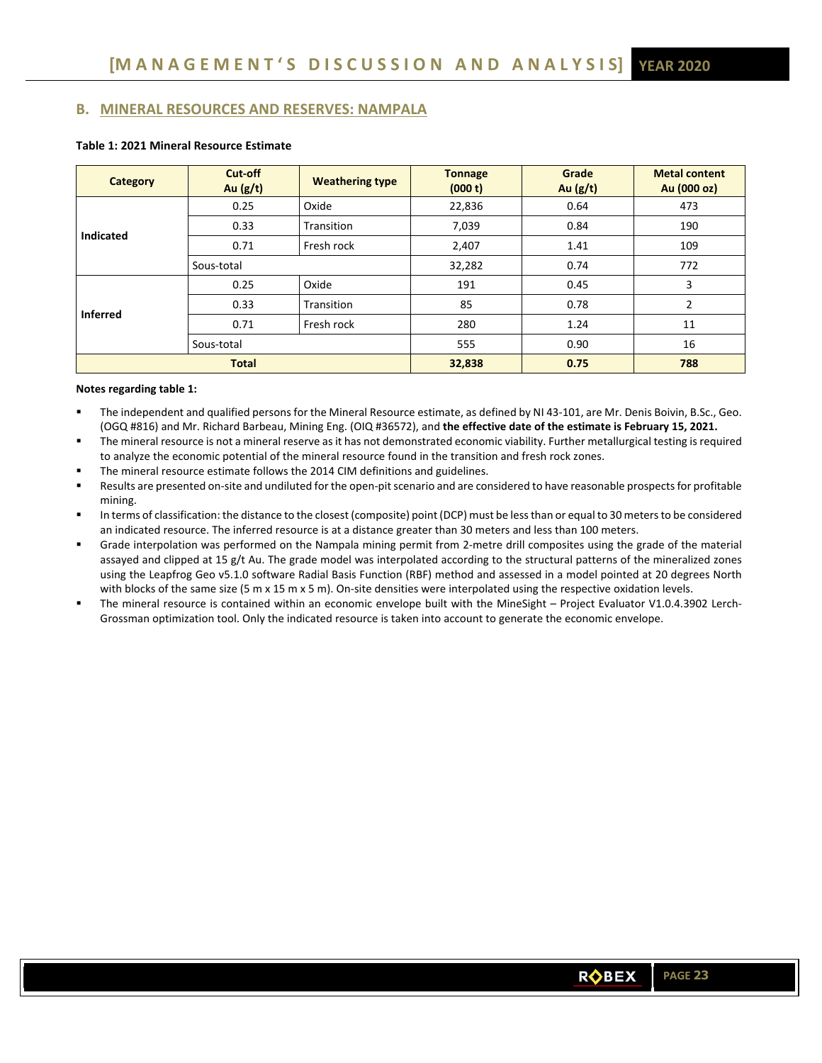## B. MINERAL RESOURCES AND RESERVES: NAMPALA

**Table 1: 2021 Mineral Resource Estimate**

| Category | Cut-off Au (g/t) | Weathering type | Tonnage (000 t) | Grade Au (g/t) | Metal content Au (000 oz) |
|---|---|---|---|---|---|
| Indicated | 0.25 | Oxide | 22,836 | 0.64 | 473 |
| | 0.33 | Transition | 7,039 | 0.84 | 190 |
| | 0.71 | Fresh rock | 2,407 | 1.41 | 109 |
| | Sous-total | | 32,282 | 0.74 | 772 |
| Inferred | 0.25 | Oxide | 191 | 0.45 | 3 |
| | 0.33 | Transition | 85 | 0.78 | 2 |
| | 0.71 | Fresh rock | 280 | 1.24 | 11 |
| | Sous-total | | 555 | 0.90 | 16 |
| **Total** | | | **32,838** | **0.75** | **788** |

**Notes regarding table 1:**

- The independent and qualified persons for the Mineral Resource estimate, as defined by NI 43-101, are Mr. Denis Boivin, B.Sc., Geo. (OGQ #816) and Mr. Richard Barbeau, Mining Eng. (OIQ #36572), and **the effective date of the estimate is February 15, 2021.**
- The mineral resource is not a mineral reserve as it has not demonstrated economic viability. Further metallurgical testing is required to analyze the economic potential of the mineral resource found in the transition and fresh rock zones.
- The mineral resource estimate follows the 2014 CIM definitions and guidelines.
- Results are presented on-site and undiluted for the open-pit scenario and are considered to have reasonable prospects for profitable mining.
- In terms of classification: the distance to the closest (composite) point (DCP) must be less than or equal to 30 meters to be considered an indicated resource. The inferred resource is at a distance greater than 30 meters and less than 100 meters.
- Grade interpolation was performed on the Nampala mining permit from 2-metre drill composites using the grade of the material assayed and clipped at 15 g/t Au. The grade model was interpolated according to the structural patterns of the mineralized zones using the Leapfrog Geo v5.1.0 software Radial Basis Function (RBF) method and assessed in a model pointed at 20 degrees North with blocks of the same size (5 m x 15 m x 5 m). On-site densities were interpolated using the respective oxidation levels.
- The mineral resource is contained within an economic envelope built with the MineSight – Project Evaluator V1.0.4.3902 Lerch-Grossman optimization tool. Only the indicated resource is taken into account to generate the economic envelope.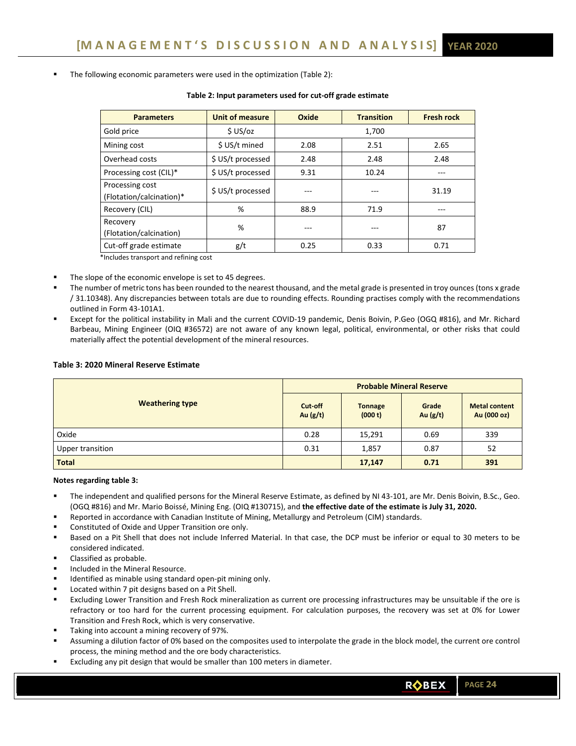- The following economic parameters were used in the optimization (Table 2):

**Table 2: Input parameters used for cut-off grade estimate**

| Parameters | Unit of measure | Oxide | Transition | Fresh rock |
|---|---|---|---|---|
| Gold price | $ US/oz | 1,700 | | |
| Mining cost | $ US/t mined | 2.08 | 2.51 | 2.65 |
| Overhead costs | $ US/t processed | 2.48 | 2.48 | 2.48 |
| Processing cost (CIL)* | $ US/t processed | 9.31 | 10.24 | --- |
| Processing cost (Flotation/calcination)* | $ US/t processed | --- | --- | 31.19 |
| Recovery (CIL) | % | 88.9 | 71.9 | --- |
| Recovery (Flotation/calcination) | % | --- | --- | 87 |
| Cut-off grade estimate | g/t | 0.25 | 0.33 | 0.71 |

*Includes transport and refining cost

- The slope of the economic envelope is set to 45 degrees.
- The number of metric tons has been rounded to the nearest thousand, and the metal grade is presented in troy ounces (tons x grade / 31.10348). Any discrepancies between totals are due to rounding effects. Rounding practises comply with the recommendations outlined in Form 43-101A1.
- Except for the political instability in Mali and the current COVID-19 pandemic, Denis Boivin, P.Geo (OGQ #816), and Mr. Richard Barbeau, Mining Engineer (OIQ #36572) are not aware of any known legal, political, environmental, or other risks that could materially affect the potential development of the mineral resources.

**Table 3: 2020 Mineral Reserve Estimate**

| Weathering type | Probable Mineral Reserve | | | |
|---|---|---|---|---|
| | Cut-off Au (g/t) | Tonnage (000 t) | Grade Au (g/t) | Metal content Au (000 oz) |
| Oxide | 0.28 | 15,291 | 0.69 | 339 |
| Upper transition | 0.31 | 1,857 | 0.87 | 52 |
| **Total** | | **17,147** | **0.71** | **391** |

**Notes regarding table 3:**

- The independent and qualified persons for the Mineral Reserve Estimate, as defined by NI 43-101, are Mr. Denis Boivin, B.Sc., Geo. (OGQ #816) and Mr. Mario Boissé, Mining Eng. (OIQ #130715), and **the effective date of the estimate is July 31, 2020.**
- Reported in accordance with Canadian Institute of Mining, Metallurgy and Petroleum (CIM) standards.
- Constituted of Oxide and Upper Transition ore only.
- Based on a Pit Shell that does not include Inferred Material. In that case, the DCP must be inferior or equal to 30 meters to be considered indicated.
- Classified as probable.
- Included in the Mineral Resource.
- Identified as minable using standard open-pit mining only.
- Located within 7 pit designs based on a Pit Shell.
- Excluding Lower Transition and Fresh Rock mineralization as current ore processing infrastructures may be unsuitable if the ore is refractory or too hard for the current processing equipment. For calculation purposes, the recovery was set at 0% for Lower Transition and Fresh Rock, which is very conservative.
- Taking into account a mining recovery of 97%.
- Assuming a dilution factor of 0% based on the composites used to interpolate the grade in the block model, the current ore control process, the mining method and the ore body characteristics.
- Excluding any pit design that would be smaller than 100 meters in diameter.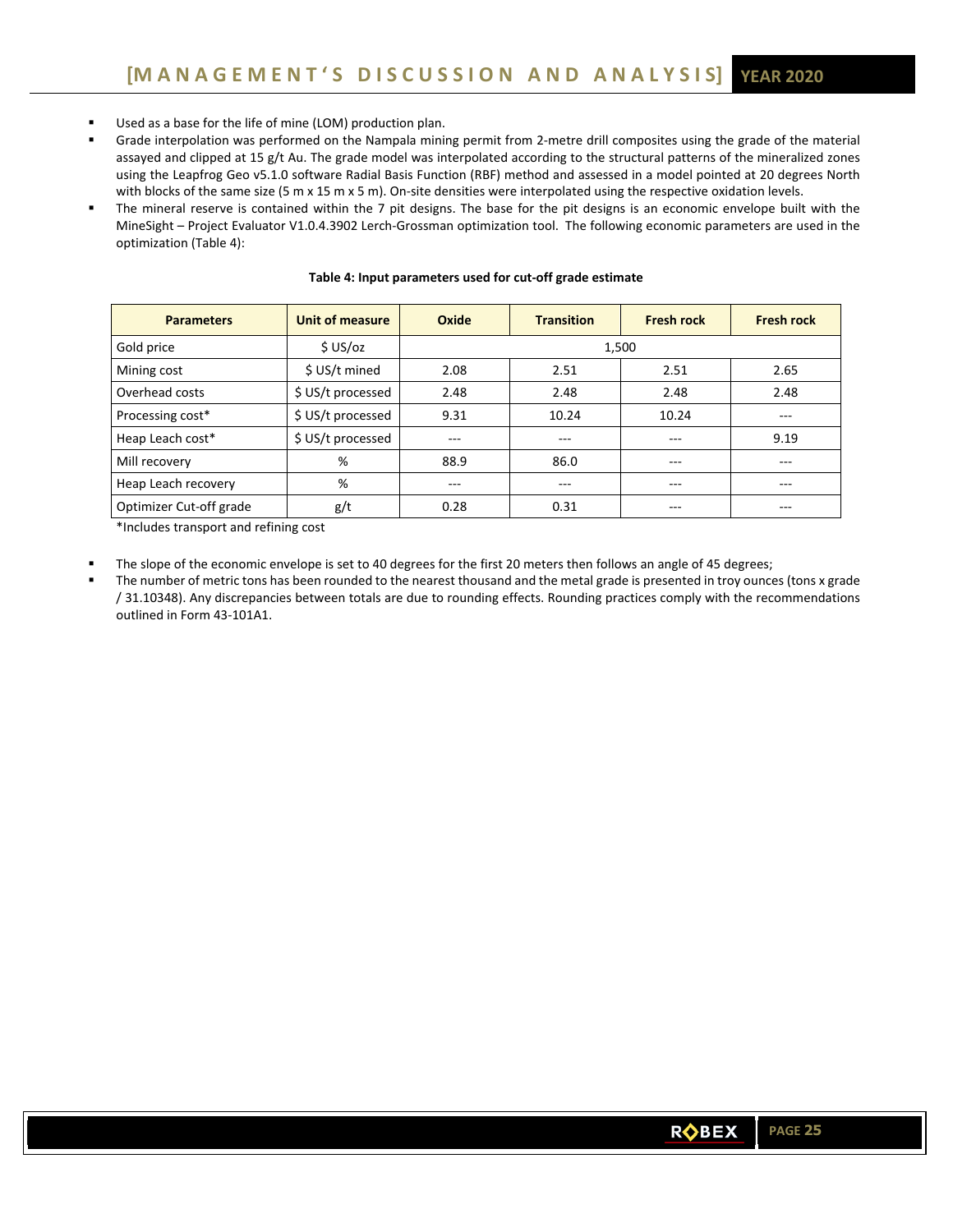- Used as a base for the life of mine (LOM) production plan.
- Grade interpolation was performed on the Nampala mining permit from 2-metre drill composites using the grade of the material assayed and clipped at 15 g/t Au. The grade model was interpolated according to the structural patterns of the mineralized zones using the Leapfrog Geo v5.1.0 software Radial Basis Function (RBF) method and assessed in a model pointed at 20 degrees North with blocks of the same size (5 m x 15 m x 5 m). On-site densities were interpolated using the respective oxidation levels.
- The mineral reserve is contained within the 7 pit designs. The base for the pit designs is an economic envelope built with the MineSight – Project Evaluator V1.0.4.3902 Lerch-Grossman optimization tool. The following economic parameters are used in the optimization (Table 4):

**Table 4: Input parameters used for cut-off grade estimate**

| Parameters | Unit of measure | Oxide | Transition | Fresh rock | Fresh rock |
|---|---|---|---|---|---|
| Gold price | $ US/oz | 1,500 | | | |
| Mining cost | $ US/t mined | 2.08 | 2.51 | 2.51 | 2.65 |
| Overhead costs | $ US/t processed | 2.48 | 2.48 | 2.48 | 2.48 |
| Processing cost* | $ US/t processed | 9.31 | 10.24 | 10.24 | --- |
| Heap Leach cost* | $ US/t processed | --- | --- | --- | 9.19 |
| Mill recovery | % | 88.9 | 86.0 | --- | --- |
| Heap Leach recovery | % | --- | --- | --- | --- |
| Optimizer Cut-off grade | g/t | 0.28 | 0.31 | --- | --- |

*Includes transport and refining cost

- The slope of the economic envelope is set to 40 degrees for the first 20 meters then follows an angle of 45 degrees;
- The number of metric tons has been rounded to the nearest thousand and the metal grade is presented in troy ounces (tons x grade / 31.10348). Any discrepancies between totals are due to rounding effects. Rounding practices comply with the recommendations outlined in Form 43-101A1.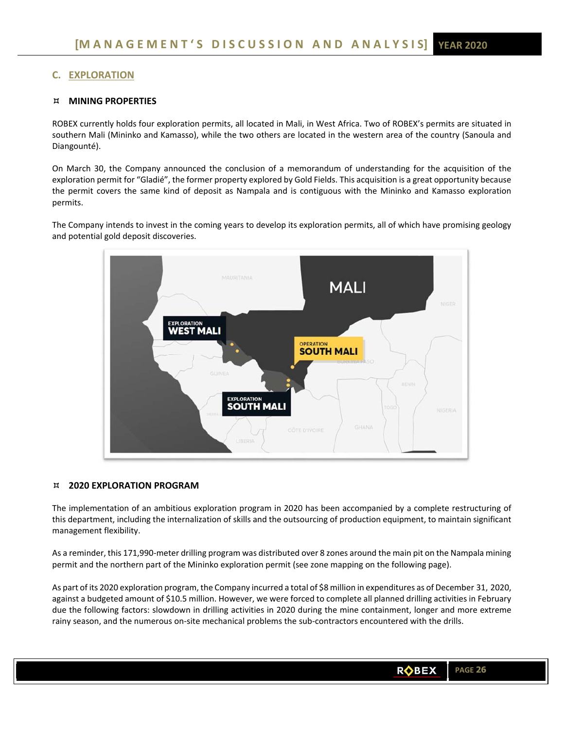## C. EXPLORATION

### MINING PROPERTIES

ROBEX currently holds four exploration permits, all located in Mali, in West Africa. Two of ROBEX's permits are situated in southern Mali (Mininko and Kamasso), while the two others are located in the western area of the country (Sanoula and Diangounté).

On March 30, the Company announced the conclusion of a memorandum of understanding for the acquisition of the exploration permit for "Gladié", the former property explored by Gold Fields. This acquisition is a great opportunity because the permit covers the same kind of deposit as Nampala and is contiguous with the Mininko and Kamasso exploration permits.

The Company intends to invest in the coming years to develop its exploration permits, all of which have promising geology and potential gold deposit discoveries.

### 2020 EXPLORATION PROGRAM

The implementation of an ambitious exploration program in 2020 has been accompanied by a complete restructuring of this department, including the internalization of skills and the outsourcing of production equipment, to maintain significant management flexibility.

As a reminder, this 171,990-meter drilling program was distributed over 8 zones around the main pit on the Nampala mining permit and the northern part of the Mininko exploration permit (see zone mapping on the following page).

As part of its 2020 exploration program, the Company incurred a total of $8 million in expenditures as of December 31, 2020, against a budgeted amount of $10.5 million. However, we were forced to complete all planned drilling activities in February due the following factors: slowdown in drilling activities in 2020 during the mine containment, longer and more extreme rainy season, and the numerous on-site mechanical problems the sub-contractors encountered with the drills.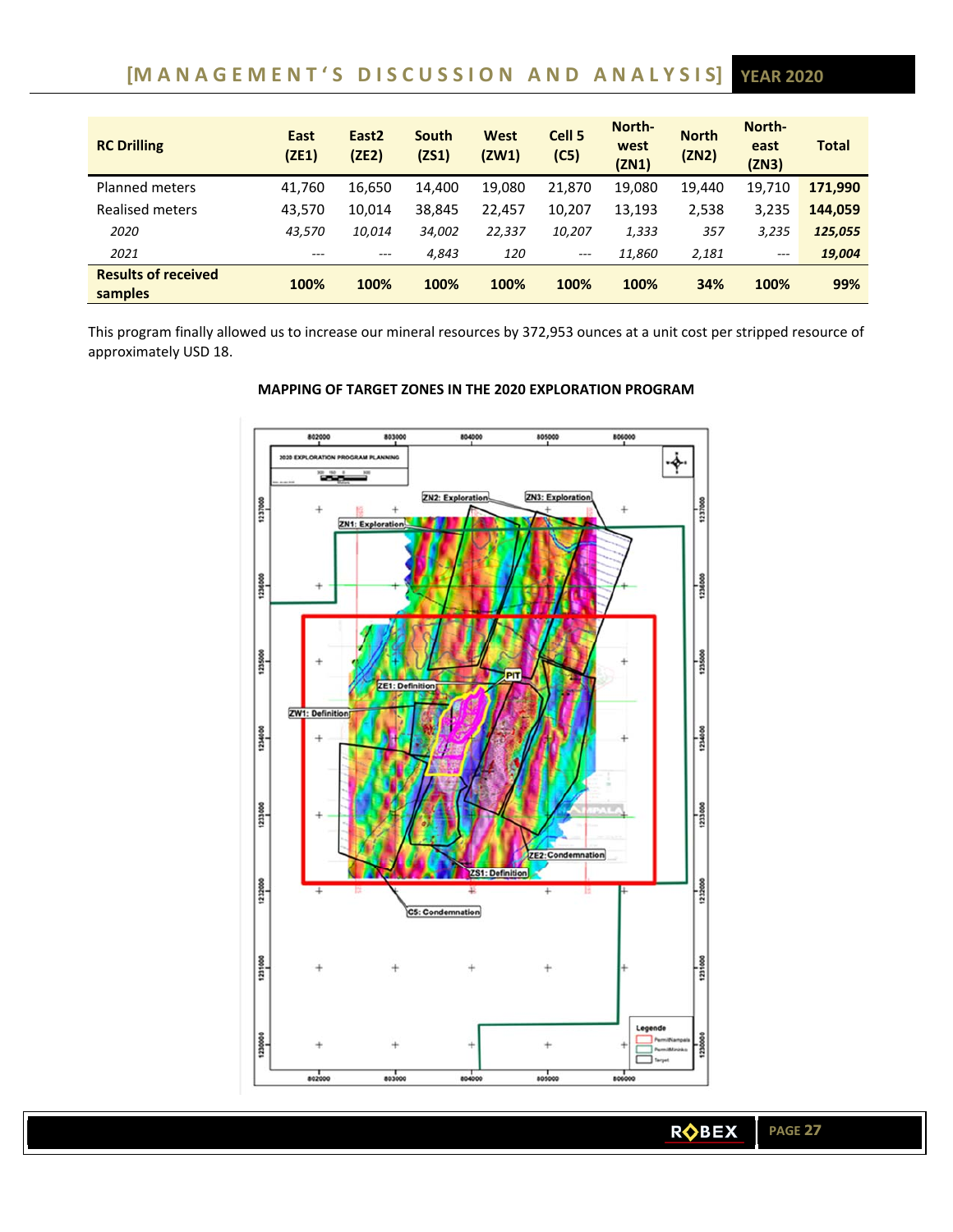| RC Drilling | East (ZE1) | East2 (ZE2) | South (ZS1) | West (ZW1) | Cell 5 (C5) | North-west (ZN1) | North (ZN2) | North-east (ZN3) | Total |
|---|---|---|---|---|---|---|---|---|---|
| Planned meters | 41,760 | 16,650 | 14,400 | 19,080 | 21,870 | 19,080 | 19,440 | 19,710 | **171,990** |
| Realised meters | 43,570 | 10,014 | 38,845 | 22,457 | 10,207 | 13,193 | 2,538 | 3,235 | **144,059** |
| *2020* | *43,570* | *10,014* | *34,002* | *22,337* | *10,207* | *1,333* | *357* | *3,235* | ***125,055*** |
| *2021* | *---* | *---* | *4,843* | *120* | *---* | *11,860* | *2,181* | *---* | ***19,004*** |
| **Results of received samples** | **100%** | **100%** | **100%** | **100%** | **100%** | **100%** | **34%** | **100%** | **99%** |

This program finally allowed us to increase our mineral resources by 372,953 ounces at a unit cost per stripped resource of approximately USD 18.

**MAPPING OF TARGET ZONES IN THE 2020 EXPLORATION PROGRAM**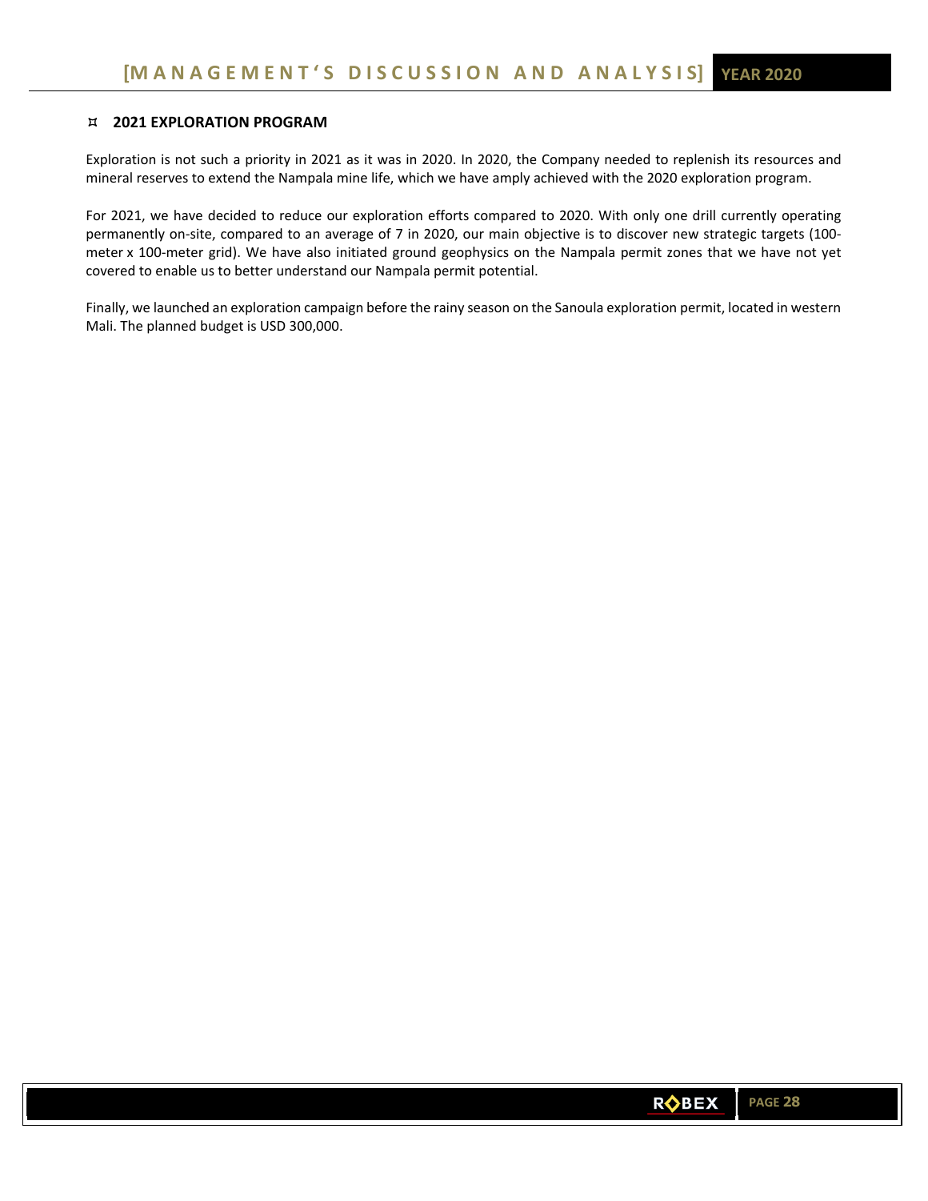## 2021 EXPLORATION PROGRAM

Exploration is not such a priority in 2021 as it was in 2020. In 2020, the Company needed to replenish its resources and mineral reserves to extend the Nampala mine life, which we have amply achieved with the 2020 exploration program.

For 2021, we have decided to reduce our exploration efforts compared to 2020. With only one drill currently operating permanently on-site, compared to an average of 7 in 2020, our main objective is to discover new strategic targets (100-meter x 100-meter grid). We have also initiated ground geophysics on the Nampala permit zones that we have not yet covered to enable us to better understand our Nampala permit potential.

Finally, we launched an exploration campaign before the rainy season on the Sanoula exploration permit, located in western Mali. The planned budget is USD 300,000.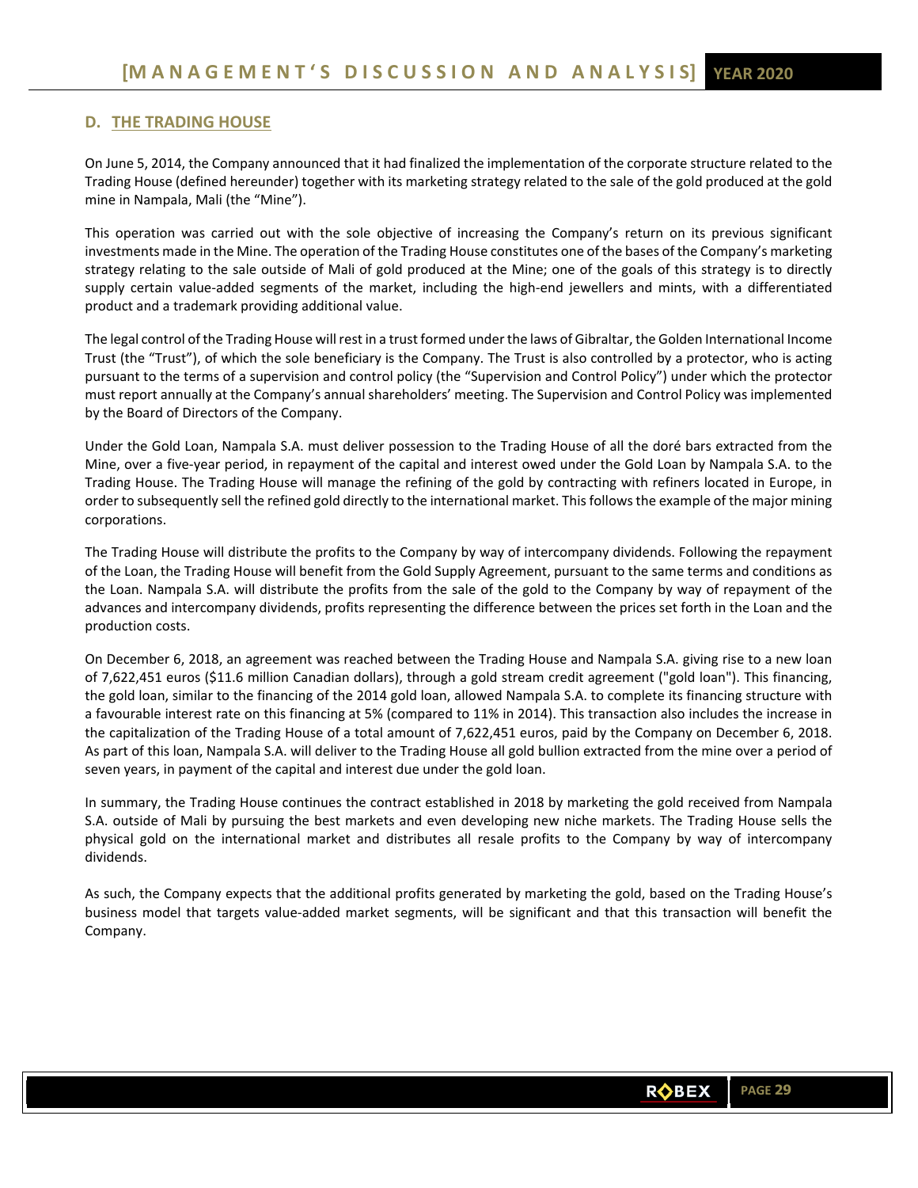## D. THE TRADING HOUSE

On June 5, 2014, the Company announced that it had finalized the implementation of the corporate structure related to the Trading House (defined hereunder) together with its marketing strategy related to the sale of the gold produced at the gold mine in Nampala, Mali (the "Mine").

This operation was carried out with the sole objective of increasing the Company's return on its previous significant investments made in the Mine. The operation of the Trading House constitutes one of the bases of the Company's marketing strategy relating to the sale outside of Mali of gold produced at the Mine; one of the goals of this strategy is to directly supply certain value-added segments of the market, including the high-end jewellers and mints, with a differentiated product and a trademark providing additional value.

The legal control of the Trading House will rest in a trust formed under the laws of Gibraltar, the Golden International Income Trust (the "Trust"), of which the sole beneficiary is the Company. The Trust is also controlled by a protector, who is acting pursuant to the terms of a supervision and control policy (the "Supervision and Control Policy") under which the protector must report annually at the Company's annual shareholders' meeting. The Supervision and Control Policy was implemented by the Board of Directors of the Company.

Under the Gold Loan, Nampala S.A. must deliver possession to the Trading House of all the doré bars extracted from the Mine, over a five-year period, in repayment of the capital and interest owed under the Gold Loan by Nampala S.A. to the Trading House. The Trading House will manage the refining of the gold by contracting with refiners located in Europe, in order to subsequently sell the refined gold directly to the international market. This follows the example of the major mining corporations.

The Trading House will distribute the profits to the Company by way of intercompany dividends. Following the repayment of the Loan, the Trading House will benefit from the Gold Supply Agreement, pursuant to the same terms and conditions as the Loan. Nampala S.A. will distribute the profits from the sale of the gold to the Company by way of repayment of the advances and intercompany dividends, profits representing the difference between the prices set forth in the Loan and the production costs.

On December 6, 2018, an agreement was reached between the Trading House and Nampala S.A. giving rise to a new loan of 7,622,451 euros ($11.6 million Canadian dollars), through a gold stream credit agreement ("gold loan"). This financing, the gold loan, similar to the financing of the 2014 gold loan, allowed Nampala S.A. to complete its financing structure with a favourable interest rate on this financing at 5% (compared to 11% in 2014). This transaction also includes the increase in the capitalization of the Trading House of a total amount of 7,622,451 euros, paid by the Company on December 6, 2018. As part of this loan, Nampala S.A. will deliver to the Trading House all gold bullion extracted from the mine over a period of seven years, in payment of the capital and interest due under the gold loan.

In summary, the Trading House continues the contract established in 2018 by marketing the gold received from Nampala S.A. outside of Mali by pursuing the best markets and even developing new niche markets. The Trading House sells the physical gold on the international market and distributes all resale profits to the Company by way of intercompany dividends.

As such, the Company expects that the additional profits generated by marketing the gold, based on the Trading House's business model that targets value-added market segments, will be significant and that this transaction will benefit the Company.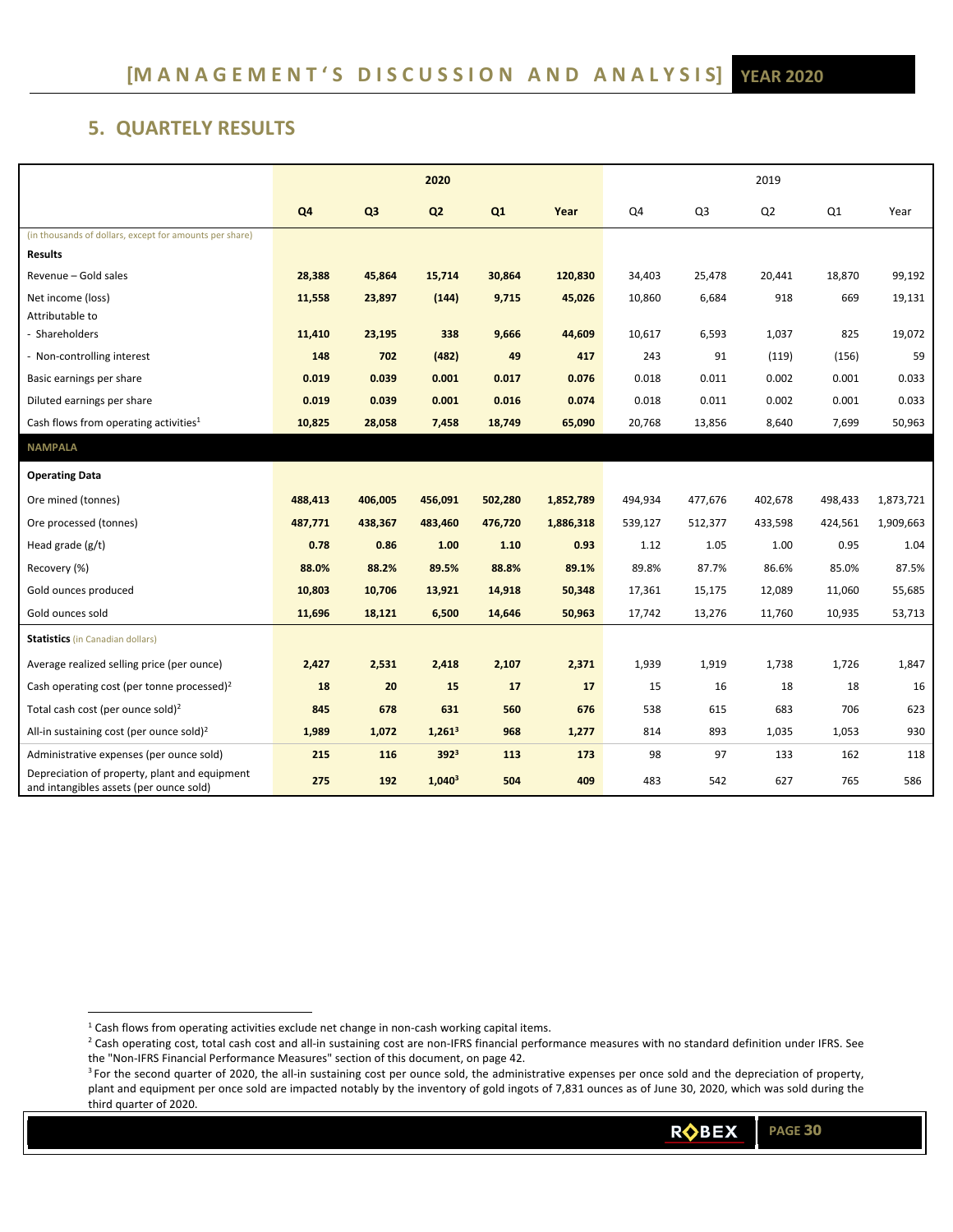## 5. QUARTELY RESULTS

| | 2020 | | | | | 2019 | | | | |
|---|---|---|---|---|---|---|---|---|---|---|
| | **Q4** | **Q3** | **Q2** | **Q1** | **Year** | Q4 | Q3 | Q2 | Q1 | Year |
| (in thousands of dollars, except for amounts per share) | | | | | | | | | | |
| **Results** | | | | | | | | | | |
| Revenue – Gold sales | **28,388** | **45,864** | **15,714** | **30,864** | **120,830** | 34,403 | 25,478 | 20,441 | 18,870 | 99,192 |
| Net income (loss) | **11,558** | **23,897** | **(144)** | **9,715** | **45,026** | 10,860 | 6,684 | 918 | 669 | 19,131 |
| Attributable to | | | | | | | | | | |
| - Shareholders | **11,410** | **23,195** | **338** | **9,666** | **44,609** | 10,617 | 6,593 | 1,037 | 825 | 19,072 |
| - Non-controlling interest | **148** | **702** | **(482)** | **49** | **417** | 243 | 91 | (119) | (156) | 59 |
| Basic earnings per share | **0.019** | **0.039** | **0.001** | **0.017** | **0.076** | 0.018 | 0.011 | 0.002 | 0.001 | 0.033 |
| Diluted earnings per share | **0.019** | **0.039** | **0.001** | **0.016** | **0.074** | 0.018 | 0.011 | 0.002 | 0.001 | 0.033 |
| Cash flows from operating activities[1] | **10,825** | **28,058** | **7,458** | **18,749** | **65,090** | 20,768 | 13,856 | 8,640 | 7,699 | 50,963 |
| **NAMPALA** | | | | | | | | | | |
| **Operating Data** | | | | | | | | | | |
| Ore mined (tonnes) | **488,413** | **406,005** | **456,091** | **502,280** | **1,852,789** | 494,934 | 477,676 | 402,678 | 498,433 | 1,873,721 |
| Ore processed (tonnes) | **487,771** | **438,367** | **483,460** | **476,720** | **1,886,318** | 539,127 | 512,377 | 433,598 | 424,561 | 1,909,663 |
| Head grade (g/t) | **0.78** | **0.86** | **1.00** | **1.10** | **0.93** | 1.12 | 1.05 | 1.00 | 0.95 | 1.04 |
| Recovery (%) | **88.0%** | **88.2%** | **89.5%** | **88.8%** | **89.1%** | 89.8% | 87.7% | 86.6% | 85.0% | 87.5% |
| Gold ounces produced | **10,803** | **10,706** | **13,921** | **14,918** | **50,348** | 17,361 | 15,175 | 12,089 | 11,060 | 55,685 |
| Gold ounces sold | **11,696** | **18,121** | **6,500** | **14,646** | **50,963** | 17,742 | 13,276 | 11,760 | 10,935 | 53,713 |
| **Statistics** (in Canadian dollars) | | | | | | | | | | |
| Average realized selling price (per ounce) | **2,427** | **2,531** | **2,418** | **2,107** | **2,371** | 1,939 | 1,919 | 1,738 | 1,726 | 1,847 |
| Cash operating cost (per tonne processed)[2] | **18** | **20** | **15** | **17** | **17** | 15 | 16 | 18 | 18 | 16 |
| Total cash cost (per ounce sold)[2] | **845** | **678** | **631** | **560** | **676** | 538 | 615 | 683 | 706 | 623 |
| All-in sustaining cost (per ounce sold)[2] | **1,989** | **1,072** | **1,261[3]** | **968** | **1,277** | 814 | 893 | 1,035 | 1,053 | 930 |
| Administrative expenses (per ounce sold) | **215** | **116** | **392[3]** | **113** | **173** | 98 | 97 | 133 | 162 | 118 |
| Depreciation of property, plant and equipment and intangibles assets (per ounce sold) | **275** | **192** | **1,040[3]** | **504** | **409** | 483 | 542 | 627 | 765 | 586 |

[1] Cash flows from operating activities exclude net change in non-cash working capital items.

[2] Cash operating cost, total cash cost and all-in sustaining cost are non-IFRS financial performance measures with no standard definition under IFRS. See the "Non-IFRS Financial Performance Measures" section of this document, on page 42.

[3] For the second quarter of 2020, the all-in sustaining cost per ounce sold, the administrative expenses per once sold and the depreciation of property, plant and equipment per once sold are impacted notably by the inventory of gold ingots of 7,831 ounces as of June 30, 2020, which was sold during the third quarter of 2020.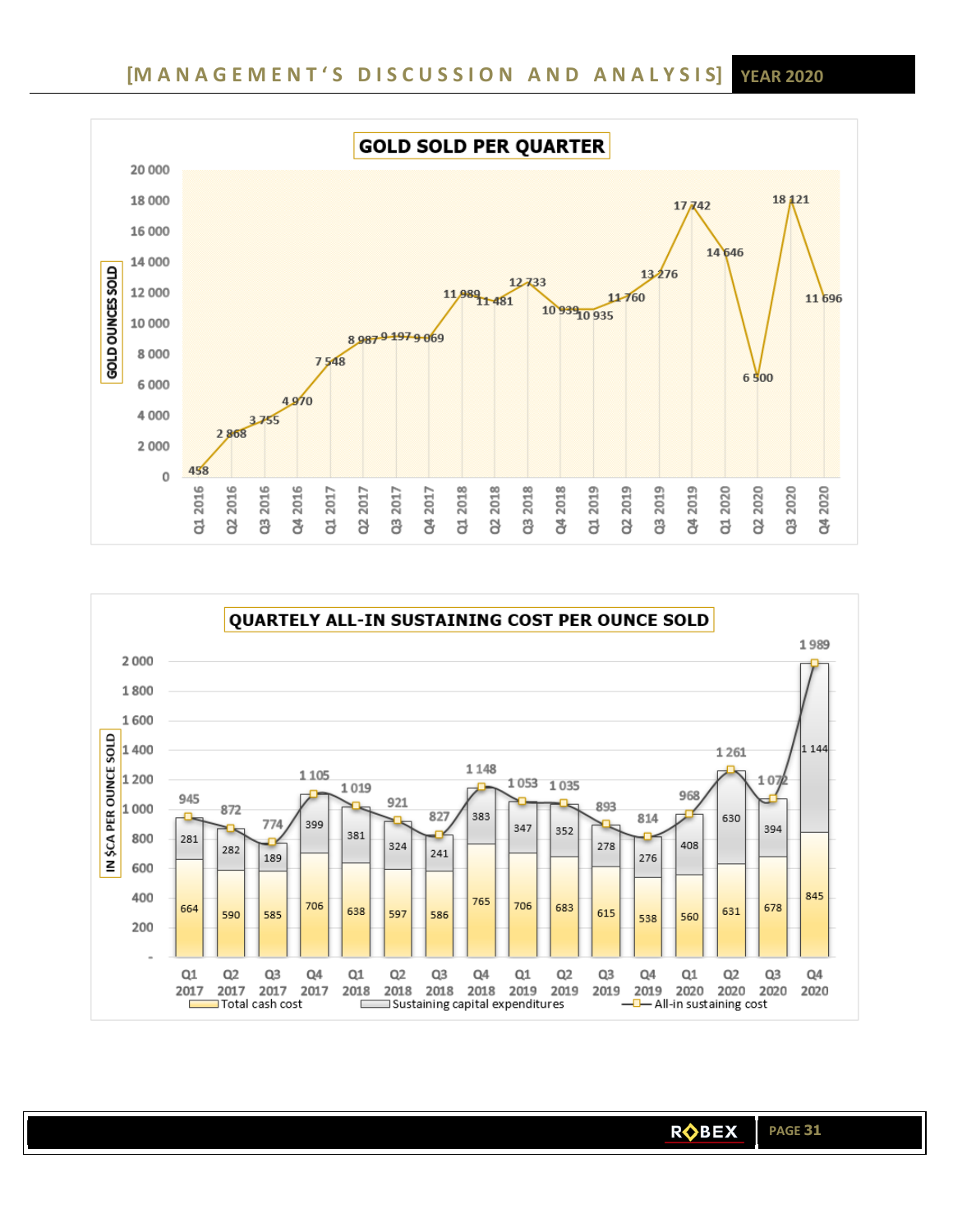## GOLD SOLD PER QUARTER

| Quarter | Gold ounces sold |
|---|---|
| Q1 2016 | 458 |
| Q2 2016 | 2 868 |
| Q3 2016 | 3 755 |
| Q4 2016 | 4 970 |
| Q1 2017 | 7 548 |
| Q2 2017 | 8 987 |
| Q3 2017 | 9 197 |
| Q4 2017 | 9 069 |
| Q1 2018 | 11 989 |
| Q2 2018 | 11 481 |
| Q3 2018 | 12 733 |
| Q4 2018 | 10 939 |
| Q1 2019 | 10 935 |
| Q2 2019 | 11 760 |
| Q3 2019 | 13 276 |
| Q4 2019 | 17 742 |
| Q1 2020 | 14 646 |
| Q2 2020 | 6 500 |
| Q3 2020 | 18 121 |
| Q4 2020 | 11 696 |

## QUARTELY ALL-IN SUSTAINING COST PER OUNCE SOLD

IN $CA PER OUNCE SOLD

| Quarter | Total cash cost | Sustaining capital expenditures | All-in sustaining cost |
|---|---|---|---|
| Q1 2017 | 664 | 281 | 945 |
| Q2 2017 | 590 | 282 | 872 |
| Q3 2017 | 585 | 189 | 774 |
| Q4 2017 | 706 | 399 | 1 105 |
| Q1 2018 | 638 | 381 | 1 019 |
| Q2 2018 | 597 | 324 | 921 |
| Q3 2018 | 586 | 241 | 827 |
| Q4 2018 | 765 | 383 | 1 148 |
| Q1 2019 | 706 | 347 | 1 053 |
| Q2 2019 | 683 | 352 | 1 035 |
| Q3 2019 | 615 | 278 | 893 |
| Q4 2019 | 538 | 276 | 814 |
| Q1 2020 | 560 | 408 | 968 |
| Q2 2020 | 631 | 630 | 1 261 |
| Q3 2020 | 678 | 394 | 1 072 |
| Q4 2020 | 845 | 1 144 | 1 989 |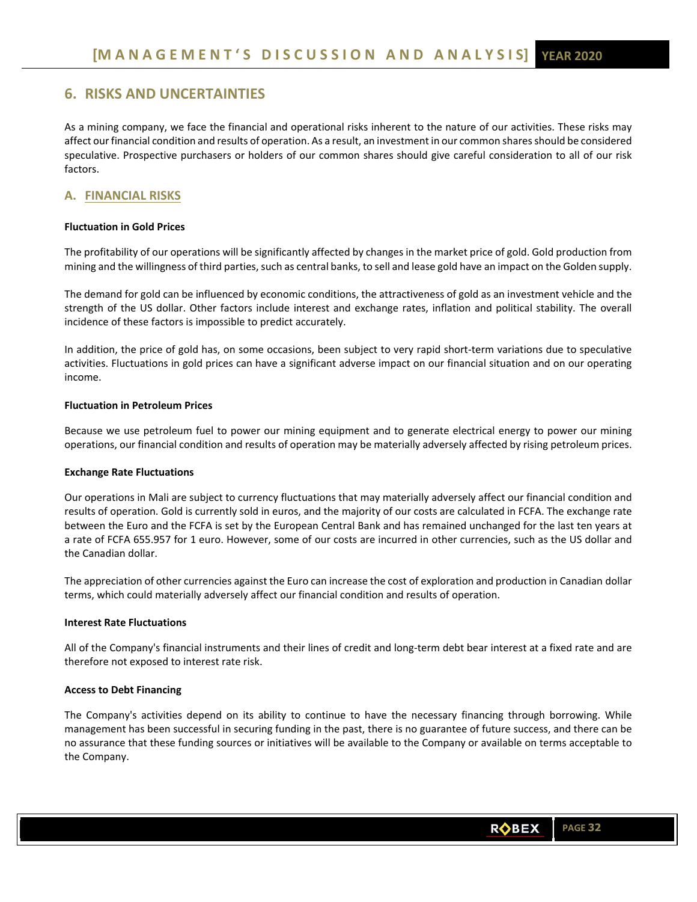## 6. RISKS AND UNCERTAINTIES

As a mining company, we face the financial and operational risks inherent to the nature of our activities. These risks may affect our financial condition and results of operation. As a result, an investment in our common shares should be considered speculative. Prospective purchasers or holders of our common shares should give careful consideration to all of our risk factors.

### A. FINANCIAL RISKS

**Fluctuation in Gold Prices**

The profitability of our operations will be significantly affected by changes in the market price of gold. Gold production from mining and the willingness of third parties, such as central banks, to sell and lease gold have an impact on the Golden supply.

The demand for gold can be influenced by economic conditions, the attractiveness of gold as an investment vehicle and the strength of the US dollar. Other factors include interest and exchange rates, inflation and political stability. The overall incidence of these factors is impossible to predict accurately.

In addition, the price of gold has, on some occasions, been subject to very rapid short-term variations due to speculative activities. Fluctuations in gold prices can have a significant adverse impact on our financial situation and on our operating income.

**Fluctuation in Petroleum Prices**

Because we use petroleum fuel to power our mining equipment and to generate electrical energy to power our mining operations, our financial condition and results of operation may be materially adversely affected by rising petroleum prices.

**Exchange Rate Fluctuations**

Our operations in Mali are subject to currency fluctuations that may materially adversely affect our financial condition and results of operation. Gold is currently sold in euros, and the majority of our costs are calculated in FCFA. The exchange rate between the Euro and the FCFA is set by the European Central Bank and has remained unchanged for the last ten years at a rate of FCFA 655.957 for 1 euro. However, some of our costs are incurred in other currencies, such as the US dollar and the Canadian dollar.

The appreciation of other currencies against the Euro can increase the cost of exploration and production in Canadian dollar terms, which could materially adversely affect our financial condition and results of operation.

**Interest Rate Fluctuations**

All of the Company's financial instruments and their lines of credit and long-term debt bear interest at a fixed rate and are therefore not exposed to interest rate risk.

**Access to Debt Financing**

The Company's activities depend on its ability to continue to have the necessary financing through borrowing. While management has been successful in securing funding in the past, there is no guarantee of future success, and there can be no assurance that these funding sources or initiatives will be available to the Company or available on terms acceptable to the Company.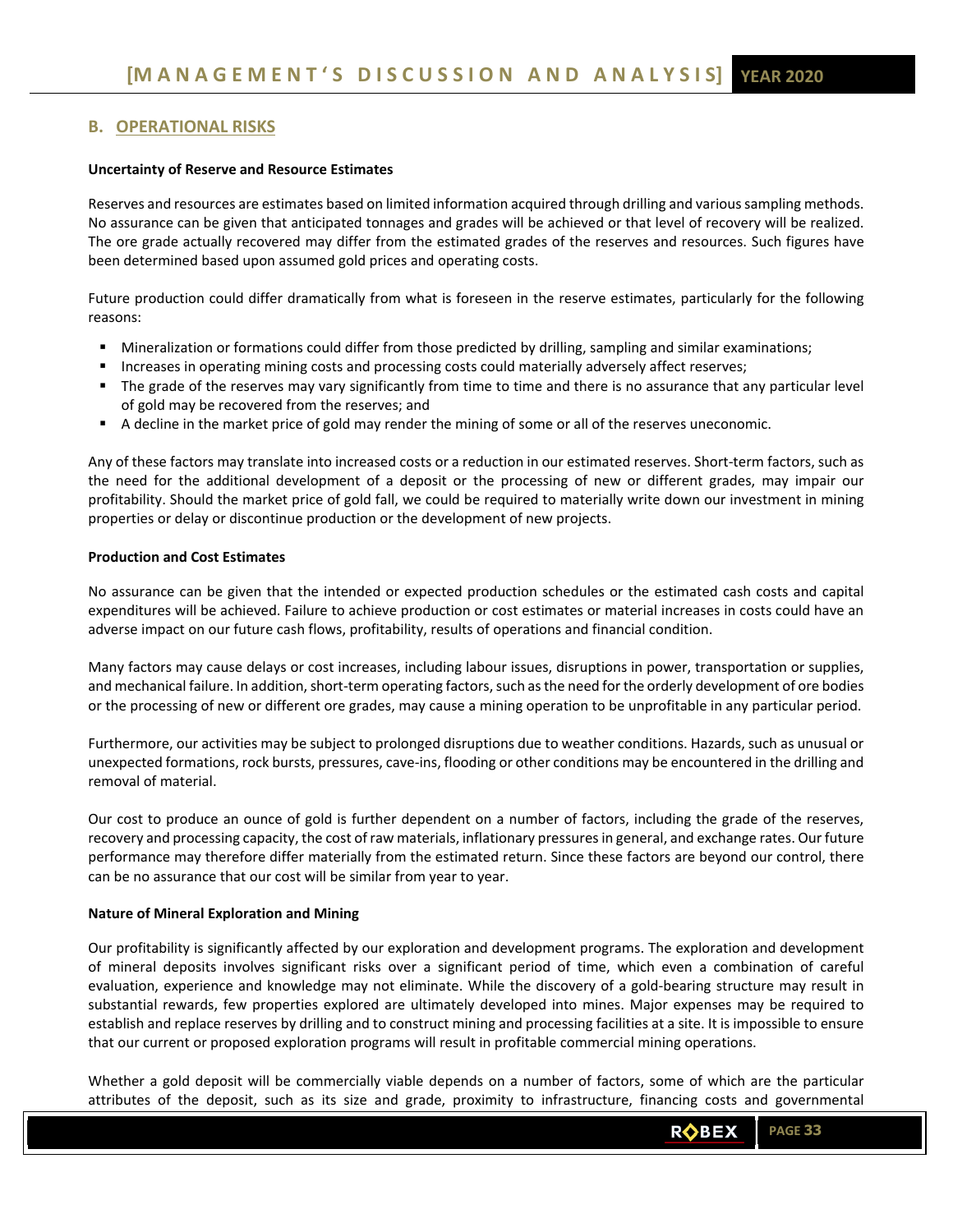## B. OPERATIONAL RISKS

**Uncertainty of Reserve and Resource Estimates**

Reserves and resources are estimates based on limited information acquired through drilling and various sampling methods. No assurance can be given that anticipated tonnages and grades will be achieved or that level of recovery will be realized. The ore grade actually recovered may differ from the estimated grades of the reserves and resources. Such figures have been determined based upon assumed gold prices and operating costs.

Future production could differ dramatically from what is foreseen in the reserve estimates, particularly for the following reasons:

- Mineralization or formations could differ from those predicted by drilling, sampling and similar examinations;
- Increases in operating mining costs and processing costs could materially adversely affect reserves;
- The grade of the reserves may vary significantly from time to time and there is no assurance that any particular level of gold may be recovered from the reserves; and
- A decline in the market price of gold may render the mining of some or all of the reserves uneconomic.

Any of these factors may translate into increased costs or a reduction in our estimated reserves. Short-term factors, such as the need for the additional development of a deposit or the processing of new or different grades, may impair our profitability. Should the market price of gold fall, we could be required to materially write down our investment in mining properties or delay or discontinue production or the development of new projects.

**Production and Cost Estimates**

No assurance can be given that the intended or expected production schedules or the estimated cash costs and capital expenditures will be achieved. Failure to achieve production or cost estimates or material increases in costs could have an adverse impact on our future cash flows, profitability, results of operations and financial condition.

Many factors may cause delays or cost increases, including labour issues, disruptions in power, transportation or supplies, and mechanical failure. In addition, short-term operating factors, such as the need for the orderly development of ore bodies or the processing of new or different ore grades, may cause a mining operation to be unprofitable in any particular period.

Furthermore, our activities may be subject to prolonged disruptions due to weather conditions. Hazards, such as unusual or unexpected formations, rock bursts, pressures, cave-ins, flooding or other conditions may be encountered in the drilling and removal of material.

Our cost to produce an ounce of gold is further dependent on a number of factors, including the grade of the reserves, recovery and processing capacity, the cost of raw materials, inflationary pressures in general, and exchange rates. Our future performance may therefore differ materially from the estimated return. Since these factors are beyond our control, there can be no assurance that our cost will be similar from year to year.

**Nature of Mineral Exploration and Mining**

Our profitability is significantly affected by our exploration and development programs. The exploration and development of mineral deposits involves significant risks over a significant period of time, which even a combination of careful evaluation, experience and knowledge may not eliminate. While the discovery of a gold-bearing structure may result in substantial rewards, few properties explored are ultimately developed into mines. Major expenses may be required to establish and replace reserves by drilling and to construct mining and processing facilities at a site. It is impossible to ensure that our current or proposed exploration programs will result in profitable commercial mining operations.

Whether a gold deposit will be commercially viable depends on a number of factors, some of which are the particular attributes of the deposit, such as its size and grade, proximity to infrastructure, financing costs and governmental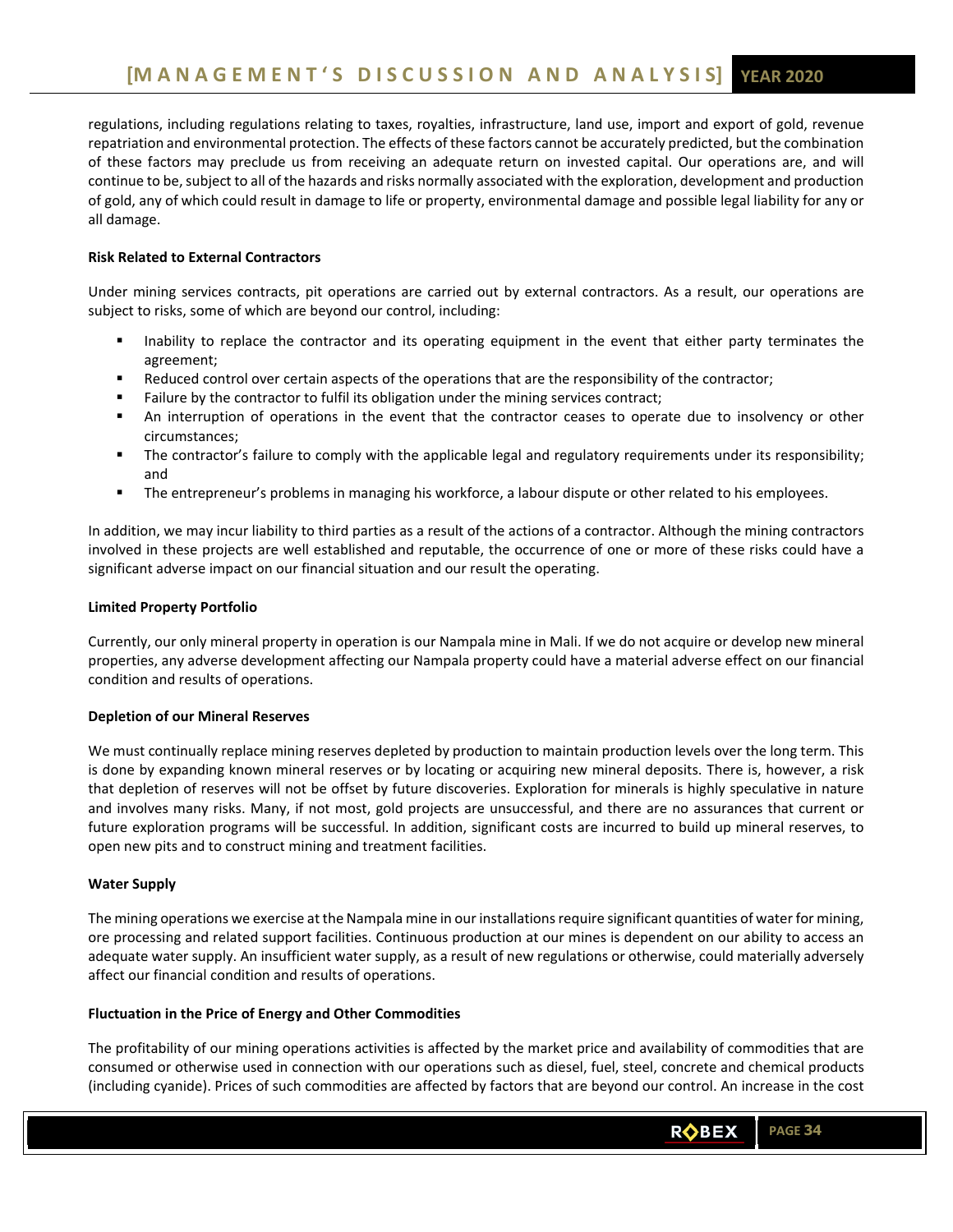regulations, including regulations relating to taxes, royalties, infrastructure, land use, import and export of gold, revenue repatriation and environmental protection. The effects of these factors cannot be accurately predicted, but the combination of these factors may preclude us from receiving an adequate return on invested capital. Our operations are, and will continue to be, subject to all of the hazards and risks normally associated with the exploration, development and production of gold, any of which could result in damage to life or property, environmental damage and possible legal liability for any or all damage.

**Risk Related to External Contractors**

Under mining services contracts, pit operations are carried out by external contractors. As a result, our operations are subject to risks, some of which are beyond our control, including:

- Inability to replace the contractor and its operating equipment in the event that either party terminates the agreement;
- Reduced control over certain aspects of the operations that are the responsibility of the contractor;
- Failure by the contractor to fulfil its obligation under the mining services contract;
- An interruption of operations in the event that the contractor ceases to operate due to insolvency or other circumstances;
- The contractor's failure to comply with the applicable legal and regulatory requirements under its responsibility; and
- The entrepreneur's problems in managing his workforce, a labour dispute or other related to his employees.

In addition, we may incur liability to third parties as a result of the actions of a contractor. Although the mining contractors involved in these projects are well established and reputable, the occurrence of one or more of these risks could have a significant adverse impact on our financial situation and our result the operating.

**Limited Property Portfolio**

Currently, our only mineral property in operation is our Nampala mine in Mali. If we do not acquire or develop new mineral properties, any adverse development affecting our Nampala property could have a material adverse effect on our financial condition and results of operations.

**Depletion of our Mineral Reserves**

We must continually replace mining reserves depleted by production to maintain production levels over the long term. This is done by expanding known mineral reserves or by locating or acquiring new mineral deposits. There is, however, a risk that depletion of reserves will not be offset by future discoveries. Exploration for minerals is highly speculative in nature and involves many risks. Many, if not most, gold projects are unsuccessful, and there are no assurances that current or future exploration programs will be successful. In addition, significant costs are incurred to build up mineral reserves, to open new pits and to construct mining and treatment facilities.

**Water Supply**

The mining operations we exercise at the Nampala mine in our installations require significant quantities of water for mining, ore processing and related support facilities. Continuous production at our mines is dependent on our ability to access an adequate water supply. An insufficient water supply, as a result of new regulations or otherwise, could materially adversely affect our financial condition and results of operations.

**Fluctuation in the Price of Energy and Other Commodities**

The profitability of our mining operations activities is affected by the market price and availability of commodities that are consumed or otherwise used in connection with our operations such as diesel, fuel, steel, concrete and chemical products (including cyanide). Prices of such commodities are affected by factors that are beyond our control. An increase in the cost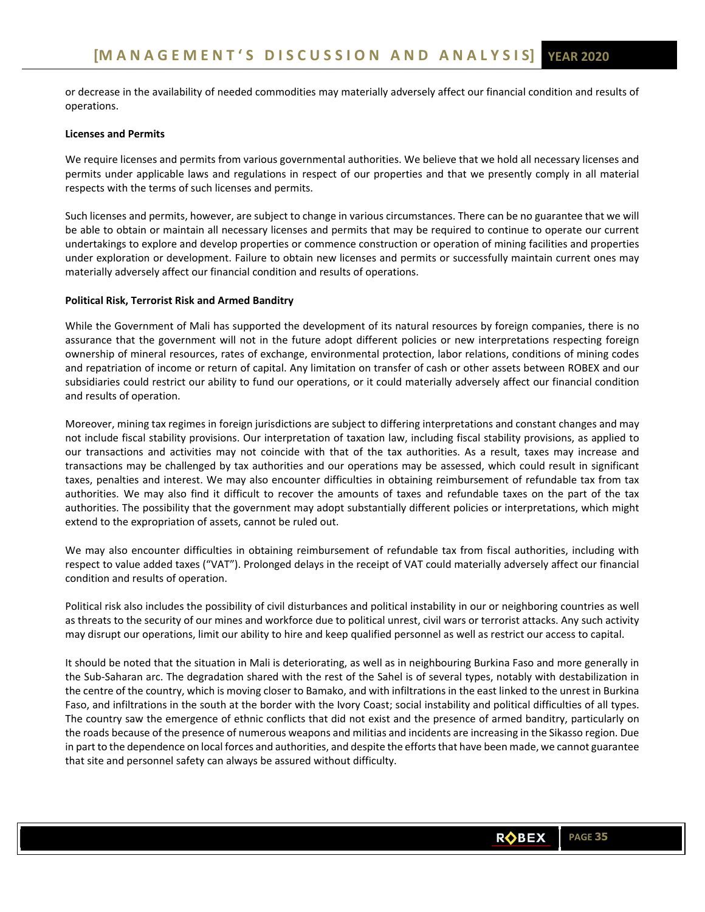or decrease in the availability of needed commodities may materially adversely affect our financial condition and results of operations.

**Licenses and Permits**

We require licenses and permits from various governmental authorities. We believe that we hold all necessary licenses and permits under applicable laws and regulations in respect of our properties and that we presently comply in all material respects with the terms of such licenses and permits.

Such licenses and permits, however, are subject to change in various circumstances. There can be no guarantee that we will be able to obtain or maintain all necessary licenses and permits that may be required to continue to operate our current undertakings to explore and develop properties or commence construction or operation of mining facilities and properties under exploration or development. Failure to obtain new licenses and permits or successfully maintain current ones may materially adversely affect our financial condition and results of operations.

**Political Risk, Terrorist Risk and Armed Banditry**

While the Government of Mali has supported the development of its natural resources by foreign companies, there is no assurance that the government will not in the future adopt different policies or new interpretations respecting foreign ownership of mineral resources, rates of exchange, environmental protection, labor relations, conditions of mining codes and repatriation of income or return of capital. Any limitation on transfer of cash or other assets between ROBEX and our subsidiaries could restrict our ability to fund our operations, or it could materially adversely affect our financial condition and results of operation.

Moreover, mining tax regimes in foreign jurisdictions are subject to differing interpretations and constant changes and may not include fiscal stability provisions. Our interpretation of taxation law, including fiscal stability provisions, as applied to our transactions and activities may not coincide with that of the tax authorities. As a result, taxes may increase and transactions may be challenged by tax authorities and our operations may be assessed, which could result in significant taxes, penalties and interest. We may also encounter difficulties in obtaining reimbursement of refundable tax from tax authorities. We may also find it difficult to recover the amounts of taxes and refundable taxes on the part of the tax authorities. The possibility that the government may adopt substantially different policies or interpretations, which might extend to the expropriation of assets, cannot be ruled out.

We may also encounter difficulties in obtaining reimbursement of refundable tax from fiscal authorities, including with respect to value added taxes ("VAT"). Prolonged delays in the receipt of VAT could materially adversely affect our financial condition and results of operation.

Political risk also includes the possibility of civil disturbances and political instability in our or neighboring countries as well as threats to the security of our mines and workforce due to political unrest, civil wars or terrorist attacks. Any such activity may disrupt our operations, limit our ability to hire and keep qualified personnel as well as restrict our access to capital.

It should be noted that the situation in Mali is deteriorating, as well as in neighbouring Burkina Faso and more generally in the Sub-Saharan arc. The degradation shared with the rest of the Sahel is of several types, notably with destabilization in the centre of the country, which is moving closer to Bamako, and with infiltrations in the east linked to the unrest in Burkina Faso, and infiltrations in the south at the border with the Ivory Coast; social instability and political difficulties of all types. The country saw the emergence of ethnic conflicts that did not exist and the presence of armed banditry, particularly on the roads because of the presence of numerous weapons and militias and incidents are increasing in the Sikasso region. Due in part to the dependence on local forces and authorities, and despite the efforts that have been made, we cannot guarantee that site and personnel safety can always be assured without difficulty.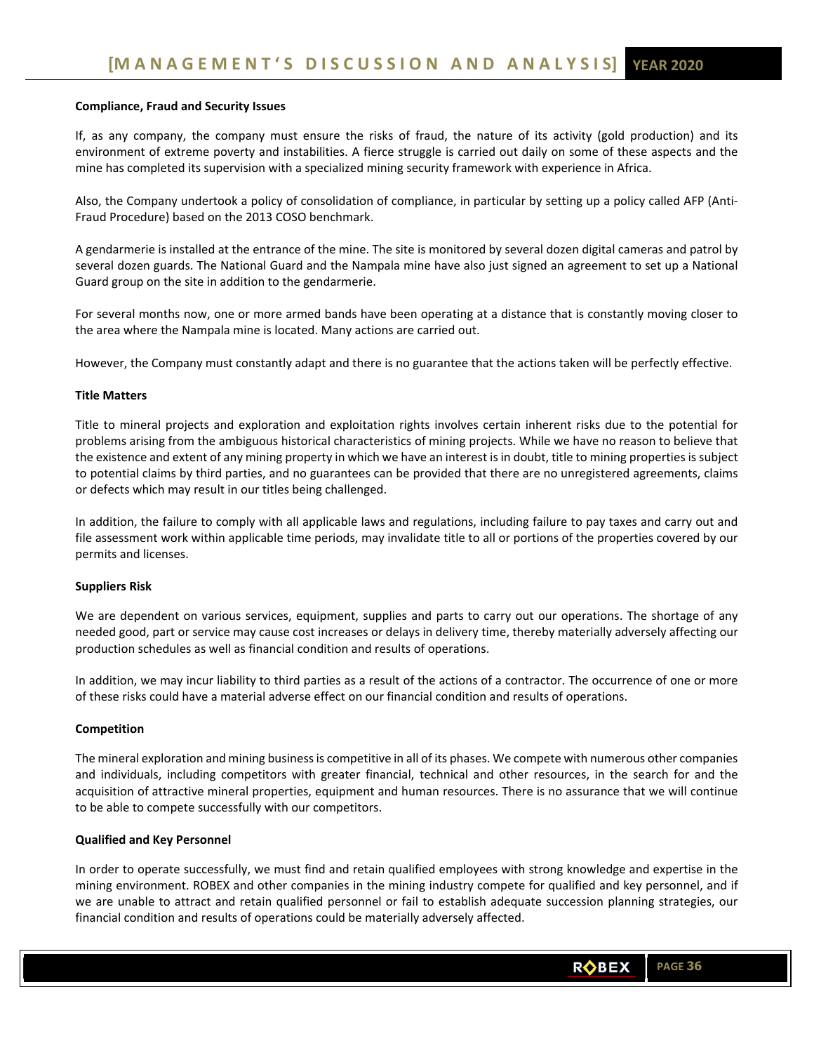**Compliance, Fraud and Security Issues**

If, as any company, the company must ensure the risks of fraud, the nature of its activity (gold production) and its environment of extreme poverty and instabilities. A fierce struggle is carried out daily on some of these aspects and the mine has completed its supervision with a specialized mining security framework with experience in Africa.

Also, the Company undertook a policy of consolidation of compliance, in particular by setting up a policy called AFP (Anti-Fraud Procedure) based on the 2013 COSO benchmark.

A gendarmerie is installed at the entrance of the mine. The site is monitored by several dozen digital cameras and patrol by several dozen guards. The National Guard and the Nampala mine have also just signed an agreement to set up a National Guard group on the site in addition to the gendarmerie.

For several months now, one or more armed bands have been operating at a distance that is constantly moving closer to the area where the Nampala mine is located. Many actions are carried out.

However, the Company must constantly adapt and there is no guarantee that the actions taken will be perfectly effective.

**Title Matters**

Title to mineral projects and exploration and exploitation rights involves certain inherent risks due to the potential for problems arising from the ambiguous historical characteristics of mining projects. While we have no reason to believe that the existence and extent of any mining property in which we have an interest is in doubt, title to mining properties is subject to potential claims by third parties, and no guarantees can be provided that there are no unregistered agreements, claims or defects which may result in our titles being challenged.

In addition, the failure to comply with all applicable laws and regulations, including failure to pay taxes and carry out and file assessment work within applicable time periods, may invalidate title to all or portions of the properties covered by our permits and licenses.

**Suppliers Risk**

We are dependent on various services, equipment, supplies and parts to carry out our operations. The shortage of any needed good, part or service may cause cost increases or delays in delivery time, thereby materially adversely affecting our production schedules as well as financial condition and results of operations.

In addition, we may incur liability to third parties as a result of the actions of a contractor. The occurrence of one or more of these risks could have a material adverse effect on our financial condition and results of operations.

**Competition**

The mineral exploration and mining business is competitive in all of its phases. We compete with numerous other companies and individuals, including competitors with greater financial, technical and other resources, in the search for and the acquisition of attractive mineral properties, equipment and human resources. There is no assurance that we will continue to be able to compete successfully with our competitors.

**Qualified and Key Personnel**

In order to operate successfully, we must find and retain qualified employees with strong knowledge and expertise in the mining environment. ROBEX and other companies in the mining industry compete for qualified and key personnel, and if we are unable to attract and retain qualified personnel or fail to establish adequate succession planning strategies, our financial condition and results of operations could be materially adversely affected.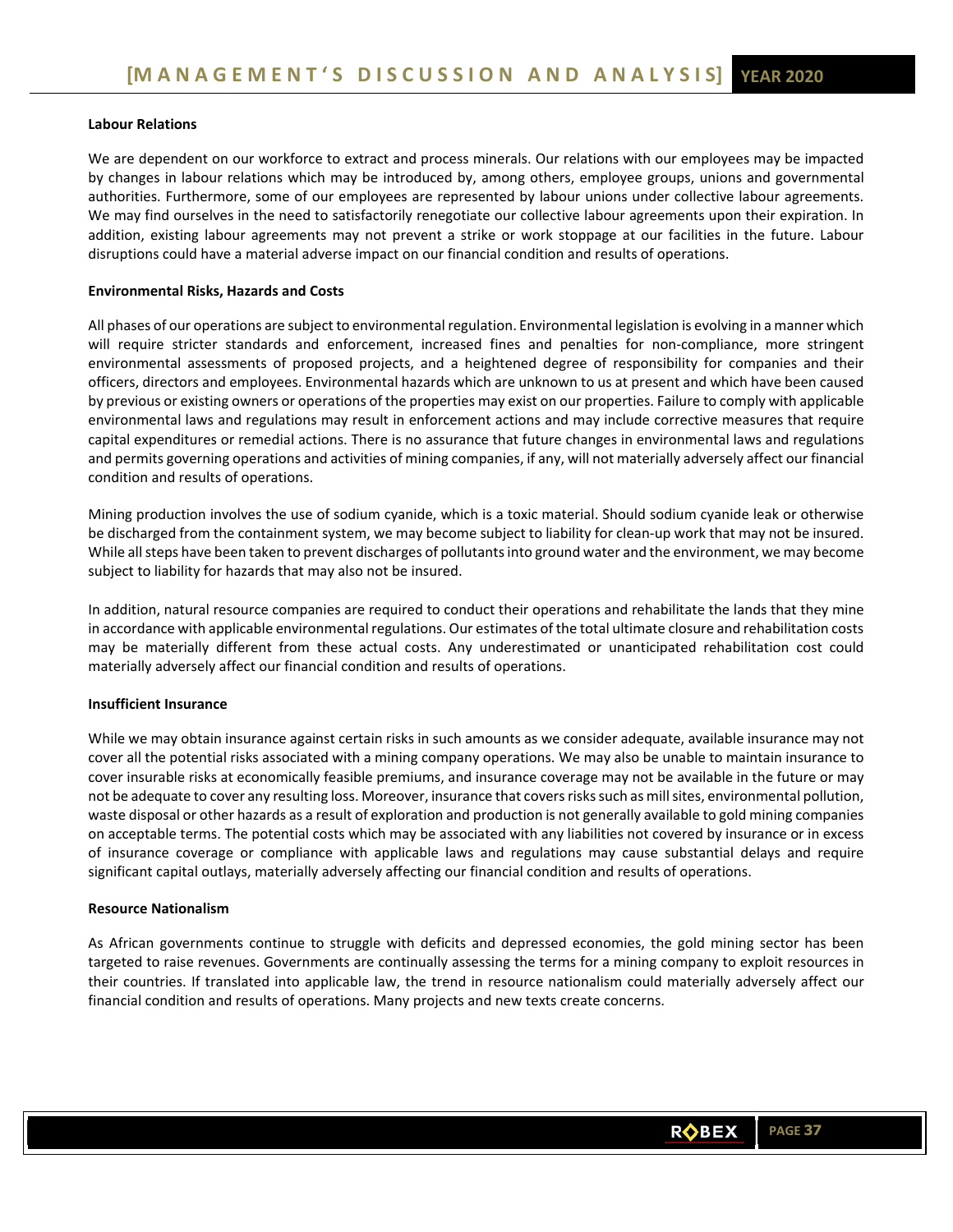#### Labour Relations

We are dependent on our workforce to extract and process minerals. Our relations with our employees may be impacted by changes in labour relations which may be introduced by, among others, employee groups, unions and governmental authorities. Furthermore, some of our employees are represented by labour unions under collective labour agreements. We may find ourselves in the need to satisfactorily renegotiate our collective labour agreements upon their expiration. In addition, existing labour agreements may not prevent a strike or work stoppage at our facilities in the future. Labour disruptions could have a material adverse impact on our financial condition and results of operations.

#### Environmental Risks, Hazards and Costs

All phases of our operations are subject to environmental regulation. Environmental legislation is evolving in a manner which will require stricter standards and enforcement, increased fines and penalties for non-compliance, more stringent environmental assessments of proposed projects, and a heightened degree of responsibility for companies and their officers, directors and employees. Environmental hazards which are unknown to us at present and which have been caused by previous or existing owners or operations of the properties may exist on our properties. Failure to comply with applicable environmental laws and regulations may result in enforcement actions and may include corrective measures that require capital expenditures or remedial actions. There is no assurance that future changes in environmental laws and regulations and permits governing operations and activities of mining companies, if any, will not materially adversely affect our financial condition and results of operations.

Mining production involves the use of sodium cyanide, which is a toxic material. Should sodium cyanide leak or otherwise be discharged from the containment system, we may become subject to liability for clean-up work that may not be insured. While all steps have been taken to prevent discharges of pollutants into ground water and the environment, we may become subject to liability for hazards that may also not be insured.

In addition, natural resource companies are required to conduct their operations and rehabilitate the lands that they mine in accordance with applicable environmental regulations. Our estimates of the total ultimate closure and rehabilitation costs may be materially different from these actual costs. Any underestimated or unanticipated rehabilitation cost could materially adversely affect our financial condition and results of operations.

#### Insufficient Insurance

While we may obtain insurance against certain risks in such amounts as we consider adequate, available insurance may not cover all the potential risks associated with a mining company operations. We may also be unable to maintain insurance to cover insurable risks at economically feasible premiums, and insurance coverage may not be available in the future or may not be adequate to cover any resulting loss. Moreover, insurance that covers risks such as mill sites, environmental pollution, waste disposal or other hazards as a result of exploration and production is not generally available to gold mining companies on acceptable terms. The potential costs which may be associated with any liabilities not covered by insurance or in excess of insurance coverage or compliance with applicable laws and regulations may cause substantial delays and require significant capital outlays, materially adversely affecting our financial condition and results of operations.

#### Resource Nationalism

As African governments continue to struggle with deficits and depressed economies, the gold mining sector has been targeted to raise revenues. Governments are continually assessing the terms for a mining company to exploit resources in their countries. If translated into applicable law, the trend in resource nationalism could materially adversely affect our financial condition and results of operations. Many projects and new texts create concerns.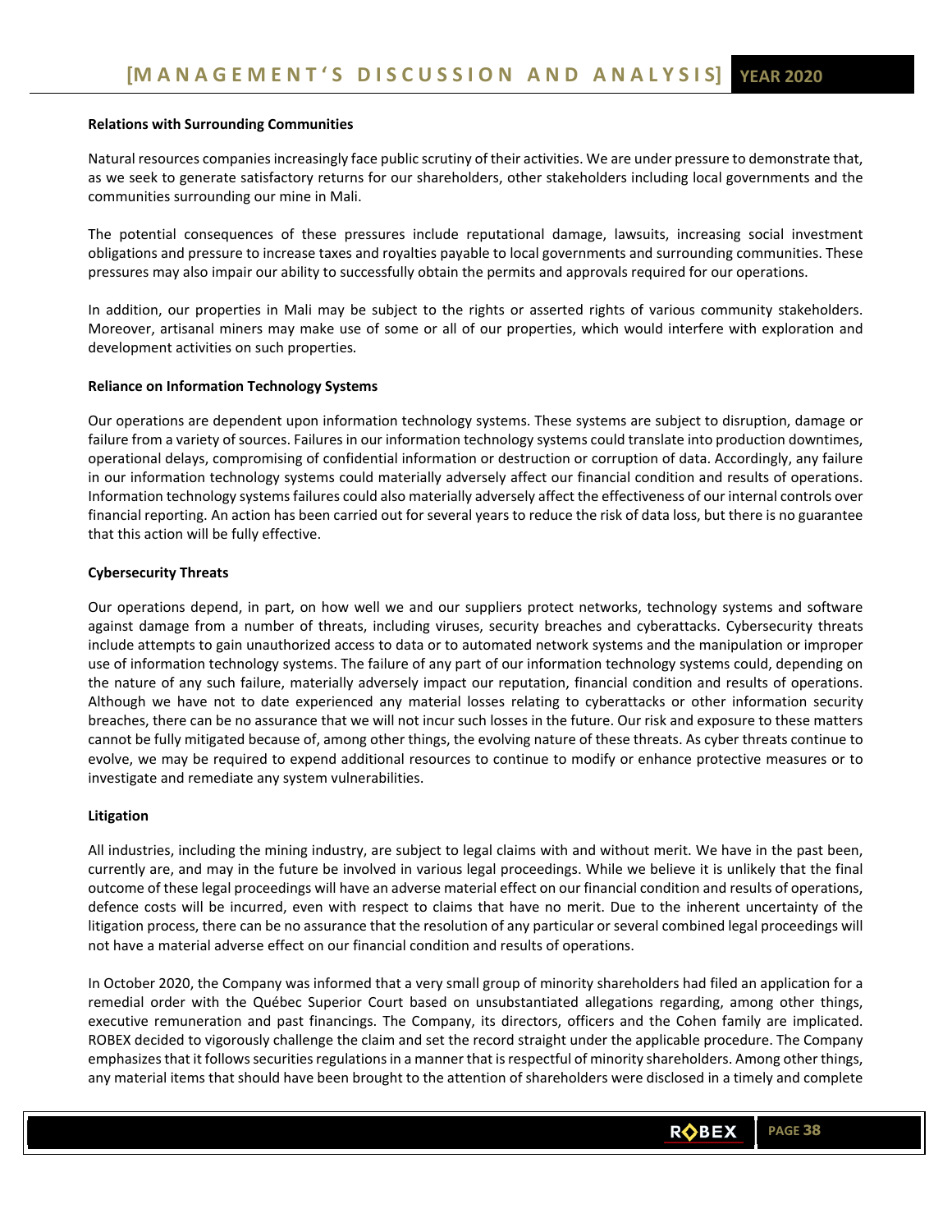**Relations with Surrounding Communities**

Natural resources companies increasingly face public scrutiny of their activities. We are under pressure to demonstrate that, as we seek to generate satisfactory returns for our shareholders, other stakeholders including local governments and the communities surrounding our mine in Mali.

The potential consequences of these pressures include reputational damage, lawsuits, increasing social investment obligations and pressure to increase taxes and royalties payable to local governments and surrounding communities. These pressures may also impair our ability to successfully obtain the permits and approvals required for our operations.

In addition, our properties in Mali may be subject to the rights or asserted rights of various community stakeholders. Moreover, artisanal miners may make use of some or all of our properties, which would interfere with exploration and development activities on such properties.

**Reliance on Information Technology Systems**

Our operations are dependent upon information technology systems. These systems are subject to disruption, damage or failure from a variety of sources. Failures in our information technology systems could translate into production downtimes, operational delays, compromising of confidential information or destruction or corruption of data. Accordingly, any failure in our information technology systems could materially adversely affect our financial condition and results of operations. Information technology systems failures could also materially adversely affect the effectiveness of our internal controls over financial reporting. An action has been carried out for several years to reduce the risk of data loss, but there is no guarantee that this action will be fully effective.

**Cybersecurity Threats**

Our operations depend, in part, on how well we and our suppliers protect networks, technology systems and software against damage from a number of threats, including viruses, security breaches and cyberattacks. Cybersecurity threats include attempts to gain unauthorized access to data or to automated network systems and the manipulation or improper use of information technology systems. The failure of any part of our information technology systems could, depending on the nature of any such failure, materially adversely impact our reputation, financial condition and results of operations. Although we have not to date experienced any material losses relating to cyberattacks or other information security breaches, there can be no assurance that we will not incur such losses in the future. Our risk and exposure to these matters cannot be fully mitigated because of, among other things, the evolving nature of these threats. As cyber threats continue to evolve, we may be required to expend additional resources to continue to modify or enhance protective measures or to investigate and remediate any system vulnerabilities.

**Litigation**

All industries, including the mining industry, are subject to legal claims with and without merit. We have in the past been, currently are, and may in the future be involved in various legal proceedings. While we believe it is unlikely that the final outcome of these legal proceedings will have an adverse material effect on our financial condition and results of operations, defence costs will be incurred, even with respect to claims that have no merit. Due to the inherent uncertainty of the litigation process, there can be no assurance that the resolution of any particular or several combined legal proceedings will not have a material adverse effect on our financial condition and results of operations.

In October 2020, the Company was informed that a very small group of minority shareholders had filed an application for a remedial order with the Québec Superior Court based on unsubstantiated allegations regarding, among other things, executive remuneration and past financings. The Company, its directors, officers and the Cohen family are implicated. ROBEX decided to vigorously challenge the claim and set the record straight under the applicable procedure. The Company emphasizes that it follows securities regulations in a manner that is respectful of minority shareholders. Among other things, any material items that should have been brought to the attention of shareholders were disclosed in a timely and complete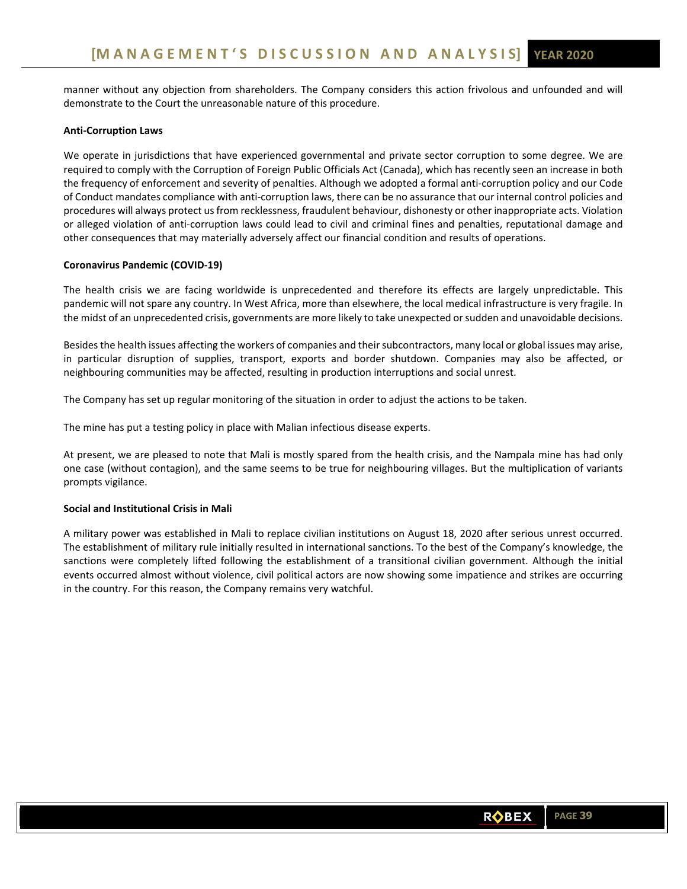manner without any objection from shareholders. The Company considers this action frivolous and unfounded and will demonstrate to the Court the unreasonable nature of this procedure.

**Anti-Corruption Laws**

We operate in jurisdictions that have experienced governmental and private sector corruption to some degree. We are required to comply with the Corruption of Foreign Public Officials Act (Canada), which has recently seen an increase in both the frequency of enforcement and severity of penalties. Although we adopted a formal anti-corruption policy and our Code of Conduct mandates compliance with anti-corruption laws, there can be no assurance that our internal control policies and procedures will always protect us from recklessness, fraudulent behaviour, dishonesty or other inappropriate acts. Violation or alleged violation of anti-corruption laws could lead to civil and criminal fines and penalties, reputational damage and other consequences that may materially adversely affect our financial condition and results of operations.

**Coronavirus Pandemic (COVID-19)**

The health crisis we are facing worldwide is unprecedented and therefore its effects are largely unpredictable. This pandemic will not spare any country. In West Africa, more than elsewhere, the local medical infrastructure is very fragile. In the midst of an unprecedented crisis, governments are more likely to take unexpected or sudden and unavoidable decisions.

Besides the health issues affecting the workers of companies and their subcontractors, many local or global issues may arise, in particular disruption of supplies, transport, exports and border shutdown. Companies may also be affected, or neighbouring communities may be affected, resulting in production interruptions and social unrest.

The Company has set up regular monitoring of the situation in order to adjust the actions to be taken.

The mine has put a testing policy in place with Malian infectious disease experts.

At present, we are pleased to note that Mali is mostly spared from the health crisis, and the Nampala mine has had only one case (without contagion), and the same seems to be true for neighbouring villages. But the multiplication of variants prompts vigilance.

**Social and Institutional Crisis in Mali**

A military power was established in Mali to replace civilian institutions on August 18, 2020 after serious unrest occurred. The establishment of military rule initially resulted in international sanctions. To the best of the Company's knowledge, the sanctions were completely lifted following the establishment of a transitional civilian government. Although the initial events occurred almost without violence, civil political actors are now showing some impatience and strikes are occurring in the country. For this reason, the Company remains very watchful.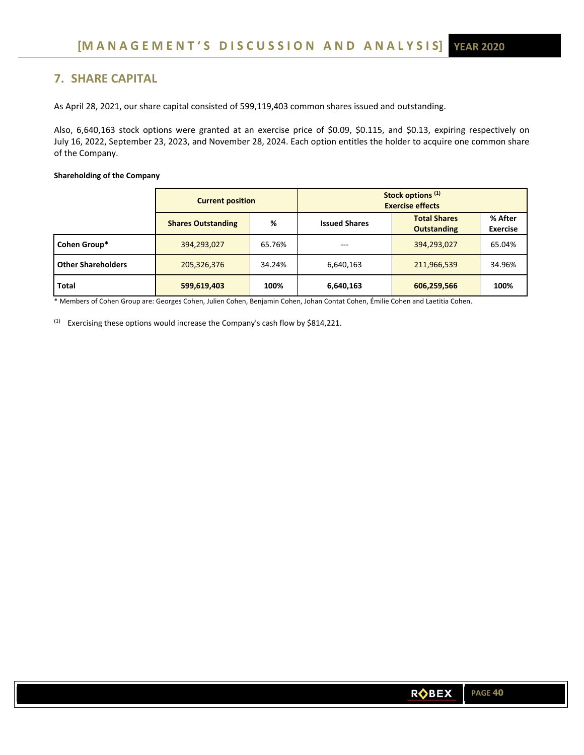## 7. SHARE CAPITAL

As April 28, 2021, our share capital consisted of 599,119,403 common shares issued and outstanding.

Also, 6,640,163 stock options were granted at an exercise price of $0.09, $0.115, and $0.13, expiring respectively on July 16, 2022, September 23, 2023, and November 28, 2024. Each option entitles the holder to acquire one common share of the Company.

**Shareholding of the Company**

| | Current position | | Stock options [1] Exercise effects | | |
|---|---|---|---|---|---|
| | **Shares Outstanding** | **%** | **Issued Shares** | **Total Shares Outstanding** | **% After Exercise** |
| **Cohen Group*** | 394,293,027 | 65.76% | --- | 394,293,027 | 65.04% |
| **Other Shareholders** | 205,326,376 | 34.24% | 6,640,163 | 211,966,539 | 34.96% |
| **Total** | **599,619,403** | **100%** | **6,640,163** | **606,259,566** | **100%** |

* Members of Cohen Group are: Georges Cohen, Julien Cohen, Benjamin Cohen, Johan Contat Cohen, Émilie Cohen and Laetitia Cohen.

[1] Exercising these options would increase the Company's cash flow by $814,221.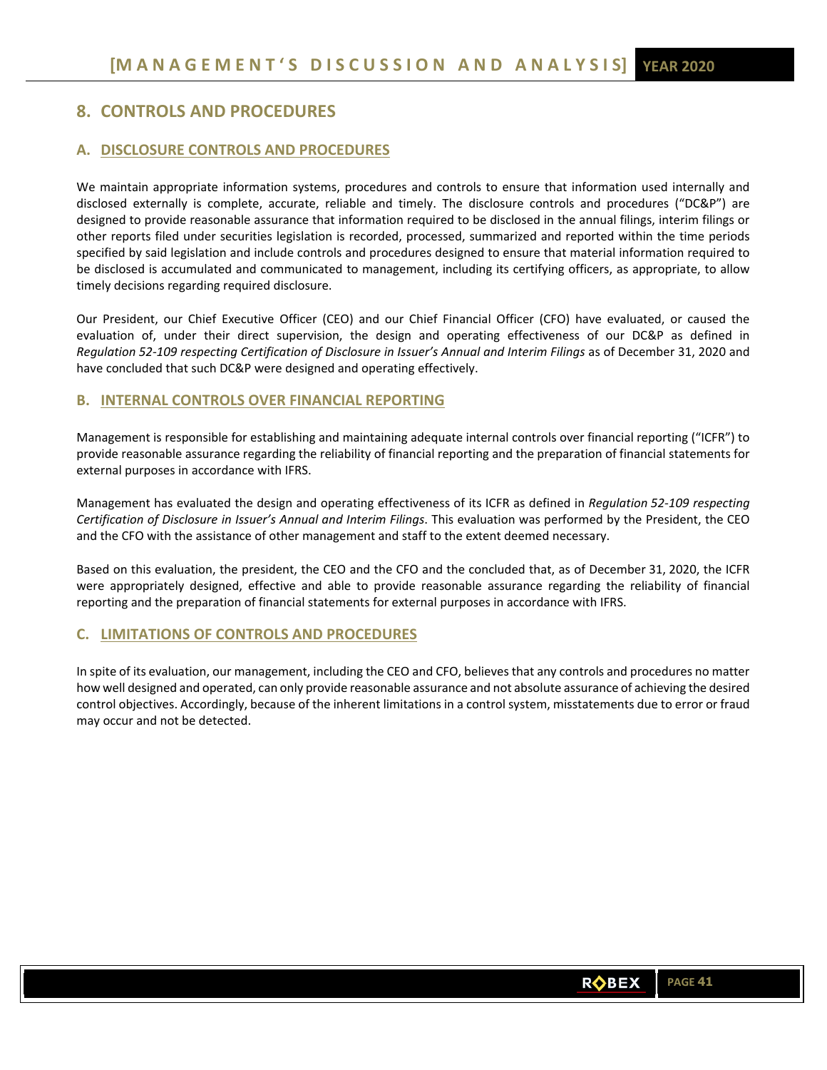## 8. CONTROLS AND PROCEDURES

### A. DISCLOSURE CONTROLS AND PROCEDURES

We maintain appropriate information systems, procedures and controls to ensure that information used internally and disclosed externally is complete, accurate, reliable and timely. The disclosure controls and procedures ("DC&P") are designed to provide reasonable assurance that information required to be disclosed in the annual filings, interim filings or other reports filed under securities legislation is recorded, processed, summarized and reported within the time periods specified by said legislation and include controls and procedures designed to ensure that material information required to be disclosed is accumulated and communicated to management, including its certifying officers, as appropriate, to allow timely decisions regarding required disclosure.

Our President, our Chief Executive Officer (CEO) and our Chief Financial Officer (CFO) have evaluated, or caused the evaluation of, under their direct supervision, the design and operating effectiveness of our DC&P as defined in *Regulation 52-109 respecting Certification of Disclosure in Issuer's Annual and Interim Filings* as of December 31, 2020 and have concluded that such DC&P were designed and operating effectively.

### B. INTERNAL CONTROLS OVER FINANCIAL REPORTING

Management is responsible for establishing and maintaining adequate internal controls over financial reporting ("ICFR") to provide reasonable assurance regarding the reliability of financial reporting and the preparation of financial statements for external purposes in accordance with IFRS.

Management has evaluated the design and operating effectiveness of its ICFR as defined in *Regulation 52-109 respecting Certification of Disclosure in Issuer's Annual and Interim Filings*. This evaluation was performed by the President, the CEO and the CFO with the assistance of other management and staff to the extent deemed necessary.

Based on this evaluation, the president, the CEO and the CFO and the concluded that, as of December 31, 2020, the ICFR were appropriately designed, effective and able to provide reasonable assurance regarding the reliability of financial reporting and the preparation of financial statements for external purposes in accordance with IFRS.

### C. LIMITATIONS OF CONTROLS AND PROCEDURES

In spite of its evaluation, our management, including the CEO and CFO, believes that any controls and procedures no matter how well designed and operated, can only provide reasonable assurance and not absolute assurance of achieving the desired control objectives. Accordingly, because of the inherent limitations in a control system, misstatements due to error or fraud may occur and not be detected.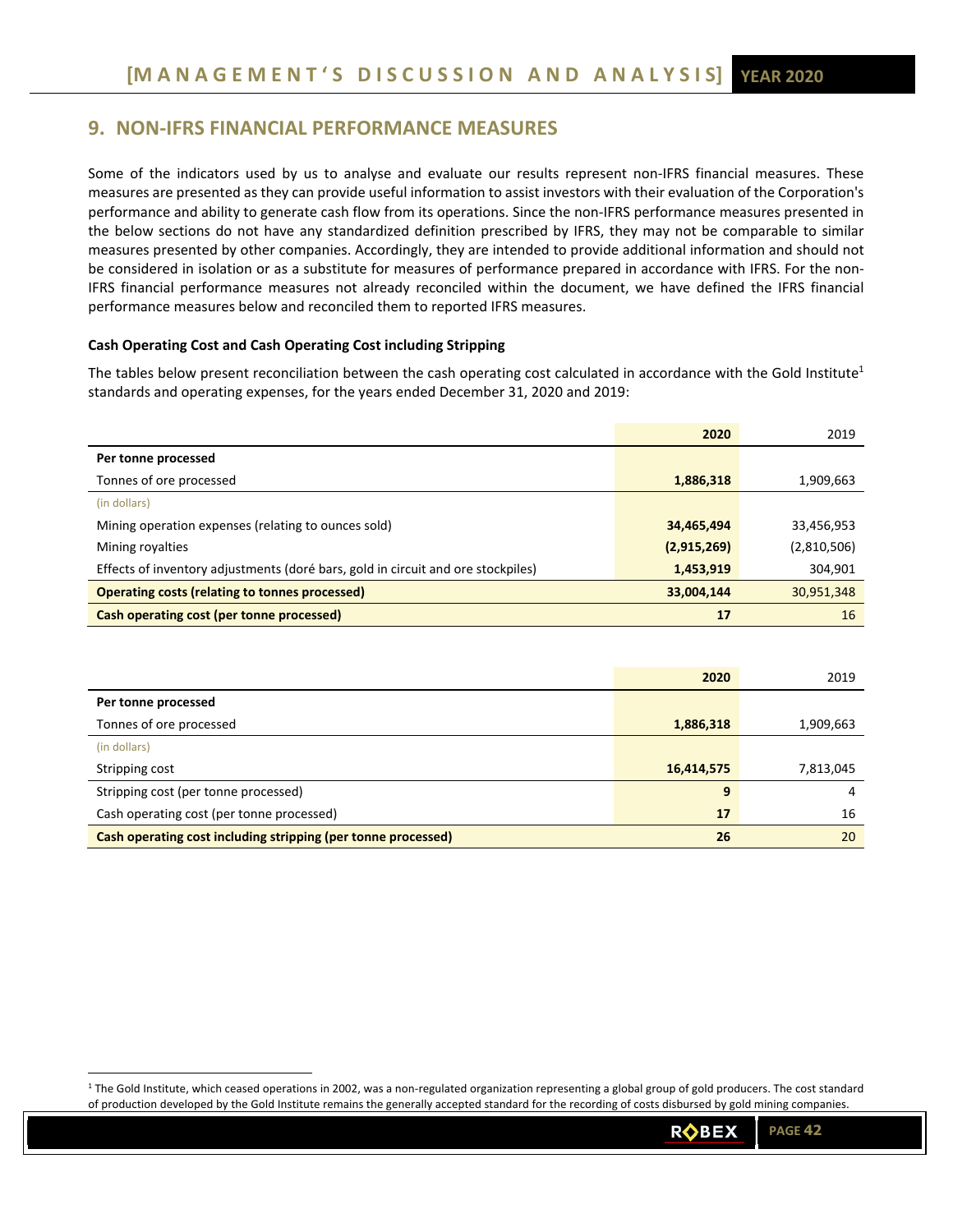## 9. NON-IFRS FINANCIAL PERFORMANCE MEASURES

Some of the indicators used by us to analyse and evaluate our results represent non-IFRS financial measures. These measures are presented as they can provide useful information to assist investors with their evaluation of the Corporation's performance and ability to generate cash flow from its operations. Since the non-IFRS performance measures presented in the below sections do not have any standardized definition prescribed by IFRS, they may not be comparable to similar measures presented by other companies. Accordingly, they are intended to provide additional information and should not be considered in isolation or as a substitute for measures of performance prepared in accordance with IFRS. For the non-IFRS financial performance measures not already reconciled within the document, we have defined the IFRS financial performance measures below and reconciled them to reported IFRS measures.

### Cash Operating Cost and Cash Operating Cost including Stripping

The tables below present reconciliation between the cash operating cost calculated in accordance with the Gold Institute[1] standards and operating expenses, for the years ended December 31, 2020 and 2019:

| | **2020** | 2019 |
|---|---|---|
| **Per tonne processed** | | |
| Tonnes of ore processed | **1,886,318** | 1,909,663 |
| (in dollars) | | |
| Mining operation expenses (relating to ounces sold) | **34,465,494** | 33,456,953 |
| Mining royalties | **(2,915,269)** | (2,810,506) |
| Effects of inventory adjustments (doré bars, gold in circuit and ore stockpiles) | **1,453,919** | 304,901 |
| **Operating costs (relating to tonnes processed)** | **33,004,144** | 30,951,348 |
| **Cash operating cost (per tonne processed)** | **17** | 16 |

| | **2020** | 2019 |
|---|---|---|
| **Per tonne processed** | | |
| Tonnes of ore processed | **1,886,318** | 1,909,663 |
| (in dollars) | | |
| Stripping cost | **16,414,575** | 7,813,045 |
| Stripping cost (per tonne processed) | **9** | 4 |
| Cash operating cost (per tonne processed) | **17** | 16 |
| **Cash operating cost including stripping (per tonne processed)** | **26** | 20 |

[1] The Gold Institute, which ceased operations in 2002, was a non-regulated organization representing a global group of gold producers. The cost standard of production developed by the Gold Institute remains the generally accepted standard for the recording of costs disbursed by gold mining companies.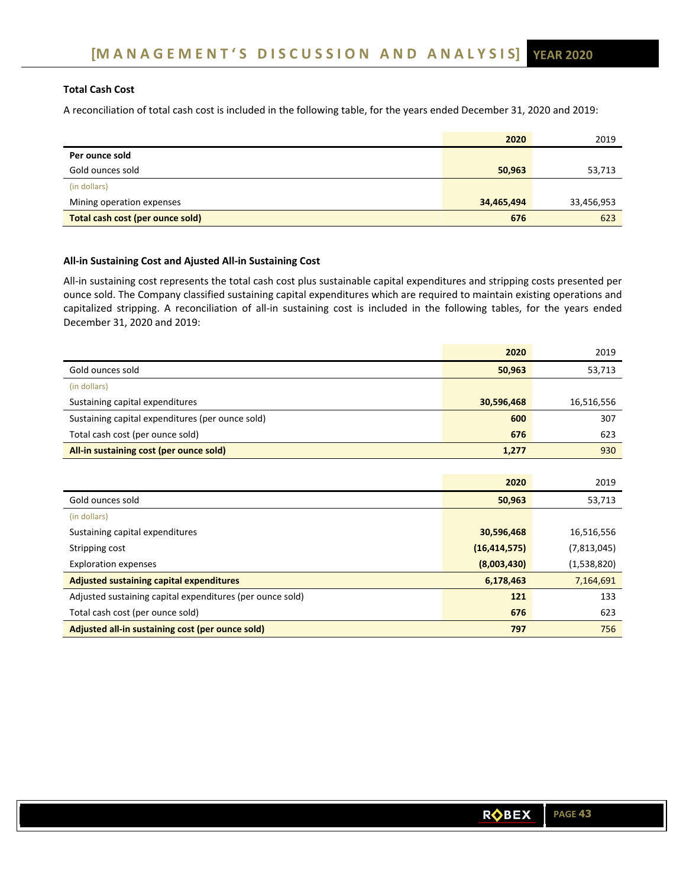### Total Cash Cost

A reconciliation of total cash cost is included in the following table, for the years ended December 31, 2020 and 2019:

| | **2020** | 2019 |
|---|---|---|
| **Per ounce sold** | | |
| Gold ounces sold | **50,963** | 53,713 |
| (in dollars) | | |
| Mining operation expenses | **34,465,494** | 33,456,953 |
| **Total cash cost (per ounce sold)** | **676** | 623 |

### All-in Sustaining Cost and Ajusted All-in Sustaining Cost

All-in sustaining cost represents the total cash cost plus sustainable capital expenditures and stripping costs presented per ounce sold. The Company classified sustaining capital expenditures which are required to maintain existing operations and capitalized stripping. A reconciliation of all-in sustaining cost is included in the following tables, for the years ended December 31, 2020 and 2019:

| | **2020** | 2019 |
|---|---|---|
| Gold ounces sold | **50,963** | 53,713 |
| (in dollars) | | |
| Sustaining capital expenditures | **30,596,468** | 16,516,556 |
| Sustaining capital expenditures (per ounce sold) | **600** | 307 |
| Total cash cost (per ounce sold) | **676** | 623 |
| **All-in sustaining cost (per ounce sold)** | **1,277** | 930 |

| | **2020** | 2019 |
|---|---|---|
| Gold ounces sold | **50,963** | 53,713 |
| (in dollars) | | |
| Sustaining capital expenditures | **30,596,468** | 16,516,556 |
| Stripping cost | **(16,414,575)** | (7,813,045) |
| Exploration expenses | **(8,003,430)** | (1,538,820) |
| **Adjusted sustaining capital expenditures** | **6,178,463** | 7,164,691 |
| Adjusted sustaining capital expenditures (per ounce sold) | **121** | 133 |
| Total cash cost (per ounce sold) | **676** | 623 |
| **Adjusted all-in sustaining cost (per ounce sold)** | **797** | 756 |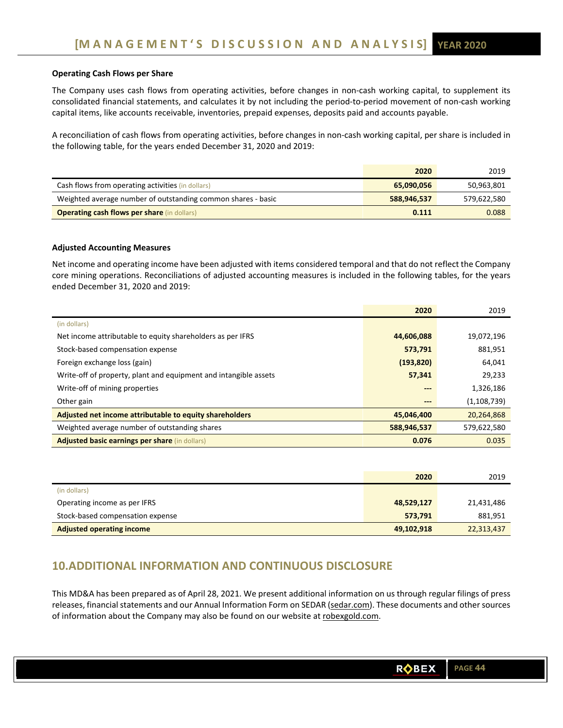### Operating Cash Flows per Share

The Company uses cash flows from operating activities, before changes in non-cash working capital, to supplement its consolidated financial statements, and calculates it by not including the period-to-period movement of non-cash working capital items, like accounts receivable, inventories, prepaid expenses, deposits paid and accounts payable.

A reconciliation of cash flows from operating activities, before changes in non-cash working capital, per share is included in the following table, for the years ended December 31, 2020 and 2019:

| | 2020 | 2019 |
|---|---|---|
| Cash flows from operating activities (in dollars) | **65,090,056** | 50,963,801 |
| Weighted average number of outstanding common shares - basic | **588,946,537** | 579,622,580 |
| **Operating cash flows per share** (in dollars) | **0.111** | 0.088 |

### Adjusted Accounting Measures

Net income and operating income have been adjusted with items considered temporal and that do not reflect the Company core mining operations. Reconciliations of adjusted accounting measures is included in the following tables, for the years ended December 31, 2020 and 2019:

| | 2020 | 2019 |
|---|---|---|
| (in dollars) | | |
| Net income attributable to equity shareholders as per IFRS | **44,606,088** | 19,072,196 |
| Stock-based compensation expense | **573,791** | 881,951 |
| Foreign exchange loss (gain) | **(193,820)** | 64,041 |
| Write-off of property, plant and equipment and intangible assets | **57,341** | 29,233 |
| Write-off of mining properties | **---** | 1,326,186 |
| Other gain | **---** | (1,108,739) |
| **Adjusted net income attributable to equity shareholders** | **45,046,400** | 20,264,868 |
| Weighted average number of outstanding shares | **588,946,537** | 579,622,580 |
| **Adjusted basic earnings per share** (in dollars) | **0.076** | 0.035 |

| | 2020 | 2019 |
|---|---|---|
| (in dollars) | | |
| Operating income as per IFRS | **48,529,127** | 21,431,486 |
| Stock-based compensation expense | **573,791** | 881,951 |
| **Adjusted operating income** | **49,102,918** | 22,313,437 |

## 10. ADDITIONAL INFORMATION AND CONTINUOUS DISCLOSURE

This MD&A has been prepared as of April 28, 2021. We present additional information on us through regular filings of press releases, financial statements and our Annual Information Form on SEDAR (sedar.com). These documents and other sources of information about the Company may also be found on our website at robexgold.com.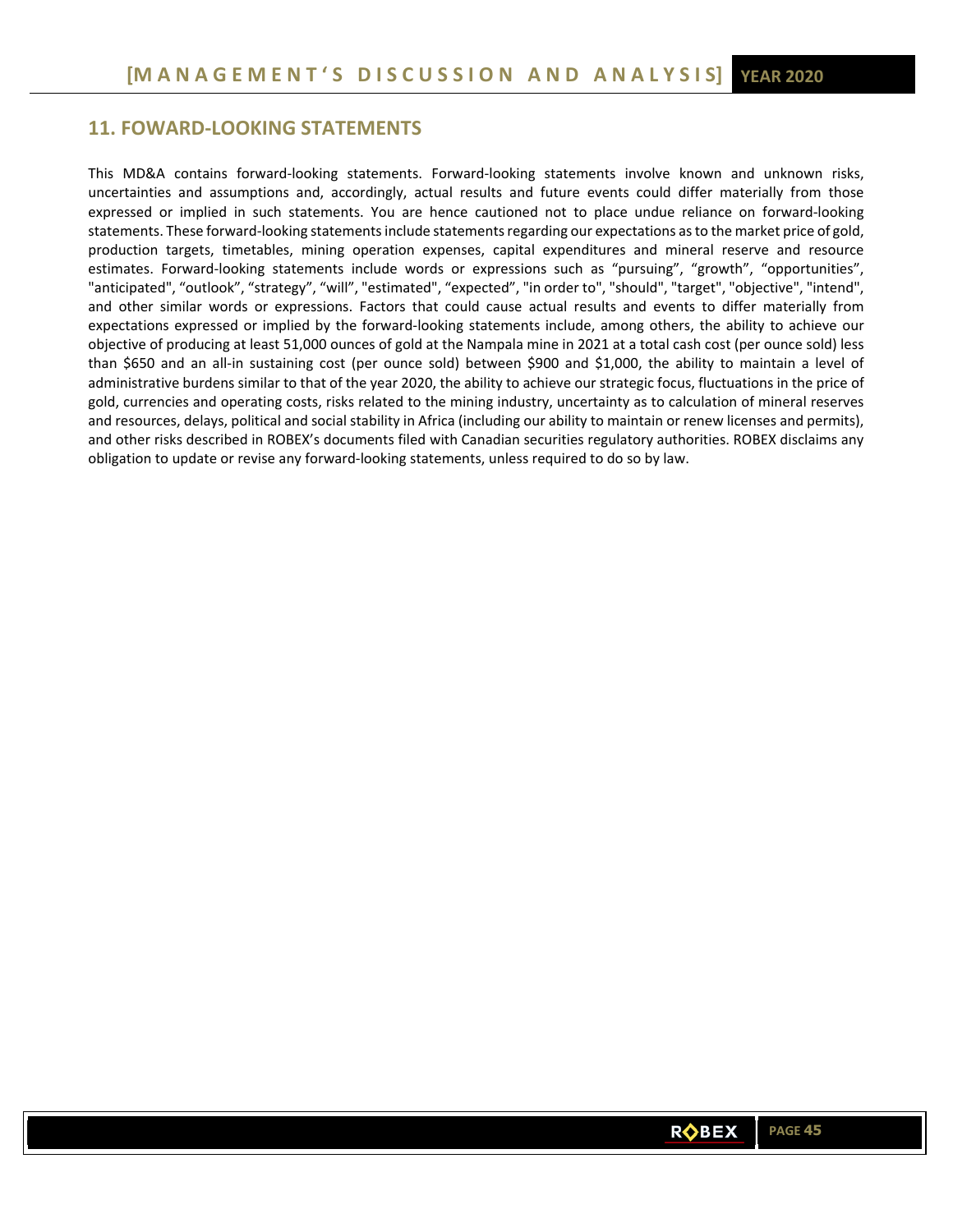## 11. FOWARD-LOOKING STATEMENTS

This MD&A contains forward-looking statements. Forward-looking statements involve known and unknown risks, uncertainties and assumptions and, accordingly, actual results and future events could differ materially from those expressed or implied in such statements. You are hence cautioned not to place undue reliance on forward-looking statements. These forward-looking statements include statements regarding our expectations as to the market price of gold, production targets, timetables, mining operation expenses, capital expenditures and mineral reserve and resource estimates. Forward-looking statements include words or expressions such as “pursuing”, “growth”, “opportunities”, "anticipated", “outlook”, “strategy”, “will”, "estimated", “expected”, "in order to", "should", "target", "objective", "intend", and other similar words or expressions. Factors that could cause actual results and events to differ materially from expectations expressed or implied by the forward-looking statements include, among others, the ability to achieve our objective of producing at least 51,000 ounces of gold at the Nampala mine in 2021 at a total cash cost (per ounce sold) less than $650 and an all-in sustaining cost (per ounce sold) between $900 and $1,000, the ability to maintain a level of administrative burdens similar to that of the year 2020, the ability to achieve our strategic focus, fluctuations in the price of gold, currencies and operating costs, risks related to the mining industry, uncertainty as to calculation of mineral reserves and resources, delays, political and social stability in Africa (including our ability to maintain or renew licenses and permits), and other risks described in ROBEX’s documents filed with Canadian securities regulatory authorities. ROBEX disclaims any obligation to update or revise any forward-looking statements, unless required to do so by law.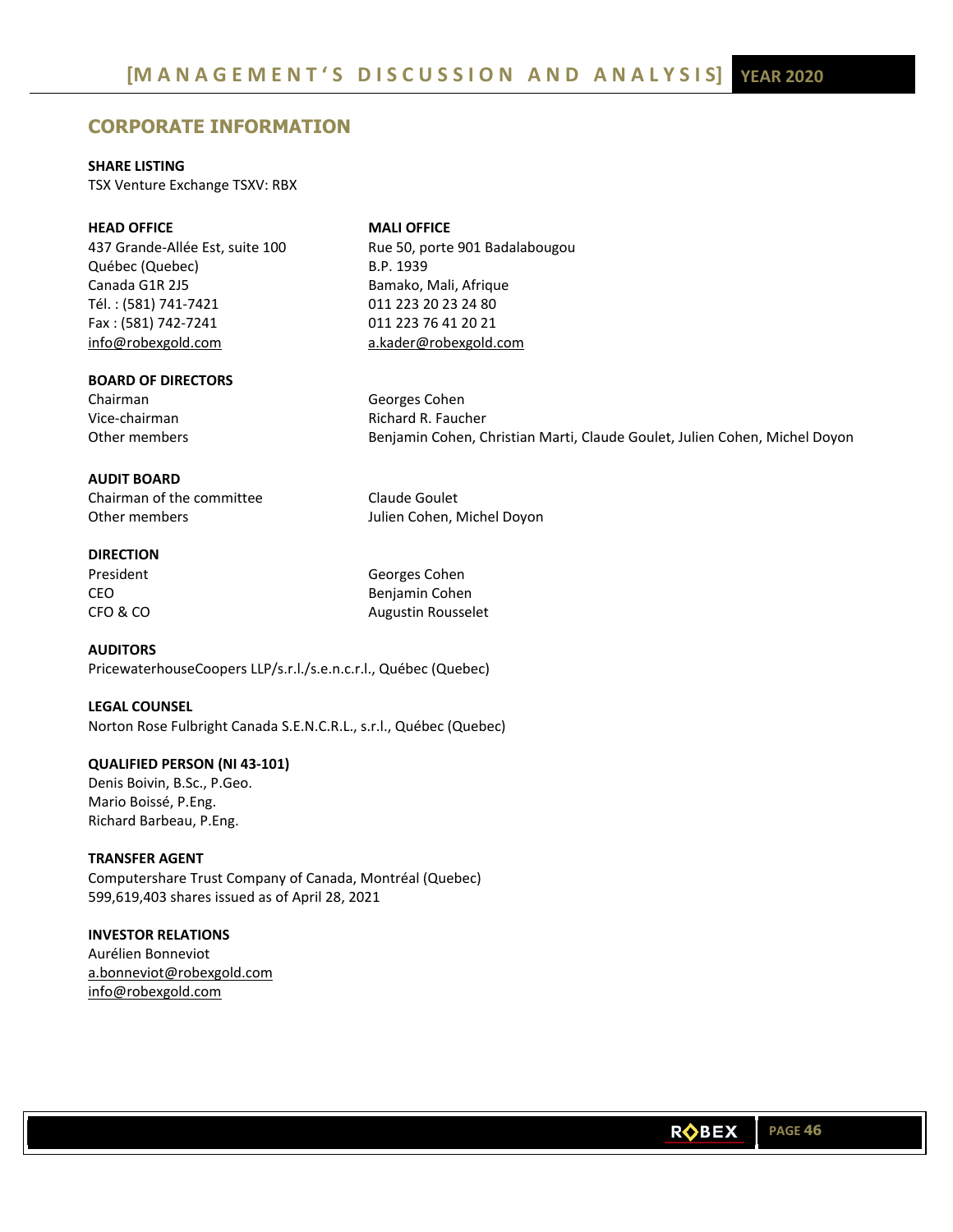## CORPORATE INFORMATION

**SHARE LISTING**
TSX Venture Exchange TSXV: RBX

**HEAD OFFICE**
437 Grande-Allée Est, suite 100
Québec (Quebec)
Canada G1R 2J5
Tél. : (581) 741-7421
Fax : (581) 742-7241
info@robexgold.com

**MALI OFFICE**
Rue 50, porte 901 Badalabougou
B.P. 1939
Bamako, Mali, Afrique
011 223 20 23 24 80
011 223 76 41 20 21
a.kader@robexgold.com

**BOARD OF DIRECTORS**

| | |
|---|---|
| Chairman | Georges Cohen |
| Vice-chairman | Richard R. Faucher |
| Other members | Benjamin Cohen, Christian Marti, Claude Goulet, Julien Cohen, Michel Doyon |

**AUDIT BOARD**

| | |
|---|---|
| Chairman of the committee | Claude Goulet |
| Other members | Julien Cohen, Michel Doyon |

**DIRECTION**

| | |
|---|---|
| President | Georges Cohen |
| CEO | Benjamin Cohen |
| CFO & CO | Augustin Rousselet |

**AUDITORS**
PricewaterhouseCoopers LLP/s.r.l./s.e.n.c.r.l., Québec (Quebec)

**LEGAL COUNSEL**
Norton Rose Fulbright Canada S.E.N.C.R.L., s.r.l., Québec (Quebec)

**QUALIFIED PERSON (NI 43-101)**
Denis Boivin, B.Sc., P.Geo.
Mario Boissé, P.Eng.
Richard Barbeau, P.Eng.

**TRANSFER AGENT**
Computershare Trust Company of Canada, Montréal (Quebec)
599,619,403 shares issued as of April 28, 2021

**INVESTOR RELATIONS**
Aurélien Bonneviot
a.bonneviot@robexgold.com
info@robexgold.com